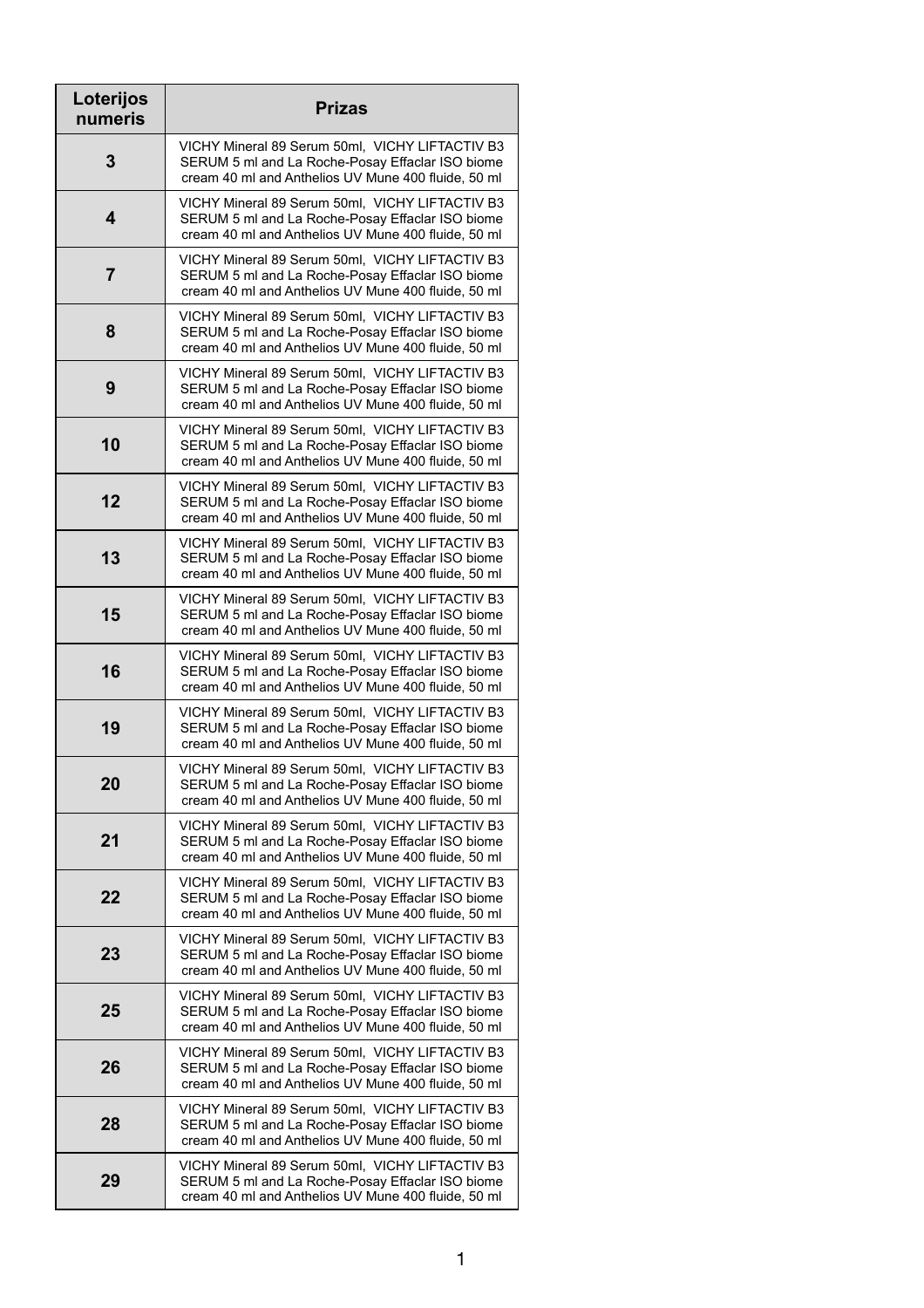| Loterijos numeris | Prizas |
|---|---|
| 3 | VICHY Mineral 89 Serum 50ml,  VICHY LIFTACTIV B3 SERUM 5 ml and La Roche-Posay Effaclar ISO biome cream 40 ml and Anthelios UV Mune 400 fluide, 50 ml |
| 4 | VICHY Mineral 89 Serum 50ml,  VICHY LIFTACTIV B3 SERUM 5 ml and La Roche-Posay Effaclar ISO biome cream 40 ml and Anthelios UV Mune 400 fluide, 50 ml |
| 7 | VICHY Mineral 89 Serum 50ml,  VICHY LIFTACTIV B3 SERUM 5 ml and La Roche-Posay Effaclar ISO biome cream 40 ml and Anthelios UV Mune 400 fluide, 50 ml |
| 8 | VICHY Mineral 89 Serum 50ml,  VICHY LIFTACTIV B3 SERUM 5 ml and La Roche-Posay Effaclar ISO biome cream 40 ml and Anthelios UV Mune 400 fluide, 50 ml |
| 9 | VICHY Mineral 89 Serum 50ml,  VICHY LIFTACTIV B3 SERUM 5 ml and La Roche-Posay Effaclar ISO biome cream 40 ml and Anthelios UV Mune 400 fluide, 50 ml |
| 10 | VICHY Mineral 89 Serum 50ml,  VICHY LIFTACTIV B3 SERUM 5 ml and La Roche-Posay Effaclar ISO biome cream 40 ml and Anthelios UV Mune 400 fluide, 50 ml |
| 12 | VICHY Mineral 89 Serum 50ml,  VICHY LIFTACTIV B3 SERUM 5 ml and La Roche-Posay Effaclar ISO biome cream 40 ml and Anthelios UV Mune 400 fluide, 50 ml |
| 13 | VICHY Mineral 89 Serum 50ml,  VICHY LIFTACTIV B3 SERUM 5 ml and La Roche-Posay Effaclar ISO biome cream 40 ml and Anthelios UV Mune 400 fluide, 50 ml |
| 15 | VICHY Mineral 89 Serum 50ml,  VICHY LIFTACTIV B3 SERUM 5 ml and La Roche-Posay Effaclar ISO biome cream 40 ml and Anthelios UV Mune 400 fluide, 50 ml |
| 16 | VICHY Mineral 89 Serum 50ml,  VICHY LIFTACTIV B3 SERUM 5 ml and La Roche-Posay Effaclar ISO biome cream 40 ml and Anthelios UV Mune 400 fluide, 50 ml |
| 19 | VICHY Mineral 89 Serum 50ml,  VICHY LIFTACTIV B3 SERUM 5 ml and La Roche-Posay Effaclar ISO biome cream 40 ml and Anthelios UV Mune 400 fluide, 50 ml |
| 20 | VICHY Mineral 89 Serum 50ml,  VICHY LIFTACTIV B3 SERUM 5 ml and La Roche-Posay Effaclar ISO biome cream 40 ml and Anthelios UV Mune 400 fluide, 50 ml |
| 21 | VICHY Mineral 89 Serum 50ml,  VICHY LIFTACTIV B3 SERUM 5 ml and La Roche-Posay Effaclar ISO biome cream 40 ml and Anthelios UV Mune 400 fluide, 50 ml |
| 22 | VICHY Mineral 89 Serum 50ml,  VICHY LIFTACTIV B3 SERUM 5 ml and La Roche-Posay Effaclar ISO biome cream 40 ml and Anthelios UV Mune 400 fluide, 50 ml |
| 23 | VICHY Mineral 89 Serum 50ml,  VICHY LIFTACTIV B3 SERUM 5 ml and La Roche-Posay Effaclar ISO biome cream 40 ml and Anthelios UV Mune 400 fluide, 50 ml |
| 25 | VICHY Mineral 89 Serum 50ml,  VICHY LIFTACTIV B3 SERUM 5 ml and La Roche-Posay Effaclar ISO biome cream 40 ml and Anthelios UV Mune 400 fluide, 50 ml |
| 26 | VICHY Mineral 89 Serum 50ml,  VICHY LIFTACTIV B3 SERUM 5 ml and La Roche-Posay Effaclar ISO biome cream 40 ml and Anthelios UV Mune 400 fluide, 50 ml |
| 28 | VICHY Mineral 89 Serum 50ml,  VICHY LIFTACTIV B3 SERUM 5 ml and La Roche-Posay Effaclar ISO biome cream 40 ml and Anthelios UV Mune 400 fluide, 50 ml |
| 29 | VICHY Mineral 89 Serum 50ml,  VICHY LIFTACTIV B3 SERUM 5 ml and La Roche-Posay Effaclar ISO biome cream 40 ml and Anthelios UV Mune 400 fluide, 50 ml |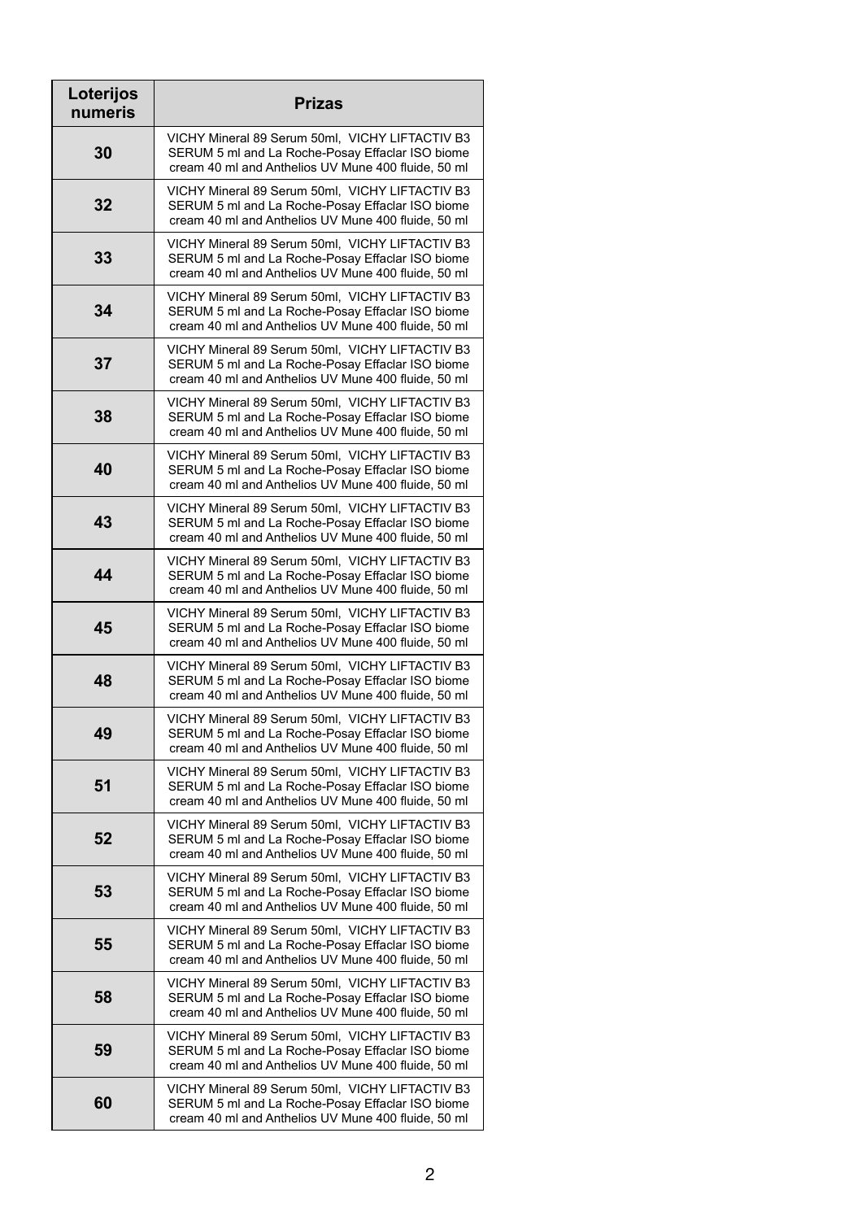| Loterijos numeris | Prizas |
|---|---|
| 30 | VICHY Mineral 89 Serum 50ml, VICHY LIFTACTIV B3 SERUM 5 ml and La Roche-Posay Effaclar ISO biome cream 40 ml and Anthelios UV Mune 400 fluide, 50 ml |
| 32 | VICHY Mineral 89 Serum 50ml, VICHY LIFTACTIV B3 SERUM 5 ml and La Roche-Posay Effaclar ISO biome cream 40 ml and Anthelios UV Mune 400 fluide, 50 ml |
| 33 | VICHY Mineral 89 Serum 50ml, VICHY LIFTACTIV B3 SERUM 5 ml and La Roche-Posay Effaclar ISO biome cream 40 ml and Anthelios UV Mune 400 fluide, 50 ml |
| 34 | VICHY Mineral 89 Serum 50ml, VICHY LIFTACTIV B3 SERUM 5 ml and La Roche-Posay Effaclar ISO biome cream 40 ml and Anthelios UV Mune 400 fluide, 50 ml |
| 37 | VICHY Mineral 89 Serum 50ml, VICHY LIFTACTIV B3 SERUM 5 ml and La Roche-Posay Effaclar ISO biome cream 40 ml and Anthelios UV Mune 400 fluide, 50 ml |
| 38 | VICHY Mineral 89 Serum 50ml, VICHY LIFTACTIV B3 SERUM 5 ml and La Roche-Posay Effaclar ISO biome cream 40 ml and Anthelios UV Mune 400 fluide, 50 ml |
| 40 | VICHY Mineral 89 Serum 50ml, VICHY LIFTACTIV B3 SERUM 5 ml and La Roche-Posay Effaclar ISO biome cream 40 ml and Anthelios UV Mune 400 fluide, 50 ml |
| 43 | VICHY Mineral 89 Serum 50ml, VICHY LIFTACTIV B3 SERUM 5 ml and La Roche-Posay Effaclar ISO biome cream 40 ml and Anthelios UV Mune 400 fluide, 50 ml |
| 44 | VICHY Mineral 89 Serum 50ml, VICHY LIFTACTIV B3 SERUM 5 ml and La Roche-Posay Effaclar ISO biome cream 40 ml and Anthelios UV Mune 400 fluide, 50 ml |
| 45 | VICHY Mineral 89 Serum 50ml, VICHY LIFTACTIV B3 SERUM 5 ml and La Roche-Posay Effaclar ISO biome cream 40 ml and Anthelios UV Mune 400 fluide, 50 ml |
| 48 | VICHY Mineral 89 Serum 50ml, VICHY LIFTACTIV B3 SERUM 5 ml and La Roche-Posay Effaclar ISO biome cream 40 ml and Anthelios UV Mune 400 fluide, 50 ml |
| 49 | VICHY Mineral 89 Serum 50ml, VICHY LIFTACTIV B3 SERUM 5 ml and La Roche-Posay Effaclar ISO biome cream 40 ml and Anthelios UV Mune 400 fluide, 50 ml |
| 51 | VICHY Mineral 89 Serum 50ml, VICHY LIFTACTIV B3 SERUM 5 ml and La Roche-Posay Effaclar ISO biome cream 40 ml and Anthelios UV Mune 400 fluide, 50 ml |
| 52 | VICHY Mineral 89 Serum 50ml, VICHY LIFTACTIV B3 SERUM 5 ml and La Roche-Posay Effaclar ISO biome cream 40 ml and Anthelios UV Mune 400 fluide, 50 ml |
| 53 | VICHY Mineral 89 Serum 50ml, VICHY LIFTACTIV B3 SERUM 5 ml and La Roche-Posay Effaclar ISO biome cream 40 ml and Anthelios UV Mune 400 fluide, 50 ml |
| 55 | VICHY Mineral 89 Serum 50ml, VICHY LIFTACTIV B3 SERUM 5 ml and La Roche-Posay Effaclar ISO biome cream 40 ml and Anthelios UV Mune 400 fluide, 50 ml |
| 58 | VICHY Mineral 89 Serum 50ml, VICHY LIFTACTIV B3 SERUM 5 ml and La Roche-Posay Effaclar ISO biome cream 40 ml and Anthelios UV Mune 400 fluide, 50 ml |
| 59 | VICHY Mineral 89 Serum 50ml, VICHY LIFTACTIV B3 SERUM 5 ml and La Roche-Posay Effaclar ISO biome cream 40 ml and Anthelios UV Mune 400 fluide, 50 ml |
| 60 | VICHY Mineral 89 Serum 50ml, VICHY LIFTACTIV B3 SERUM 5 ml and La Roche-Posay Effaclar ISO biome cream 40 ml and Anthelios UV Mune 400 fluide, 50 ml |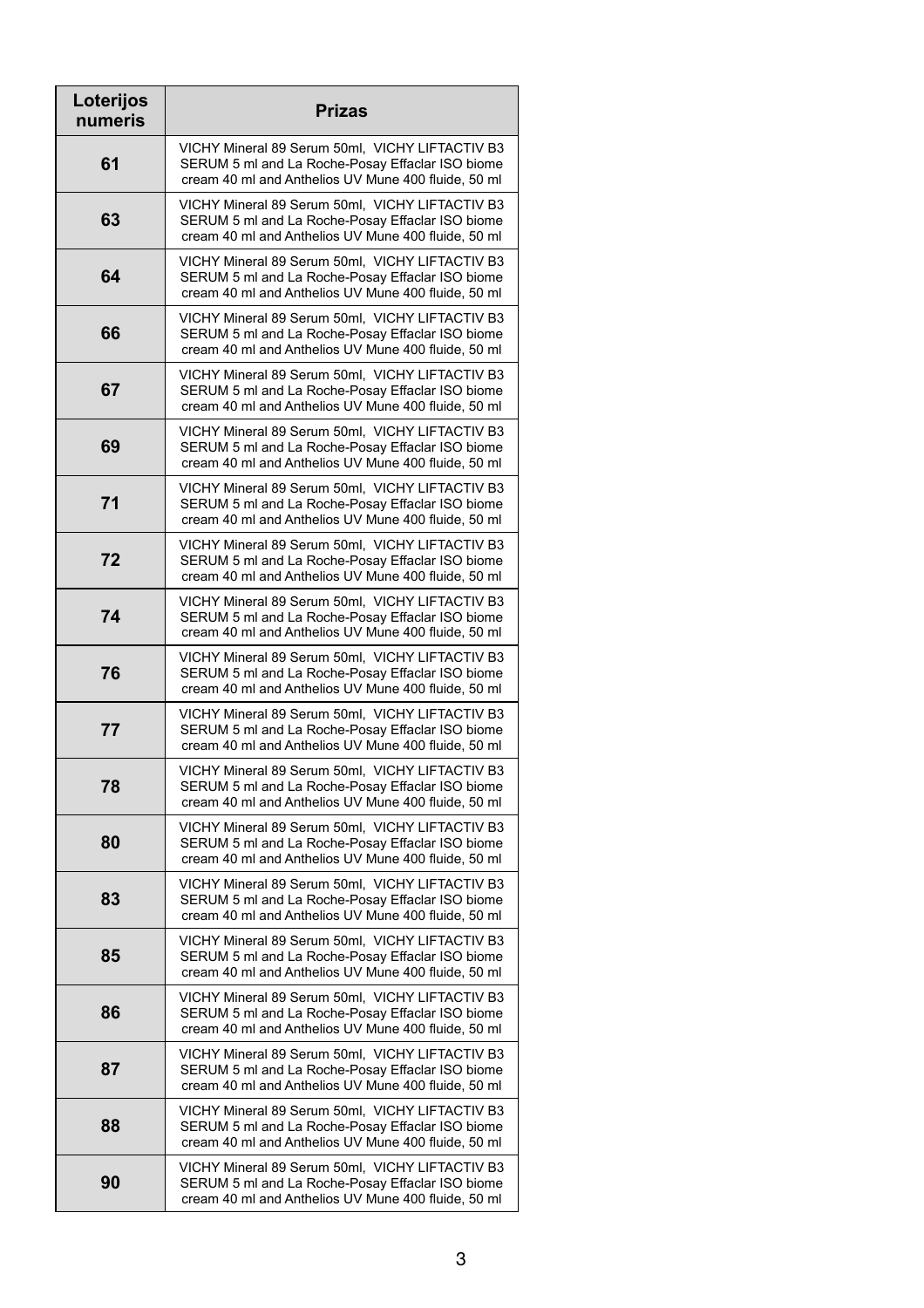| Loterijos numeris | Prizas |
|---|---|
| 61 | VICHY Mineral 89 Serum 50ml, VICHY LIFTACTIV B3 SERUM 5 ml and La Roche-Posay Effaclar ISO biome cream 40 ml and Anthelios UV Mune 400 fluide, 50 ml |
| 63 | VICHY Mineral 89 Serum 50ml, VICHY LIFTACTIV B3 SERUM 5 ml and La Roche-Posay Effaclar ISO biome cream 40 ml and Anthelios UV Mune 400 fluide, 50 ml |
| 64 | VICHY Mineral 89 Serum 50ml, VICHY LIFTACTIV B3 SERUM 5 ml and La Roche-Posay Effaclar ISO biome cream 40 ml and Anthelios UV Mune 400 fluide, 50 ml |
| 66 | VICHY Mineral 89 Serum 50ml, VICHY LIFTACTIV B3 SERUM 5 ml and La Roche-Posay Effaclar ISO biome cream 40 ml and Anthelios UV Mune 400 fluide, 50 ml |
| 67 | VICHY Mineral 89 Serum 50ml, VICHY LIFTACTIV B3 SERUM 5 ml and La Roche-Posay Effaclar ISO biome cream 40 ml and Anthelios UV Mune 400 fluide, 50 ml |
| 69 | VICHY Mineral 89 Serum 50ml, VICHY LIFTACTIV B3 SERUM 5 ml and La Roche-Posay Effaclar ISO biome cream 40 ml and Anthelios UV Mune 400 fluide, 50 ml |
| 71 | VICHY Mineral 89 Serum 50ml, VICHY LIFTACTIV B3 SERUM 5 ml and La Roche-Posay Effaclar ISO biome cream 40 ml and Anthelios UV Mune 400 fluide, 50 ml |
| 72 | VICHY Mineral 89 Serum 50ml, VICHY LIFTACTIV B3 SERUM 5 ml and La Roche-Posay Effaclar ISO biome cream 40 ml and Anthelios UV Mune 400 fluide, 50 ml |
| 74 | VICHY Mineral 89 Serum 50ml, VICHY LIFTACTIV B3 SERUM 5 ml and La Roche-Posay Effaclar ISO biome cream 40 ml and Anthelios UV Mune 400 fluide, 50 ml |
| 76 | VICHY Mineral 89 Serum 50ml, VICHY LIFTACTIV B3 SERUM 5 ml and La Roche-Posay Effaclar ISO biome cream 40 ml and Anthelios UV Mune 400 fluide, 50 ml |
| 77 | VICHY Mineral 89 Serum 50ml, VICHY LIFTACTIV B3 SERUM 5 ml and La Roche-Posay Effaclar ISO biome cream 40 ml and Anthelios UV Mune 400 fluide, 50 ml |
| 78 | VICHY Mineral 89 Serum 50ml, VICHY LIFTACTIV B3 SERUM 5 ml and La Roche-Posay Effaclar ISO biome cream 40 ml and Anthelios UV Mune 400 fluide, 50 ml |
| 80 | VICHY Mineral 89 Serum 50ml, VICHY LIFTACTIV B3 SERUM 5 ml and La Roche-Posay Effaclar ISO biome cream 40 ml and Anthelios UV Mune 400 fluide, 50 ml |
| 83 | VICHY Mineral 89 Serum 50ml, VICHY LIFTACTIV B3 SERUM 5 ml and La Roche-Posay Effaclar ISO biome cream 40 ml and Anthelios UV Mune 400 fluide, 50 ml |
| 85 | VICHY Mineral 89 Serum 50ml, VICHY LIFTACTIV B3 SERUM 5 ml and La Roche-Posay Effaclar ISO biome cream 40 ml and Anthelios UV Mune 400 fluide, 50 ml |
| 86 | VICHY Mineral 89 Serum 50ml, VICHY LIFTACTIV B3 SERUM 5 ml and La Roche-Posay Effaclar ISO biome cream 40 ml and Anthelios UV Mune 400 fluide, 50 ml |
| 87 | VICHY Mineral 89 Serum 50ml, VICHY LIFTACTIV B3 SERUM 5 ml and La Roche-Posay Effaclar ISO biome cream 40 ml and Anthelios UV Mune 400 fluide, 50 ml |
| 88 | VICHY Mineral 89 Serum 50ml, VICHY LIFTACTIV B3 SERUM 5 ml and La Roche-Posay Effaclar ISO biome cream 40 ml and Anthelios UV Mune 400 fluide, 50 ml |
| 90 | VICHY Mineral 89 Serum 50ml, VICHY LIFTACTIV B3 SERUM 5 ml and La Roche-Posay Effaclar ISO biome cream 40 ml and Anthelios UV Mune 400 fluide, 50 ml |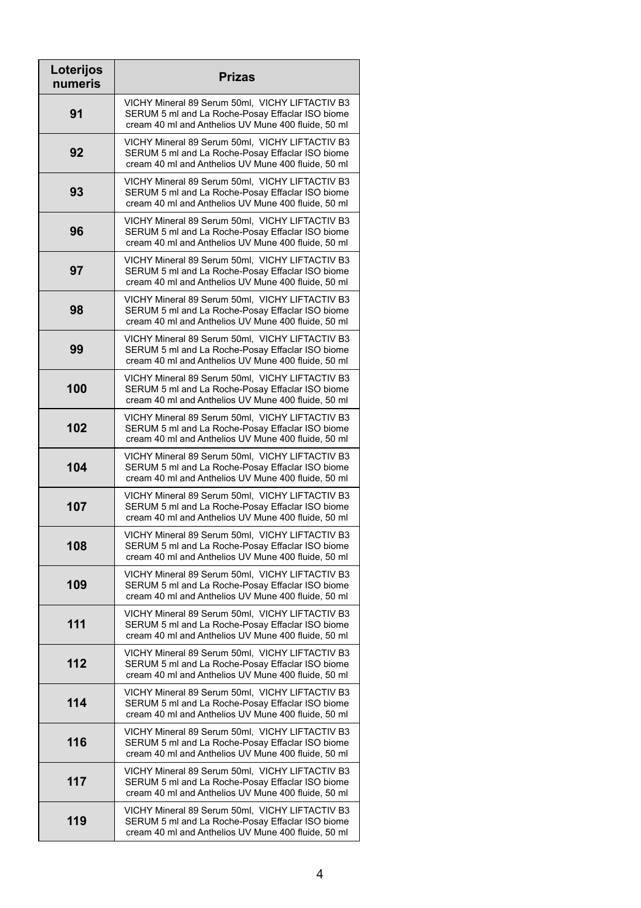| Loterijos numeris | Prizas |
|---|---|
| 91 | VICHY Mineral 89 Serum 50ml, VICHY LIFTACTIV B3 SERUM 5 ml and La Roche-Posay Effaclar ISO biome cream 40 ml and Anthelios UV Mune 400 fluide, 50 ml |
| 92 | VICHY Mineral 89 Serum 50ml, VICHY LIFTACTIV B3 SERUM 5 ml and La Roche-Posay Effaclar ISO biome cream 40 ml and Anthelios UV Mune 400 fluide, 50 ml |
| 93 | VICHY Mineral 89 Serum 50ml, VICHY LIFTACTIV B3 SERUM 5 ml and La Roche-Posay Effaclar ISO biome cream 40 ml and Anthelios UV Mune 400 fluide, 50 ml |
| 96 | VICHY Mineral 89 Serum 50ml, VICHY LIFTACTIV B3 SERUM 5 ml and La Roche-Posay Effaclar ISO biome cream 40 ml and Anthelios UV Mune 400 fluide, 50 ml |
| 97 | VICHY Mineral 89 Serum 50ml, VICHY LIFTACTIV B3 SERUM 5 ml and La Roche-Posay Effaclar ISO biome cream 40 ml and Anthelios UV Mune 400 fluide, 50 ml |
| 98 | VICHY Mineral 89 Serum 50ml, VICHY LIFTACTIV B3 SERUM 5 ml and La Roche-Posay Effaclar ISO biome cream 40 ml and Anthelios UV Mune 400 fluide, 50 ml |
| 99 | VICHY Mineral 89 Serum 50ml, VICHY LIFTACTIV B3 SERUM 5 ml and La Roche-Posay Effaclar ISO biome cream 40 ml and Anthelios UV Mune 400 fluide, 50 ml |
| 100 | VICHY Mineral 89 Serum 50ml, VICHY LIFTACTIV B3 SERUM 5 ml and La Roche-Posay Effaclar ISO biome cream 40 ml and Anthelios UV Mune 400 fluide, 50 ml |
| 102 | VICHY Mineral 89 Serum 50ml, VICHY LIFTACTIV B3 SERUM 5 ml and La Roche-Posay Effaclar ISO biome cream 40 ml and Anthelios UV Mune 400 fluide, 50 ml |
| 104 | VICHY Mineral 89 Serum 50ml, VICHY LIFTACTIV B3 SERUM 5 ml and La Roche-Posay Effaclar ISO biome cream 40 ml and Anthelios UV Mune 400 fluide, 50 ml |
| 107 | VICHY Mineral 89 Serum 50ml, VICHY LIFTACTIV B3 SERUM 5 ml and La Roche-Posay Effaclar ISO biome cream 40 ml and Anthelios UV Mune 400 fluide, 50 ml |
| 108 | VICHY Mineral 89 Serum 50ml, VICHY LIFTACTIV B3 SERUM 5 ml and La Roche-Posay Effaclar ISO biome cream 40 ml and Anthelios UV Mune 400 fluide, 50 ml |
| 109 | VICHY Mineral 89 Serum 50ml, VICHY LIFTACTIV B3 SERUM 5 ml and La Roche-Posay Effaclar ISO biome cream 40 ml and Anthelios UV Mune 400 fluide, 50 ml |
| 111 | VICHY Mineral 89 Serum 50ml, VICHY LIFTACTIV B3 SERUM 5 ml and La Roche-Posay Effaclar ISO biome cream 40 ml and Anthelios UV Mune 400 fluide, 50 ml |
| 112 | VICHY Mineral 89 Serum 50ml, VICHY LIFTACTIV B3 SERUM 5 ml and La Roche-Posay Effaclar ISO biome cream 40 ml and Anthelios UV Mune 400 fluide, 50 ml |
| 114 | VICHY Mineral 89 Serum 50ml, VICHY LIFTACTIV B3 SERUM 5 ml and La Roche-Posay Effaclar ISO biome cream 40 ml and Anthelios UV Mune 400 fluide, 50 ml |
| 116 | VICHY Mineral 89 Serum 50ml, VICHY LIFTACTIV B3 SERUM 5 ml and La Roche-Posay Effaclar ISO biome cream 40 ml and Anthelios UV Mune 400 fluide, 50 ml |
| 117 | VICHY Mineral 89 Serum 50ml, VICHY LIFTACTIV B3 SERUM 5 ml and La Roche-Posay Effaclar ISO biome cream 40 ml and Anthelios UV Mune 400 fluide, 50 ml |
| 119 | VICHY Mineral 89 Serum 50ml, VICHY LIFTACTIV B3 SERUM 5 ml and La Roche-Posay Effaclar ISO biome cream 40 ml and Anthelios UV Mune 400 fluide, 50 ml |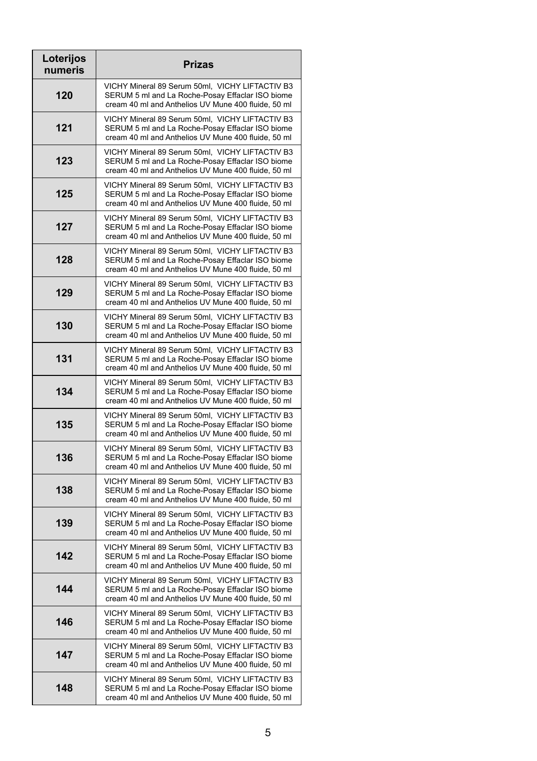| Loterijos numeris | Prizas |
|---|---|
| 120 | VICHY Mineral 89 Serum 50ml,  VICHY LIFTACTIV B3 SERUM 5 ml and La Roche-Posay Effaclar ISO biome cream 40 ml and Anthelios UV Mune 400 fluide, 50 ml |
| 121 | VICHY Mineral 89 Serum 50ml,  VICHY LIFTACTIV B3 SERUM 5 ml and La Roche-Posay Effaclar ISO biome cream 40 ml and Anthelios UV Mune 400 fluide, 50 ml |
| 123 | VICHY Mineral 89 Serum 50ml,  VICHY LIFTACTIV B3 SERUM 5 ml and La Roche-Posay Effaclar ISO biome cream 40 ml and Anthelios UV Mune 400 fluide, 50 ml |
| 125 | VICHY Mineral 89 Serum 50ml,  VICHY LIFTACTIV B3 SERUM 5 ml and La Roche-Posay Effaclar ISO biome cream 40 ml and Anthelios UV Mune 400 fluide, 50 ml |
| 127 | VICHY Mineral 89 Serum 50ml,  VICHY LIFTACTIV B3 SERUM 5 ml and La Roche-Posay Effaclar ISO biome cream 40 ml and Anthelios UV Mune 400 fluide, 50 ml |
| 128 | VICHY Mineral 89 Serum 50ml,  VICHY LIFTACTIV B3 SERUM 5 ml and La Roche-Posay Effaclar ISO biome cream 40 ml and Anthelios UV Mune 400 fluide, 50 ml |
| 129 | VICHY Mineral 89 Serum 50ml,  VICHY LIFTACTIV B3 SERUM 5 ml and La Roche-Posay Effaclar ISO biome cream 40 ml and Anthelios UV Mune 400 fluide, 50 ml |
| 130 | VICHY Mineral 89 Serum 50ml,  VICHY LIFTACTIV B3 SERUM 5 ml and La Roche-Posay Effaclar ISO biome cream 40 ml and Anthelios UV Mune 400 fluide, 50 ml |
| 131 | VICHY Mineral 89 Serum 50ml,  VICHY LIFTACTIV B3 SERUM 5 ml and La Roche-Posay Effaclar ISO biome cream 40 ml and Anthelios UV Mune 400 fluide, 50 ml |
| 134 | VICHY Mineral 89 Serum 50ml,  VICHY LIFTACTIV B3 SERUM 5 ml and La Roche-Posay Effaclar ISO biome cream 40 ml and Anthelios UV Mune 400 fluide, 50 ml |
| 135 | VICHY Mineral 89 Serum 50ml,  VICHY LIFTACTIV B3 SERUM 5 ml and La Roche-Posay Effaclar ISO biome cream 40 ml and Anthelios UV Mune 400 fluide, 50 ml |
| 136 | VICHY Mineral 89 Serum 50ml,  VICHY LIFTACTIV B3 SERUM 5 ml and La Roche-Posay Effaclar ISO biome cream 40 ml and Anthelios UV Mune 400 fluide, 50 ml |
| 138 | VICHY Mineral 89 Serum 50ml,  VICHY LIFTACTIV B3 SERUM 5 ml and La Roche-Posay Effaclar ISO biome cream 40 ml and Anthelios UV Mune 400 fluide, 50 ml |
| 139 | VICHY Mineral 89 Serum 50ml,  VICHY LIFTACTIV B3 SERUM 5 ml and La Roche-Posay Effaclar ISO biome cream 40 ml and Anthelios UV Mune 400 fluide, 50 ml |
| 142 | VICHY Mineral 89 Serum 50ml,  VICHY LIFTACTIV B3 SERUM 5 ml and La Roche-Posay Effaclar ISO biome cream 40 ml and Anthelios UV Mune 400 fluide, 50 ml |
| 144 | VICHY Mineral 89 Serum 50ml,  VICHY LIFTACTIV B3 SERUM 5 ml and La Roche-Posay Effaclar ISO biome cream 40 ml and Anthelios UV Mune 400 fluide, 50 ml |
| 146 | VICHY Mineral 89 Serum 50ml,  VICHY LIFTACTIV B3 SERUM 5 ml and La Roche-Posay Effaclar ISO biome cream 40 ml and Anthelios UV Mune 400 fluide, 50 ml |
| 147 | VICHY Mineral 89 Serum 50ml,  VICHY LIFTACTIV B3 SERUM 5 ml and La Roche-Posay Effaclar ISO biome cream 40 ml and Anthelios UV Mune 400 fluide, 50 ml |
| 148 | VICHY Mineral 89 Serum 50ml,  VICHY LIFTACTIV B3 SERUM 5 ml and La Roche-Posay Effaclar ISO biome cream 40 ml and Anthelios UV Mune 400 fluide, 50 ml |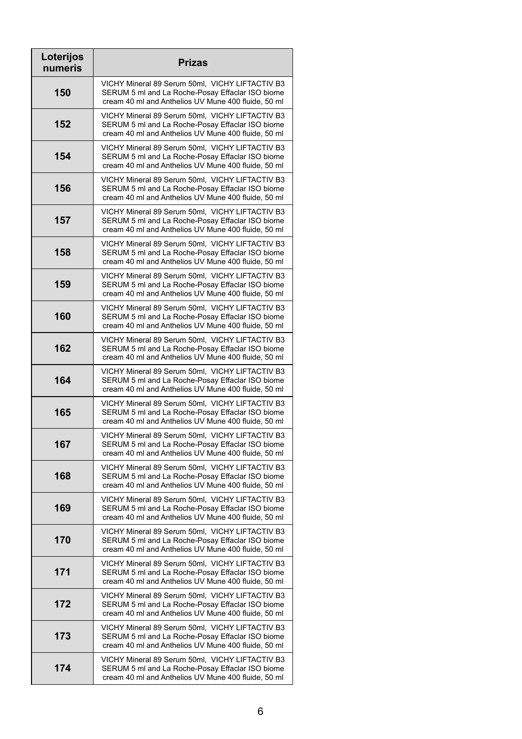| Loterijos numeris | Prizas |
|---|---|
| 150 | VICHY Mineral 89 Serum 50ml, VICHY LIFTACTIV B3 SERUM 5 ml and La Roche-Posay Effaclar ISO biome cream 40 ml and Anthelios UV Mune 400 fluide, 50 ml |
| 152 | VICHY Mineral 89 Serum 50ml, VICHY LIFTACTIV B3 SERUM 5 ml and La Roche-Posay Effaclar ISO biome cream 40 ml and Anthelios UV Mune 400 fluide, 50 ml |
| 154 | VICHY Mineral 89 Serum 50ml, VICHY LIFTACTIV B3 SERUM 5 ml and La Roche-Posay Effaclar ISO biome cream 40 ml and Anthelios UV Mune 400 fluide, 50 ml |
| 156 | VICHY Mineral 89 Serum 50ml, VICHY LIFTACTIV B3 SERUM 5 ml and La Roche-Posay Effaclar ISO biome cream 40 ml and Anthelios UV Mune 400 fluide, 50 ml |
| 157 | VICHY Mineral 89 Serum 50ml, VICHY LIFTACTIV B3 SERUM 5 ml and La Roche-Posay Effaclar ISO biome cream 40 ml and Anthelios UV Mune 400 fluide, 50 ml |
| 158 | VICHY Mineral 89 Serum 50ml, VICHY LIFTACTIV B3 SERUM 5 ml and La Roche-Posay Effaclar ISO biome cream 40 ml and Anthelios UV Mune 400 fluide, 50 ml |
| 159 | VICHY Mineral 89 Serum 50ml, VICHY LIFTACTIV B3 SERUM 5 ml and La Roche-Posay Effaclar ISO biome cream 40 ml and Anthelios UV Mune 400 fluide, 50 ml |
| 160 | VICHY Mineral 89 Serum 50ml, VICHY LIFTACTIV B3 SERUM 5 ml and La Roche-Posay Effaclar ISO biome cream 40 ml and Anthelios UV Mune 400 fluide, 50 ml |
| 162 | VICHY Mineral 89 Serum 50ml, VICHY LIFTACTIV B3 SERUM 5 ml and La Roche-Posay Effaclar ISO biome cream 40 ml and Anthelios UV Mune 400 fluide, 50 ml |
| 164 | VICHY Mineral 89 Serum 50ml, VICHY LIFTACTIV B3 SERUM 5 ml and La Roche-Posay Effaclar ISO biome cream 40 ml and Anthelios UV Mune 400 fluide, 50 ml |
| 165 | VICHY Mineral 89 Serum 50ml, VICHY LIFTACTIV B3 SERUM 5 ml and La Roche-Posay Effaclar ISO biome cream 40 ml and Anthelios UV Mune 400 fluide, 50 ml |
| 167 | VICHY Mineral 89 Serum 50ml, VICHY LIFTACTIV B3 SERUM 5 ml and La Roche-Posay Effaclar ISO biome cream 40 ml and Anthelios UV Mune 400 fluide, 50 ml |
| 168 | VICHY Mineral 89 Serum 50ml, VICHY LIFTACTIV B3 SERUM 5 ml and La Roche-Posay Effaclar ISO biome cream 40 ml and Anthelios UV Mune 400 fluide, 50 ml |
| 169 | VICHY Mineral 89 Serum 50ml, VICHY LIFTACTIV B3 SERUM 5 ml and La Roche-Posay Effaclar ISO biome cream 40 ml and Anthelios UV Mune 400 fluide, 50 ml |
| 170 | VICHY Mineral 89 Serum 50ml, VICHY LIFTACTIV B3 SERUM 5 ml and La Roche-Posay Effaclar ISO biome cream 40 ml and Anthelios UV Mune 400 fluide, 50 ml |
| 171 | VICHY Mineral 89 Serum 50ml, VICHY LIFTACTIV B3 SERUM 5 ml and La Roche-Posay Effaclar ISO biome cream 40 ml and Anthelios UV Mune 400 fluide, 50 ml |
| 172 | VICHY Mineral 89 Serum 50ml, VICHY LIFTACTIV B3 SERUM 5 ml and La Roche-Posay Effaclar ISO biome cream 40 ml and Anthelios UV Mune 400 fluide, 50 ml |
| 173 | VICHY Mineral 89 Serum 50ml, VICHY LIFTACTIV B3 SERUM 5 ml and La Roche-Posay Effaclar ISO biome cream 40 ml and Anthelios UV Mune 400 fluide, 50 ml |
| 174 | VICHY Mineral 89 Serum 50ml, VICHY LIFTACTIV B3 SERUM 5 ml and La Roche-Posay Effaclar ISO biome cream 40 ml and Anthelios UV Mune 400 fluide, 50 ml |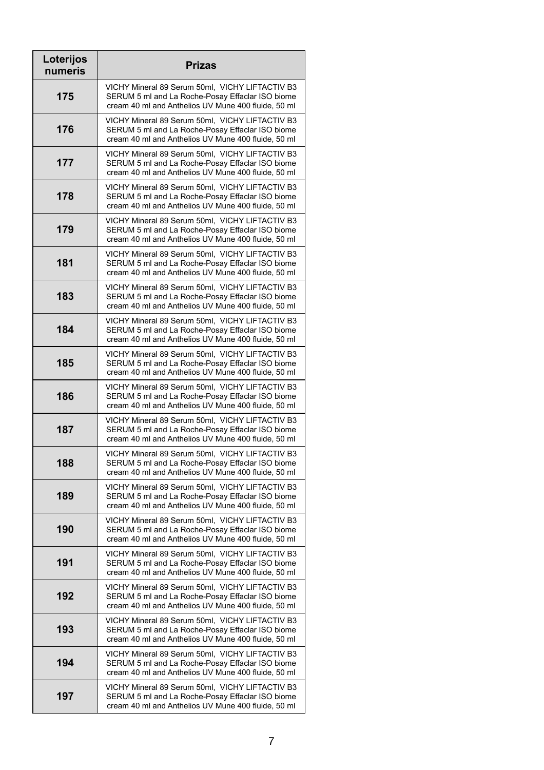| Loterijos numeris | Prizas |
|---|---|
| 175 | VICHY Mineral 89 Serum 50ml,  VICHY LIFTACTIV B3 SERUM 5 ml and La Roche-Posay Effaclar ISO biome cream 40 ml and Anthelios UV Mune 400 fluide, 50 ml |
| 176 | VICHY Mineral 89 Serum 50ml,  VICHY LIFTACTIV B3 SERUM 5 ml and La Roche-Posay Effaclar ISO biome cream 40 ml and Anthelios UV Mune 400 fluide, 50 ml |
| 177 | VICHY Mineral 89 Serum 50ml,  VICHY LIFTACTIV B3 SERUM 5 ml and La Roche-Posay Effaclar ISO biome cream 40 ml and Anthelios UV Mune 400 fluide, 50 ml |
| 178 | VICHY Mineral 89 Serum 50ml,  VICHY LIFTACTIV B3 SERUM 5 ml and La Roche-Posay Effaclar ISO biome cream 40 ml and Anthelios UV Mune 400 fluide, 50 ml |
| 179 | VICHY Mineral 89 Serum 50ml,  VICHY LIFTACTIV B3 SERUM 5 ml and La Roche-Posay Effaclar ISO biome cream 40 ml and Anthelios UV Mune 400 fluide, 50 ml |
| 181 | VICHY Mineral 89 Serum 50ml,  VICHY LIFTACTIV B3 SERUM 5 ml and La Roche-Posay Effaclar ISO biome cream 40 ml and Anthelios UV Mune 400 fluide, 50 ml |
| 183 | VICHY Mineral 89 Serum 50ml,  VICHY LIFTACTIV B3 SERUM 5 ml and La Roche-Posay Effaclar ISO biome cream 40 ml and Anthelios UV Mune 400 fluide, 50 ml |
| 184 | VICHY Mineral 89 Serum 50ml,  VICHY LIFTACTIV B3 SERUM 5 ml and La Roche-Posay Effaclar ISO biome cream 40 ml and Anthelios UV Mune 400 fluide, 50 ml |
| 185 | VICHY Mineral 89 Serum 50ml,  VICHY LIFTACTIV B3 SERUM 5 ml and La Roche-Posay Effaclar ISO biome cream 40 ml and Anthelios UV Mune 400 fluide, 50 ml |
| 186 | VICHY Mineral 89 Serum 50ml,  VICHY LIFTACTIV B3 SERUM 5 ml and La Roche-Posay Effaclar ISO biome cream 40 ml and Anthelios UV Mune 400 fluide, 50 ml |
| 187 | VICHY Mineral 89 Serum 50ml,  VICHY LIFTACTIV B3 SERUM 5 ml and La Roche-Posay Effaclar ISO biome cream 40 ml and Anthelios UV Mune 400 fluide, 50 ml |
| 188 | VICHY Mineral 89 Serum 50ml,  VICHY LIFTACTIV B3 SERUM 5 ml and La Roche-Posay Effaclar ISO biome cream 40 ml and Anthelios UV Mune 400 fluide, 50 ml |
| 189 | VICHY Mineral 89 Serum 50ml,  VICHY LIFTACTIV B3 SERUM 5 ml and La Roche-Posay Effaclar ISO biome cream 40 ml and Anthelios UV Mune 400 fluide, 50 ml |
| 190 | VICHY Mineral 89 Serum 50ml,  VICHY LIFTACTIV B3 SERUM 5 ml and La Roche-Posay Effaclar ISO biome cream 40 ml and Anthelios UV Mune 400 fluide, 50 ml |
| 191 | VICHY Mineral 89 Serum 50ml,  VICHY LIFTACTIV B3 SERUM 5 ml and La Roche-Posay Effaclar ISO biome cream 40 ml and Anthelios UV Mune 400 fluide, 50 ml |
| 192 | VICHY Mineral 89 Serum 50ml,  VICHY LIFTACTIV B3 SERUM 5 ml and La Roche-Posay Effaclar ISO biome cream 40 ml and Anthelios UV Mune 400 fluide, 50 ml |
| 193 | VICHY Mineral 89 Serum 50ml,  VICHY LIFTACTIV B3 SERUM 5 ml and La Roche-Posay Effaclar ISO biome cream 40 ml and Anthelios UV Mune 400 fluide, 50 ml |
| 194 | VICHY Mineral 89 Serum 50ml,  VICHY LIFTACTIV B3 SERUM 5 ml and La Roche-Posay Effaclar ISO biome cream 40 ml and Anthelios UV Mune 400 fluide, 50 ml |
| 197 | VICHY Mineral 89 Serum 50ml,  VICHY LIFTACTIV B3 SERUM 5 ml and La Roche-Posay Effaclar ISO biome cream 40 ml and Anthelios UV Mune 400 fluide, 50 ml |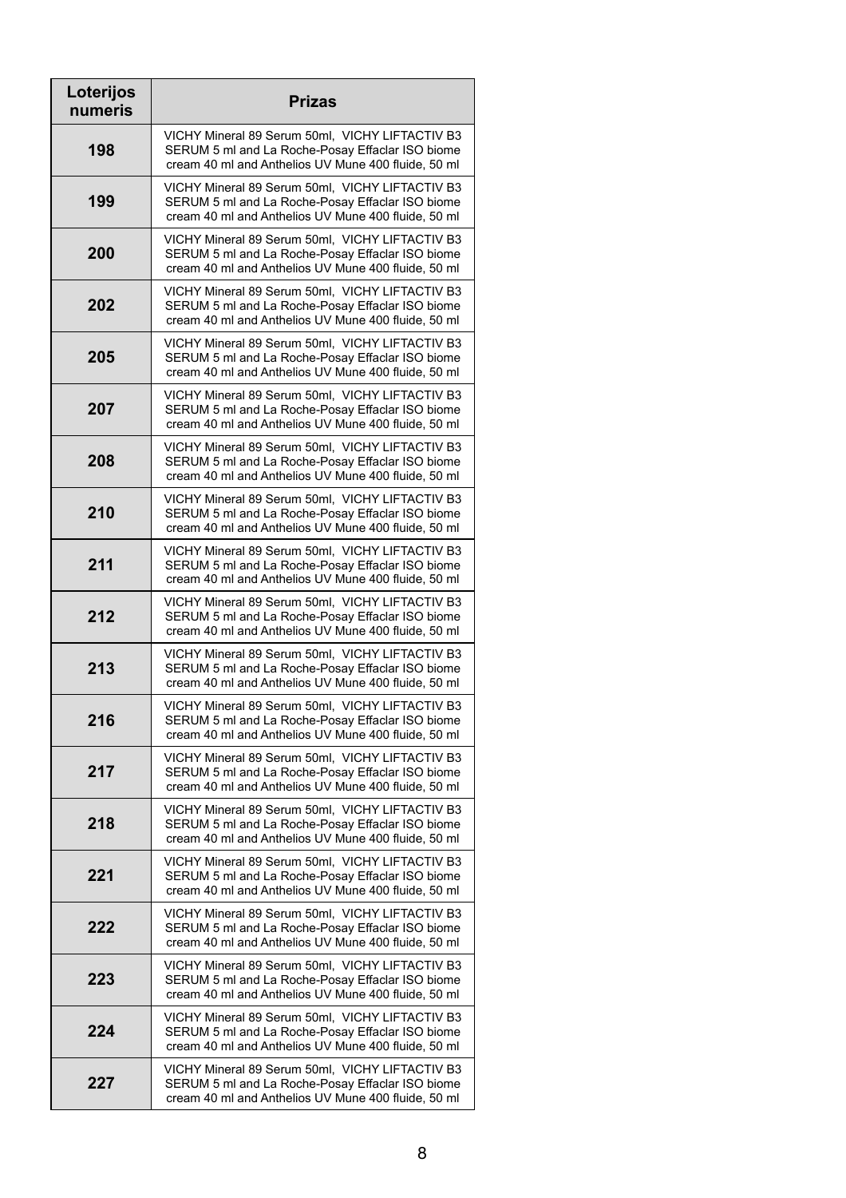| Loterijos numeris | Prizas |
|---|---|
| 198 | VICHY Mineral 89 Serum 50ml, VICHY LIFTACTIV B3 SERUM 5 ml and La Roche-Posay Effaclar ISO biome cream 40 ml and Anthelios UV Mune 400 fluide, 50 ml |
| 199 | VICHY Mineral 89 Serum 50ml, VICHY LIFTACTIV B3 SERUM 5 ml and La Roche-Posay Effaclar ISO biome cream 40 ml and Anthelios UV Mune 400 fluide, 50 ml |
| 200 | VICHY Mineral 89 Serum 50ml, VICHY LIFTACTIV B3 SERUM 5 ml and La Roche-Posay Effaclar ISO biome cream 40 ml and Anthelios UV Mune 400 fluide, 50 ml |
| 202 | VICHY Mineral 89 Serum 50ml, VICHY LIFTACTIV B3 SERUM 5 ml and La Roche-Posay Effaclar ISO biome cream 40 ml and Anthelios UV Mune 400 fluide, 50 ml |
| 205 | VICHY Mineral 89 Serum 50ml, VICHY LIFTACTIV B3 SERUM 5 ml and La Roche-Posay Effaclar ISO biome cream 40 ml and Anthelios UV Mune 400 fluide, 50 ml |
| 207 | VICHY Mineral 89 Serum 50ml, VICHY LIFTACTIV B3 SERUM 5 ml and La Roche-Posay Effaclar ISO biome cream 40 ml and Anthelios UV Mune 400 fluide, 50 ml |
| 208 | VICHY Mineral 89 Serum 50ml, VICHY LIFTACTIV B3 SERUM 5 ml and La Roche-Posay Effaclar ISO biome cream 40 ml and Anthelios UV Mune 400 fluide, 50 ml |
| 210 | VICHY Mineral 89 Serum 50ml, VICHY LIFTACTIV B3 SERUM 5 ml and La Roche-Posay Effaclar ISO biome cream 40 ml and Anthelios UV Mune 400 fluide, 50 ml |
| 211 | VICHY Mineral 89 Serum 50ml, VICHY LIFTACTIV B3 SERUM 5 ml and La Roche-Posay Effaclar ISO biome cream 40 ml and Anthelios UV Mune 400 fluide, 50 ml |
| 212 | VICHY Mineral 89 Serum 50ml, VICHY LIFTACTIV B3 SERUM 5 ml and La Roche-Posay Effaclar ISO biome cream 40 ml and Anthelios UV Mune 400 fluide, 50 ml |
| 213 | VICHY Mineral 89 Serum 50ml, VICHY LIFTACTIV B3 SERUM 5 ml and La Roche-Posay Effaclar ISO biome cream 40 ml and Anthelios UV Mune 400 fluide, 50 ml |
| 216 | VICHY Mineral 89 Serum 50ml, VICHY LIFTACTIV B3 SERUM 5 ml and La Roche-Posay Effaclar ISO biome cream 40 ml and Anthelios UV Mune 400 fluide, 50 ml |
| 217 | VICHY Mineral 89 Serum 50ml, VICHY LIFTACTIV B3 SERUM 5 ml and La Roche-Posay Effaclar ISO biome cream 40 ml and Anthelios UV Mune 400 fluide, 50 ml |
| 218 | VICHY Mineral 89 Serum 50ml, VICHY LIFTACTIV B3 SERUM 5 ml and La Roche-Posay Effaclar ISO biome cream 40 ml and Anthelios UV Mune 400 fluide, 50 ml |
| 221 | VICHY Mineral 89 Serum 50ml, VICHY LIFTACTIV B3 SERUM 5 ml and La Roche-Posay Effaclar ISO biome cream 40 ml and Anthelios UV Mune 400 fluide, 50 ml |
| 222 | VICHY Mineral 89 Serum 50ml, VICHY LIFTACTIV B3 SERUM 5 ml and La Roche-Posay Effaclar ISO biome cream 40 ml and Anthelios UV Mune 400 fluide, 50 ml |
| 223 | VICHY Mineral 89 Serum 50ml, VICHY LIFTACTIV B3 SERUM 5 ml and La Roche-Posay Effaclar ISO biome cream 40 ml and Anthelios UV Mune 400 fluide, 50 ml |
| 224 | VICHY Mineral 89 Serum 50ml, VICHY LIFTACTIV B3 SERUM 5 ml and La Roche-Posay Effaclar ISO biome cream 40 ml and Anthelios UV Mune 400 fluide, 50 ml |
| 227 | VICHY Mineral 89 Serum 50ml, VICHY LIFTACTIV B3 SERUM 5 ml and La Roche-Posay Effaclar ISO biome cream 40 ml and Anthelios UV Mune 400 fluide, 50 ml |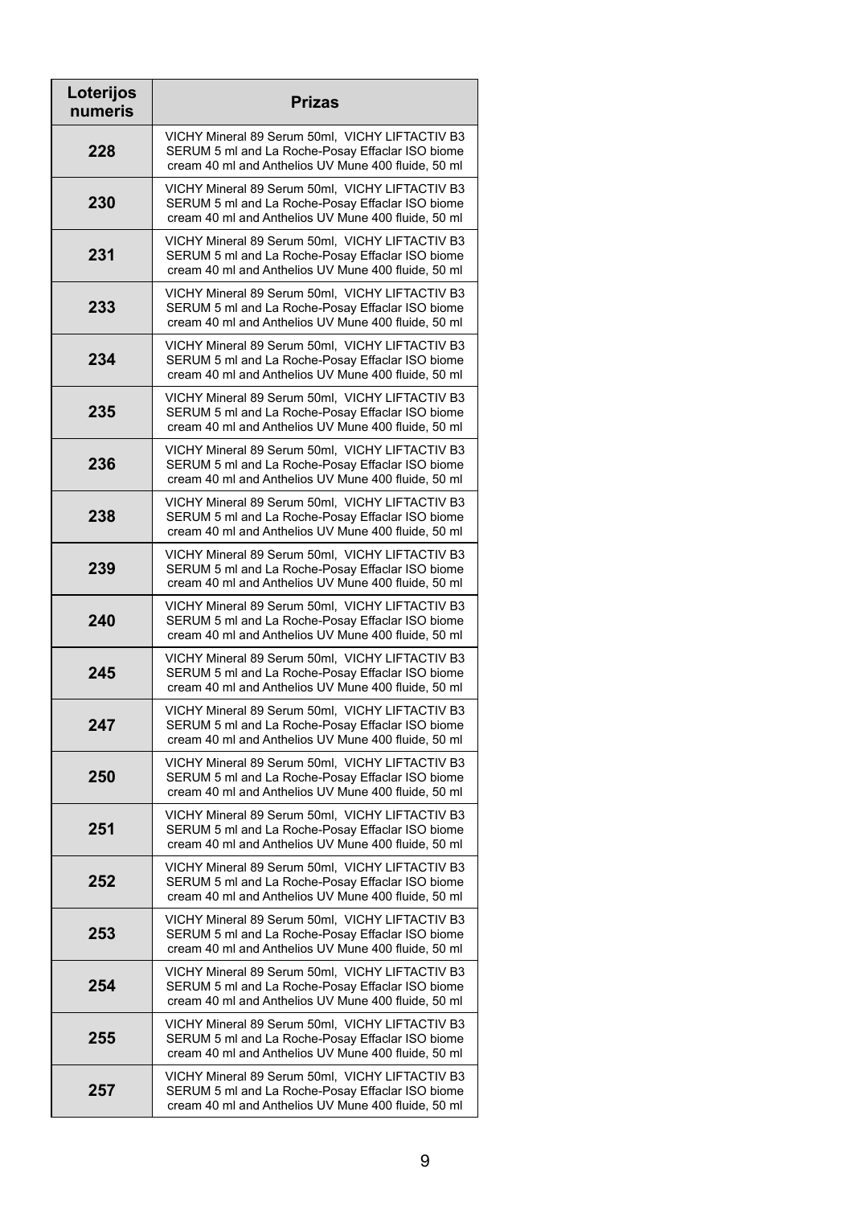| Loterijos numeris | Prizas |
| --- | --- |
| 228 | VICHY Mineral 89 Serum 50ml,  VICHY LIFTACTIV B3 SERUM 5 ml and La Roche-Posay Effaclar ISO biome cream 40 ml and Anthelios UV Mune 400 fluide, 50 ml |
| 230 | VICHY Mineral 89 Serum 50ml,  VICHY LIFTACTIV B3 SERUM 5 ml and La Roche-Posay Effaclar ISO biome cream 40 ml and Anthelios UV Mune 400 fluide, 50 ml |
| 231 | VICHY Mineral 89 Serum 50ml,  VICHY LIFTACTIV B3 SERUM 5 ml and La Roche-Posay Effaclar ISO biome cream 40 ml and Anthelios UV Mune 400 fluide, 50 ml |
| 233 | VICHY Mineral 89 Serum 50ml,  VICHY LIFTACTIV B3 SERUM 5 ml and La Roche-Posay Effaclar ISO biome cream 40 ml and Anthelios UV Mune 400 fluide, 50 ml |
| 234 | VICHY Mineral 89 Serum 50ml,  VICHY LIFTACTIV B3 SERUM 5 ml and La Roche-Posay Effaclar ISO biome cream 40 ml and Anthelios UV Mune 400 fluide, 50 ml |
| 235 | VICHY Mineral 89 Serum 50ml,  VICHY LIFTACTIV B3 SERUM 5 ml and La Roche-Posay Effaclar ISO biome cream 40 ml and Anthelios UV Mune 400 fluide, 50 ml |
| 236 | VICHY Mineral 89 Serum 50ml,  VICHY LIFTACTIV B3 SERUM 5 ml and La Roche-Posay Effaclar ISO biome cream 40 ml and Anthelios UV Mune 400 fluide, 50 ml |
| 238 | VICHY Mineral 89 Serum 50ml,  VICHY LIFTACTIV B3 SERUM 5 ml and La Roche-Posay Effaclar ISO biome cream 40 ml and Anthelios UV Mune 400 fluide, 50 ml |
| 239 | VICHY Mineral 89 Serum 50ml,  VICHY LIFTACTIV B3 SERUM 5 ml and La Roche-Posay Effaclar ISO biome cream 40 ml and Anthelios UV Mune 400 fluide, 50 ml |
| 240 | VICHY Mineral 89 Serum 50ml,  VICHY LIFTACTIV B3 SERUM 5 ml and La Roche-Posay Effaclar ISO biome cream 40 ml and Anthelios UV Mune 400 fluide, 50 ml |
| 245 | VICHY Mineral 89 Serum 50ml,  VICHY LIFTACTIV B3 SERUM 5 ml and La Roche-Posay Effaclar ISO biome cream 40 ml and Anthelios UV Mune 400 fluide, 50 ml |
| 247 | VICHY Mineral 89 Serum 50ml,  VICHY LIFTACTIV B3 SERUM 5 ml and La Roche-Posay Effaclar ISO biome cream 40 ml and Anthelios UV Mune 400 fluide, 50 ml |
| 250 | VICHY Mineral 89 Serum 50ml,  VICHY LIFTACTIV B3 SERUM 5 ml and La Roche-Posay Effaclar ISO biome cream 40 ml and Anthelios UV Mune 400 fluide, 50 ml |
| 251 | VICHY Mineral 89 Serum 50ml,  VICHY LIFTACTIV B3 SERUM 5 ml and La Roche-Posay Effaclar ISO biome cream 40 ml and Anthelios UV Mune 400 fluide, 50 ml |
| 252 | VICHY Mineral 89 Serum 50ml,  VICHY LIFTACTIV B3 SERUM 5 ml and La Roche-Posay Effaclar ISO biome cream 40 ml and Anthelios UV Mune 400 fluide, 50 ml |
| 253 | VICHY Mineral 89 Serum 50ml,  VICHY LIFTACTIV B3 SERUM 5 ml and La Roche-Posay Effaclar ISO biome cream 40 ml and Anthelios UV Mune 400 fluide, 50 ml |
| 254 | VICHY Mineral 89 Serum 50ml,  VICHY LIFTACTIV B3 SERUM 5 ml and La Roche-Posay Effaclar ISO biome cream 40 ml and Anthelios UV Mune 400 fluide, 50 ml |
| 255 | VICHY Mineral 89 Serum 50ml,  VICHY LIFTACTIV B3 SERUM 5 ml and La Roche-Posay Effaclar ISO biome cream 40 ml and Anthelios UV Mune 400 fluide, 50 ml |
| 257 | VICHY Mineral 89 Serum 50ml,  VICHY LIFTACTIV B3 SERUM 5 ml and La Roche-Posay Effaclar ISO biome cream 40 ml and Anthelios UV Mune 400 fluide, 50 ml |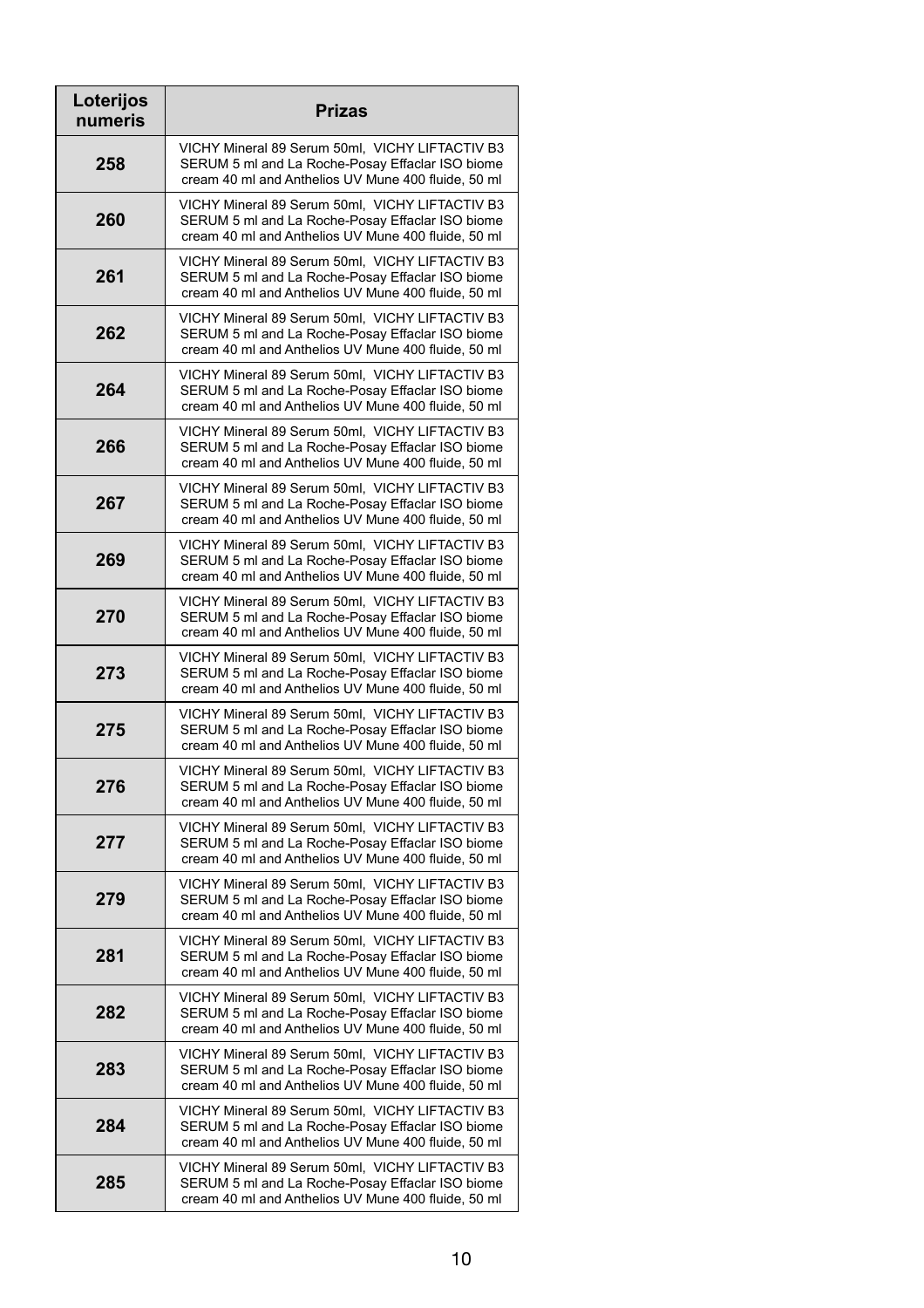| Loterijos numeris | Prizas |
|---|---|
| 258 | VICHY Mineral 89 Serum 50ml, VICHY LIFTACTIV B3 SERUM 5 ml and La Roche-Posay Effaclar ISO biome cream 40 ml and Anthelios UV Mune 400 fluide, 50 ml |
| 260 | VICHY Mineral 89 Serum 50ml, VICHY LIFTACTIV B3 SERUM 5 ml and La Roche-Posay Effaclar ISO biome cream 40 ml and Anthelios UV Mune 400 fluide, 50 ml |
| 261 | VICHY Mineral 89 Serum 50ml, VICHY LIFTACTIV B3 SERUM 5 ml and La Roche-Posay Effaclar ISO biome cream 40 ml and Anthelios UV Mune 400 fluide, 50 ml |
| 262 | VICHY Mineral 89 Serum 50ml, VICHY LIFTACTIV B3 SERUM 5 ml and La Roche-Posay Effaclar ISO biome cream 40 ml and Anthelios UV Mune 400 fluide, 50 ml |
| 264 | VICHY Mineral 89 Serum 50ml, VICHY LIFTACTIV B3 SERUM 5 ml and La Roche-Posay Effaclar ISO biome cream 40 ml and Anthelios UV Mune 400 fluide, 50 ml |
| 266 | VICHY Mineral 89 Serum 50ml, VICHY LIFTACTIV B3 SERUM 5 ml and La Roche-Posay Effaclar ISO biome cream 40 ml and Anthelios UV Mune 400 fluide, 50 ml |
| 267 | VICHY Mineral 89 Serum 50ml, VICHY LIFTACTIV B3 SERUM 5 ml and La Roche-Posay Effaclar ISO biome cream 40 ml and Anthelios UV Mune 400 fluide, 50 ml |
| 269 | VICHY Mineral 89 Serum 50ml, VICHY LIFTACTIV B3 SERUM 5 ml and La Roche-Posay Effaclar ISO biome cream 40 ml and Anthelios UV Mune 400 fluide, 50 ml |
| 270 | VICHY Mineral 89 Serum 50ml, VICHY LIFTACTIV B3 SERUM 5 ml and La Roche-Posay Effaclar ISO biome cream 40 ml and Anthelios UV Mune 400 fluide, 50 ml |
| 273 | VICHY Mineral 89 Serum 50ml, VICHY LIFTACTIV B3 SERUM 5 ml and La Roche-Posay Effaclar ISO biome cream 40 ml and Anthelios UV Mune 400 fluide, 50 ml |
| 275 | VICHY Mineral 89 Serum 50ml, VICHY LIFTACTIV B3 SERUM 5 ml and La Roche-Posay Effaclar ISO biome cream 40 ml and Anthelios UV Mune 400 fluide, 50 ml |
| 276 | VICHY Mineral 89 Serum 50ml, VICHY LIFTACTIV B3 SERUM 5 ml and La Roche-Posay Effaclar ISO biome cream 40 ml and Anthelios UV Mune 400 fluide, 50 ml |
| 277 | VICHY Mineral 89 Serum 50ml, VICHY LIFTACTIV B3 SERUM 5 ml and La Roche-Posay Effaclar ISO biome cream 40 ml and Anthelios UV Mune 400 fluide, 50 ml |
| 279 | VICHY Mineral 89 Serum 50ml, VICHY LIFTACTIV B3 SERUM 5 ml and La Roche-Posay Effaclar ISO biome cream 40 ml and Anthelios UV Mune 400 fluide, 50 ml |
| 281 | VICHY Mineral 89 Serum 50ml, VICHY LIFTACTIV B3 SERUM 5 ml and La Roche-Posay Effaclar ISO biome cream 40 ml and Anthelios UV Mune 400 fluide, 50 ml |
| 282 | VICHY Mineral 89 Serum 50ml, VICHY LIFTACTIV B3 SERUM 5 ml and La Roche-Posay Effaclar ISO biome cream 40 ml and Anthelios UV Mune 400 fluide, 50 ml |
| 283 | VICHY Mineral 89 Serum 50ml, VICHY LIFTACTIV B3 SERUM 5 ml and La Roche-Posay Effaclar ISO biome cream 40 ml and Anthelios UV Mune 400 fluide, 50 ml |
| 284 | VICHY Mineral 89 Serum 50ml, VICHY LIFTACTIV B3 SERUM 5 ml and La Roche-Posay Effaclar ISO biome cream 40 ml and Anthelios UV Mune 400 fluide, 50 ml |
| 285 | VICHY Mineral 89 Serum 50ml, VICHY LIFTACTIV B3 SERUM 5 ml and La Roche-Posay Effaclar ISO biome cream 40 ml and Anthelios UV Mune 400 fluide, 50 ml |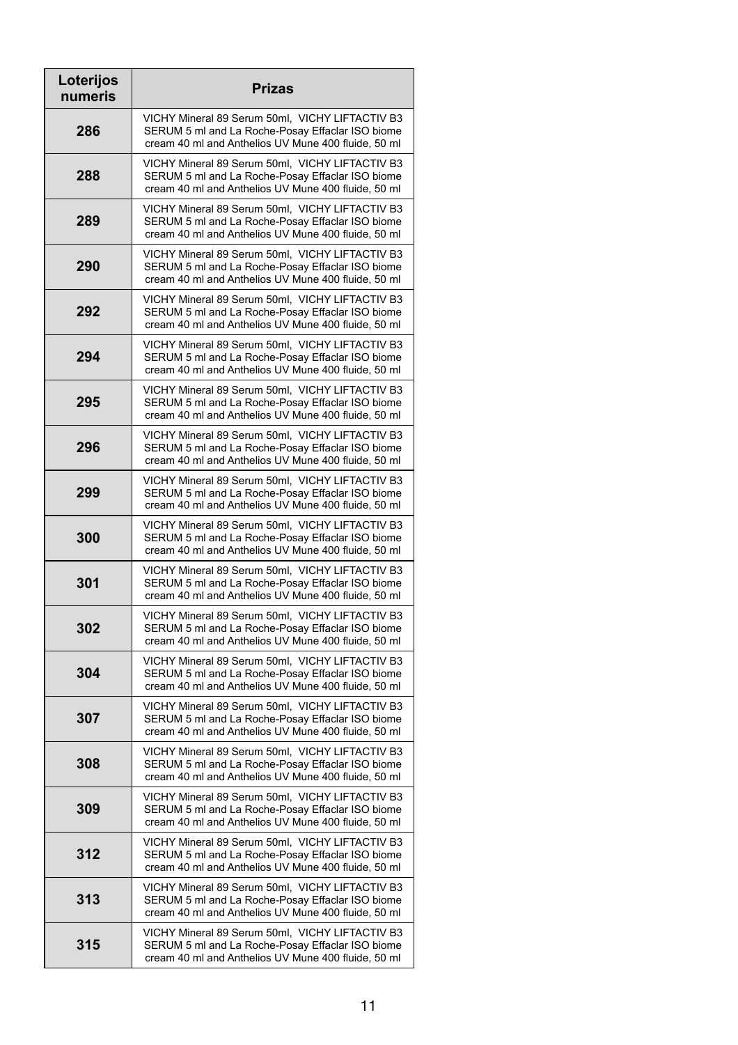| Loterijos numeris | Prizas |
| --- | --- |
| 286 | VICHY Mineral 89 Serum 50ml, VICHY LIFTACTIV B3 SERUM 5 ml and La Roche-Posay Effaclar ISO biome cream 40 ml and Anthelios UV Mune 400 fluide, 50 ml |
| 288 | VICHY Mineral 89 Serum 50ml, VICHY LIFTACTIV B3 SERUM 5 ml and La Roche-Posay Effaclar ISO biome cream 40 ml and Anthelios UV Mune 400 fluide, 50 ml |
| 289 | VICHY Mineral 89 Serum 50ml, VICHY LIFTACTIV B3 SERUM 5 ml and La Roche-Posay Effaclar ISO biome cream 40 ml and Anthelios UV Mune 400 fluide, 50 ml |
| 290 | VICHY Mineral 89 Serum 50ml, VICHY LIFTACTIV B3 SERUM 5 ml and La Roche-Posay Effaclar ISO biome cream 40 ml and Anthelios UV Mune 400 fluide, 50 ml |
| 292 | VICHY Mineral 89 Serum 50ml, VICHY LIFTACTIV B3 SERUM 5 ml and La Roche-Posay Effaclar ISO biome cream 40 ml and Anthelios UV Mune 400 fluide, 50 ml |
| 294 | VICHY Mineral 89 Serum 50ml, VICHY LIFTACTIV B3 SERUM 5 ml and La Roche-Posay Effaclar ISO biome cream 40 ml and Anthelios UV Mune 400 fluide, 50 ml |
| 295 | VICHY Mineral 89 Serum 50ml, VICHY LIFTACTIV B3 SERUM 5 ml and La Roche-Posay Effaclar ISO biome cream 40 ml and Anthelios UV Mune 400 fluide, 50 ml |
| 296 | VICHY Mineral 89 Serum 50ml, VICHY LIFTACTIV B3 SERUM 5 ml and La Roche-Posay Effaclar ISO biome cream 40 ml and Anthelios UV Mune 400 fluide, 50 ml |
| 299 | VICHY Mineral 89 Serum 50ml, VICHY LIFTACTIV B3 SERUM 5 ml and La Roche-Posay Effaclar ISO biome cream 40 ml and Anthelios UV Mune 400 fluide, 50 ml |
| 300 | VICHY Mineral 89 Serum 50ml, VICHY LIFTACTIV B3 SERUM 5 ml and La Roche-Posay Effaclar ISO biome cream 40 ml and Anthelios UV Mune 400 fluide, 50 ml |
| 301 | VICHY Mineral 89 Serum 50ml, VICHY LIFTACTIV B3 SERUM 5 ml and La Roche-Posay Effaclar ISO biome cream 40 ml and Anthelios UV Mune 400 fluide, 50 ml |
| 302 | VICHY Mineral 89 Serum 50ml, VICHY LIFTACTIV B3 SERUM 5 ml and La Roche-Posay Effaclar ISO biome cream 40 ml and Anthelios UV Mune 400 fluide, 50 ml |
| 304 | VICHY Mineral 89 Serum 50ml, VICHY LIFTACTIV B3 SERUM 5 ml and La Roche-Posay Effaclar ISO biome cream 40 ml and Anthelios UV Mune 400 fluide, 50 ml |
| 307 | VICHY Mineral 89 Serum 50ml, VICHY LIFTACTIV B3 SERUM 5 ml and La Roche-Posay Effaclar ISO biome cream 40 ml and Anthelios UV Mune 400 fluide, 50 ml |
| 308 | VICHY Mineral 89 Serum 50ml, VICHY LIFTACTIV B3 SERUM 5 ml and La Roche-Posay Effaclar ISO biome cream 40 ml and Anthelios UV Mune 400 fluide, 50 ml |
| 309 | VICHY Mineral 89 Serum 50ml, VICHY LIFTACTIV B3 SERUM 5 ml and La Roche-Posay Effaclar ISO biome cream 40 ml and Anthelios UV Mune 400 fluide, 50 ml |
| 312 | VICHY Mineral 89 Serum 50ml, VICHY LIFTACTIV B3 SERUM 5 ml and La Roche-Posay Effaclar ISO biome cream 40 ml and Anthelios UV Mune 400 fluide, 50 ml |
| 313 | VICHY Mineral 89 Serum 50ml, VICHY LIFTACTIV B3 SERUM 5 ml and La Roche-Posay Effaclar ISO biome cream 40 ml and Anthelios UV Mune 400 fluide, 50 ml |
| 315 | VICHY Mineral 89 Serum 50ml, VICHY LIFTACTIV B3 SERUM 5 ml and La Roche-Posay Effaclar ISO biome cream 40 ml and Anthelios UV Mune 400 fluide, 50 ml |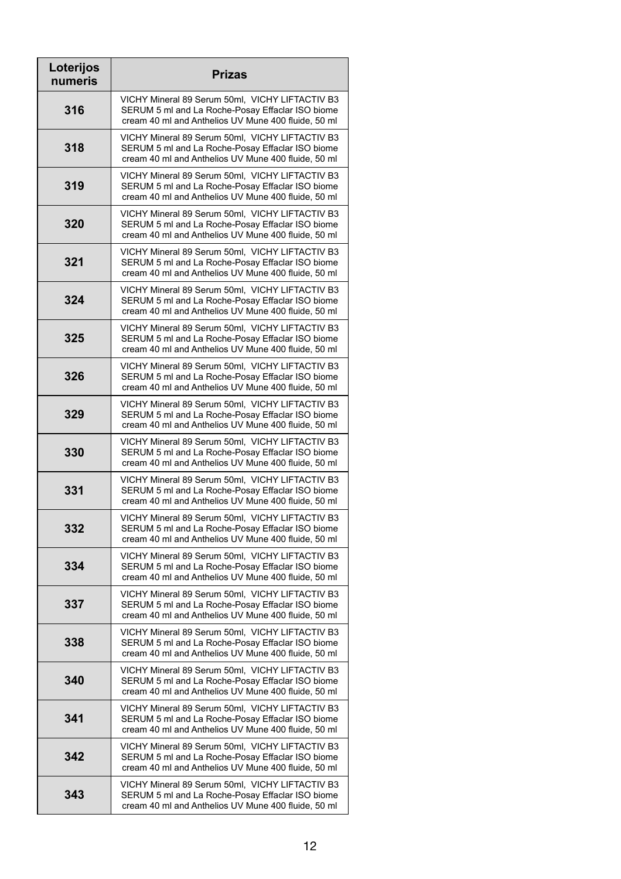| Loterijos numeris | Prizas |
|---|---|
| 316 | VICHY Mineral 89 Serum 50ml,  VICHY LIFTACTIV B3 SERUM 5 ml and La Roche-Posay Effaclar ISO biome cream 40 ml and Anthelios UV Mune 400 fluide, 50 ml |
| 318 | VICHY Mineral 89 Serum 50ml,  VICHY LIFTACTIV B3 SERUM 5 ml and La Roche-Posay Effaclar ISO biome cream 40 ml and Anthelios UV Mune 400 fluide, 50 ml |
| 319 | VICHY Mineral 89 Serum 50ml,  VICHY LIFTACTIV B3 SERUM 5 ml and La Roche-Posay Effaclar ISO biome cream 40 ml and Anthelios UV Mune 400 fluide, 50 ml |
| 320 | VICHY Mineral 89 Serum 50ml,  VICHY LIFTACTIV B3 SERUM 5 ml and La Roche-Posay Effaclar ISO biome cream 40 ml and Anthelios UV Mune 400 fluide, 50 ml |
| 321 | VICHY Mineral 89 Serum 50ml,  VICHY LIFTACTIV B3 SERUM 5 ml and La Roche-Posay Effaclar ISO biome cream 40 ml and Anthelios UV Mune 400 fluide, 50 ml |
| 324 | VICHY Mineral 89 Serum 50ml,  VICHY LIFTACTIV B3 SERUM 5 ml and La Roche-Posay Effaclar ISO biome cream 40 ml and Anthelios UV Mune 400 fluide, 50 ml |
| 325 | VICHY Mineral 89 Serum 50ml,  VICHY LIFTACTIV B3 SERUM 5 ml and La Roche-Posay Effaclar ISO biome cream 40 ml and Anthelios UV Mune 400 fluide, 50 ml |
| 326 | VICHY Mineral 89 Serum 50ml,  VICHY LIFTACTIV B3 SERUM 5 ml and La Roche-Posay Effaclar ISO biome cream 40 ml and Anthelios UV Mune 400 fluide, 50 ml |
| 329 | VICHY Mineral 89 Serum 50ml,  VICHY LIFTACTIV B3 SERUM 5 ml and La Roche-Posay Effaclar ISO biome cream 40 ml and Anthelios UV Mune 400 fluide, 50 ml |
| 330 | VICHY Mineral 89 Serum 50ml,  VICHY LIFTACTIV B3 SERUM 5 ml and La Roche-Posay Effaclar ISO biome cream 40 ml and Anthelios UV Mune 400 fluide, 50 ml |
| 331 | VICHY Mineral 89 Serum 50ml,  VICHY LIFTACTIV B3 SERUM 5 ml and La Roche-Posay Effaclar ISO biome cream 40 ml and Anthelios UV Mune 400 fluide, 50 ml |
| 332 | VICHY Mineral 89 Serum 50ml,  VICHY LIFTACTIV B3 SERUM 5 ml and La Roche-Posay Effaclar ISO biome cream 40 ml and Anthelios UV Mune 400 fluide, 50 ml |
| 334 | VICHY Mineral 89 Serum 50ml,  VICHY LIFTACTIV B3 SERUM 5 ml and La Roche-Posay Effaclar ISO biome cream 40 ml and Anthelios UV Mune 400 fluide, 50 ml |
| 337 | VICHY Mineral 89 Serum 50ml,  VICHY LIFTACTIV B3 SERUM 5 ml and La Roche-Posay Effaclar ISO biome cream 40 ml and Anthelios UV Mune 400 fluide, 50 ml |
| 338 | VICHY Mineral 89 Serum 50ml,  VICHY LIFTACTIV B3 SERUM 5 ml and La Roche-Posay Effaclar ISO biome cream 40 ml and Anthelios UV Mune 400 fluide, 50 ml |
| 340 | VICHY Mineral 89 Serum 50ml,  VICHY LIFTACTIV B3 SERUM 5 ml and La Roche-Posay Effaclar ISO biome cream 40 ml and Anthelios UV Mune 400 fluide, 50 ml |
| 341 | VICHY Mineral 89 Serum 50ml,  VICHY LIFTACTIV B3 SERUM 5 ml and La Roche-Posay Effaclar ISO biome cream 40 ml and Anthelios UV Mune 400 fluide, 50 ml |
| 342 | VICHY Mineral 89 Serum 50ml,  VICHY LIFTACTIV B3 SERUM 5 ml and La Roche-Posay Effaclar ISO biome cream 40 ml and Anthelios UV Mune 400 fluide, 50 ml |
| 343 | VICHY Mineral 89 Serum 50ml,  VICHY LIFTACTIV B3 SERUM 5 ml and La Roche-Posay Effaclar ISO biome cream 40 ml and Anthelios UV Mune 400 fluide, 50 ml |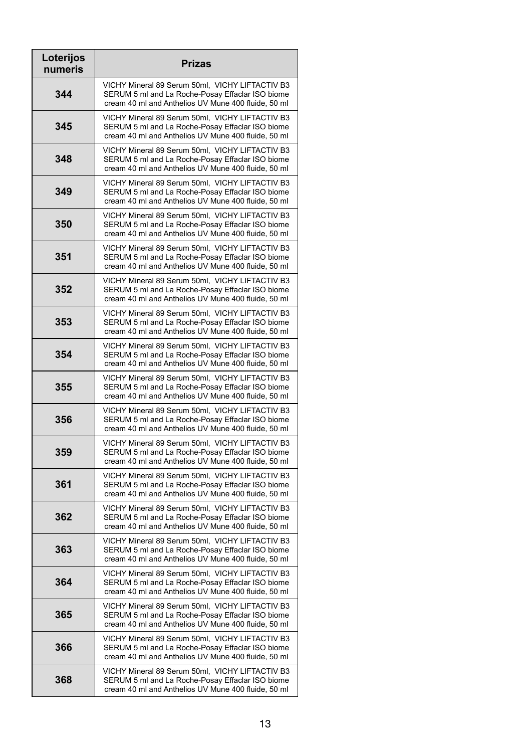| Loterijos numeris | Prizas |
| --- | --- |
| 344 | VICHY Mineral 89 Serum 50ml, VICHY LIFTACTIV B3 SERUM 5 ml and La Roche-Posay Effaclar ISO biome cream 40 ml and Anthelios UV Mune 400 fluide, 50 ml |
| 345 | VICHY Mineral 89 Serum 50ml, VICHY LIFTACTIV B3 SERUM 5 ml and La Roche-Posay Effaclar ISO biome cream 40 ml and Anthelios UV Mune 400 fluide, 50 ml |
| 348 | VICHY Mineral 89 Serum 50ml, VICHY LIFTACTIV B3 SERUM 5 ml and La Roche-Posay Effaclar ISO biome cream 40 ml and Anthelios UV Mune 400 fluide, 50 ml |
| 349 | VICHY Mineral 89 Serum 50ml, VICHY LIFTACTIV B3 SERUM 5 ml and La Roche-Posay Effaclar ISO biome cream 40 ml and Anthelios UV Mune 400 fluide, 50 ml |
| 350 | VICHY Mineral 89 Serum 50ml, VICHY LIFTACTIV B3 SERUM 5 ml and La Roche-Posay Effaclar ISO biome cream 40 ml and Anthelios UV Mune 400 fluide, 50 ml |
| 351 | VICHY Mineral 89 Serum 50ml, VICHY LIFTACTIV B3 SERUM 5 ml and La Roche-Posay Effaclar ISO biome cream 40 ml and Anthelios UV Mune 400 fluide, 50 ml |
| 352 | VICHY Mineral 89 Serum 50ml, VICHY LIFTACTIV B3 SERUM 5 ml and La Roche-Posay Effaclar ISO biome cream 40 ml and Anthelios UV Mune 400 fluide, 50 ml |
| 353 | VICHY Mineral 89 Serum 50ml, VICHY LIFTACTIV B3 SERUM 5 ml and La Roche-Posay Effaclar ISO biome cream 40 ml and Anthelios UV Mune 400 fluide, 50 ml |
| 354 | VICHY Mineral 89 Serum 50ml, VICHY LIFTACTIV B3 SERUM 5 ml and La Roche-Posay Effaclar ISO biome cream 40 ml and Anthelios UV Mune 400 fluide, 50 ml |
| 355 | VICHY Mineral 89 Serum 50ml, VICHY LIFTACTIV B3 SERUM 5 ml and La Roche-Posay Effaclar ISO biome cream 40 ml and Anthelios UV Mune 400 fluide, 50 ml |
| 356 | VICHY Mineral 89 Serum 50ml, VICHY LIFTACTIV B3 SERUM 5 ml and La Roche-Posay Effaclar ISO biome cream 40 ml and Anthelios UV Mune 400 fluide, 50 ml |
| 359 | VICHY Mineral 89 Serum 50ml, VICHY LIFTACTIV B3 SERUM 5 ml and La Roche-Posay Effaclar ISO biome cream 40 ml and Anthelios UV Mune 400 fluide, 50 ml |
| 361 | VICHY Mineral 89 Serum 50ml, VICHY LIFTACTIV B3 SERUM 5 ml and La Roche-Posay Effaclar ISO biome cream 40 ml and Anthelios UV Mune 400 fluide, 50 ml |
| 362 | VICHY Mineral 89 Serum 50ml, VICHY LIFTACTIV B3 SERUM 5 ml and La Roche-Posay Effaclar ISO biome cream 40 ml and Anthelios UV Mune 400 fluide, 50 ml |
| 363 | VICHY Mineral 89 Serum 50ml, VICHY LIFTACTIV B3 SERUM 5 ml and La Roche-Posay Effaclar ISO biome cream 40 ml and Anthelios UV Mune 400 fluide, 50 ml |
| 364 | VICHY Mineral 89 Serum 50ml, VICHY LIFTACTIV B3 SERUM 5 ml and La Roche-Posay Effaclar ISO biome cream 40 ml and Anthelios UV Mune 400 fluide, 50 ml |
| 365 | VICHY Mineral 89 Serum 50ml, VICHY LIFTACTIV B3 SERUM 5 ml and La Roche-Posay Effaclar ISO biome cream 40 ml and Anthelios UV Mune 400 fluide, 50 ml |
| 366 | VICHY Mineral 89 Serum 50ml, VICHY LIFTACTIV B3 SERUM 5 ml and La Roche-Posay Effaclar ISO biome cream 40 ml and Anthelios UV Mune 400 fluide, 50 ml |
| 368 | VICHY Mineral 89 Serum 50ml, VICHY LIFTACTIV B3 SERUM 5 ml and La Roche-Posay Effaclar ISO biome cream 40 ml and Anthelios UV Mune 400 fluide, 50 ml |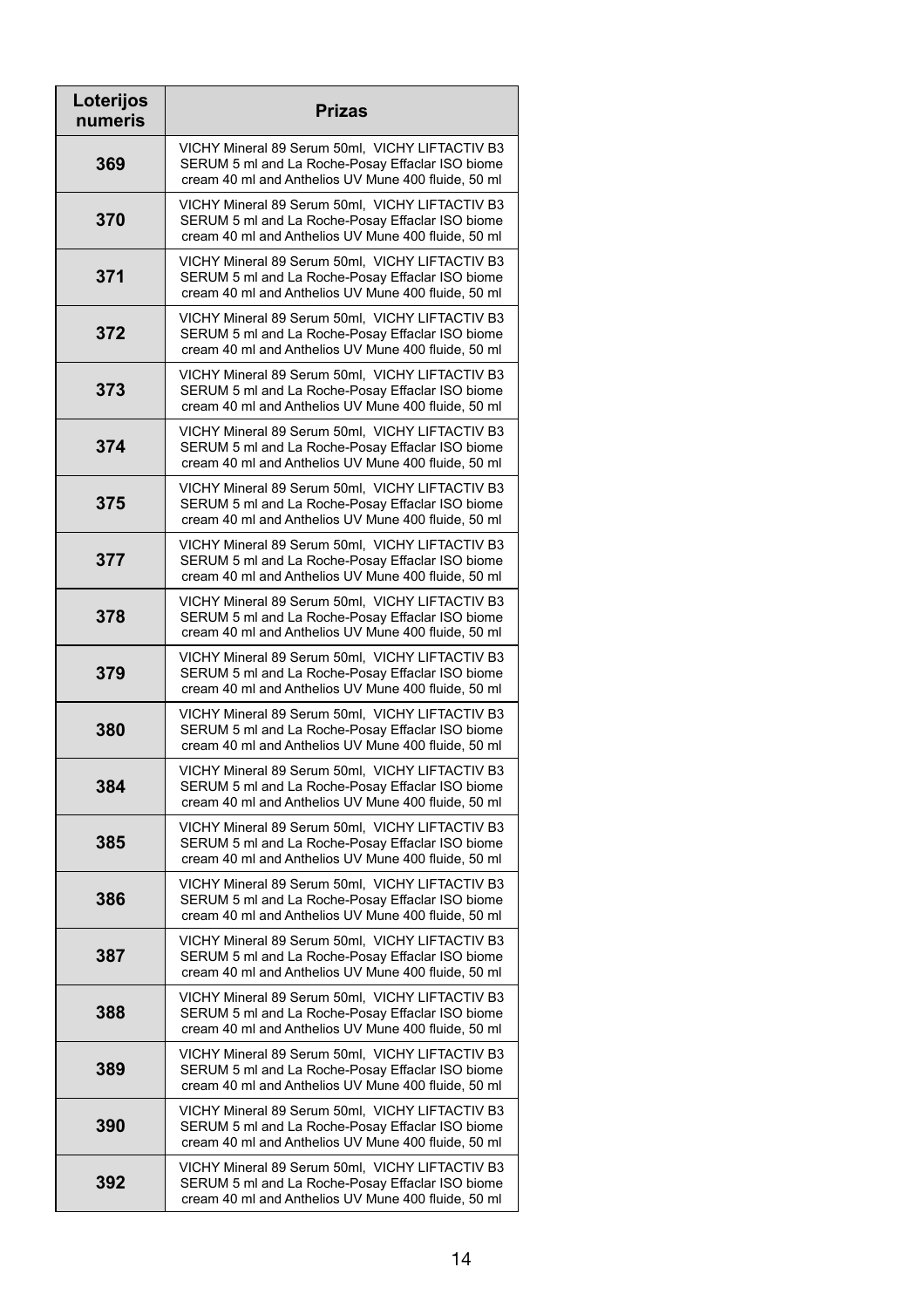| Loterijos numeris | Prizas |
|---|---|
| **369** | VICHY Mineral 89 Serum 50ml, VICHY LIFTACTIV B3 SERUM 5 ml and La Roche-Posay Effaclar ISO biome cream 40 ml and Anthelios UV Mune 400 fluide, 50 ml |
| **370** | VICHY Mineral 89 Serum 50ml, VICHY LIFTACTIV B3 SERUM 5 ml and La Roche-Posay Effaclar ISO biome cream 40 ml and Anthelios UV Mune 400 fluide, 50 ml |
| **371** | VICHY Mineral 89 Serum 50ml, VICHY LIFTACTIV B3 SERUM 5 ml and La Roche-Posay Effaclar ISO biome cream 40 ml and Anthelios UV Mune 400 fluide, 50 ml |
| **372** | VICHY Mineral 89 Serum 50ml, VICHY LIFTACTIV B3 SERUM 5 ml and La Roche-Posay Effaclar ISO biome cream 40 ml and Anthelios UV Mune 400 fluide, 50 ml |
| **373** | VICHY Mineral 89 Serum 50ml, VICHY LIFTACTIV B3 SERUM 5 ml and La Roche-Posay Effaclar ISO biome cream 40 ml and Anthelios UV Mune 400 fluide, 50 ml |
| **374** | VICHY Mineral 89 Serum 50ml, VICHY LIFTACTIV B3 SERUM 5 ml and La Roche-Posay Effaclar ISO biome cream 40 ml and Anthelios UV Mune 400 fluide, 50 ml |
| **375** | VICHY Mineral 89 Serum 50ml, VICHY LIFTACTIV B3 SERUM 5 ml and La Roche-Posay Effaclar ISO biome cream 40 ml and Anthelios UV Mune 400 fluide, 50 ml |
| **377** | VICHY Mineral 89 Serum 50ml, VICHY LIFTACTIV B3 SERUM 5 ml and La Roche-Posay Effaclar ISO biome cream 40 ml and Anthelios UV Mune 400 fluide, 50 ml |
| **378** | VICHY Mineral 89 Serum 50ml, VICHY LIFTACTIV B3 SERUM 5 ml and La Roche-Posay Effaclar ISO biome cream 40 ml and Anthelios UV Mune 400 fluide, 50 ml |
| **379** | VICHY Mineral 89 Serum 50ml, VICHY LIFTACTIV B3 SERUM 5 ml and La Roche-Posay Effaclar ISO biome cream 40 ml and Anthelios UV Mune 400 fluide, 50 ml |
| **380** | VICHY Mineral 89 Serum 50ml, VICHY LIFTACTIV B3 SERUM 5 ml and La Roche-Posay Effaclar ISO biome cream 40 ml and Anthelios UV Mune 400 fluide, 50 ml |
| **384** | VICHY Mineral 89 Serum 50ml, VICHY LIFTACTIV B3 SERUM 5 ml and La Roche-Posay Effaclar ISO biome cream 40 ml and Anthelios UV Mune 400 fluide, 50 ml |
| **385** | VICHY Mineral 89 Serum 50ml, VICHY LIFTACTIV B3 SERUM 5 ml and La Roche-Posay Effaclar ISO biome cream 40 ml and Anthelios UV Mune 400 fluide, 50 ml |
| **386** | VICHY Mineral 89 Serum 50ml, VICHY LIFTACTIV B3 SERUM 5 ml and La Roche-Posay Effaclar ISO biome cream 40 ml and Anthelios UV Mune 400 fluide, 50 ml |
| **387** | VICHY Mineral 89 Serum 50ml, VICHY LIFTACTIV B3 SERUM 5 ml and La Roche-Posay Effaclar ISO biome cream 40 ml and Anthelios UV Mune 400 fluide, 50 ml |
| **388** | VICHY Mineral 89 Serum 50ml, VICHY LIFTACTIV B3 SERUM 5 ml and La Roche-Posay Effaclar ISO biome cream 40 ml and Anthelios UV Mune 400 fluide, 50 ml |
| **389** | VICHY Mineral 89 Serum 50ml, VICHY LIFTACTIV B3 SERUM 5 ml and La Roche-Posay Effaclar ISO biome cream 40 ml and Anthelios UV Mune 400 fluide, 50 ml |
| **390** | VICHY Mineral 89 Serum 50ml, VICHY LIFTACTIV B3 SERUM 5 ml and La Roche-Posay Effaclar ISO biome cream 40 ml and Anthelios UV Mune 400 fluide, 50 ml |
| **392** | VICHY Mineral 89 Serum 50ml, VICHY LIFTACTIV B3 SERUM 5 ml and La Roche-Posay Effaclar ISO biome cream 40 ml and Anthelios UV Mune 400 fluide, 50 ml |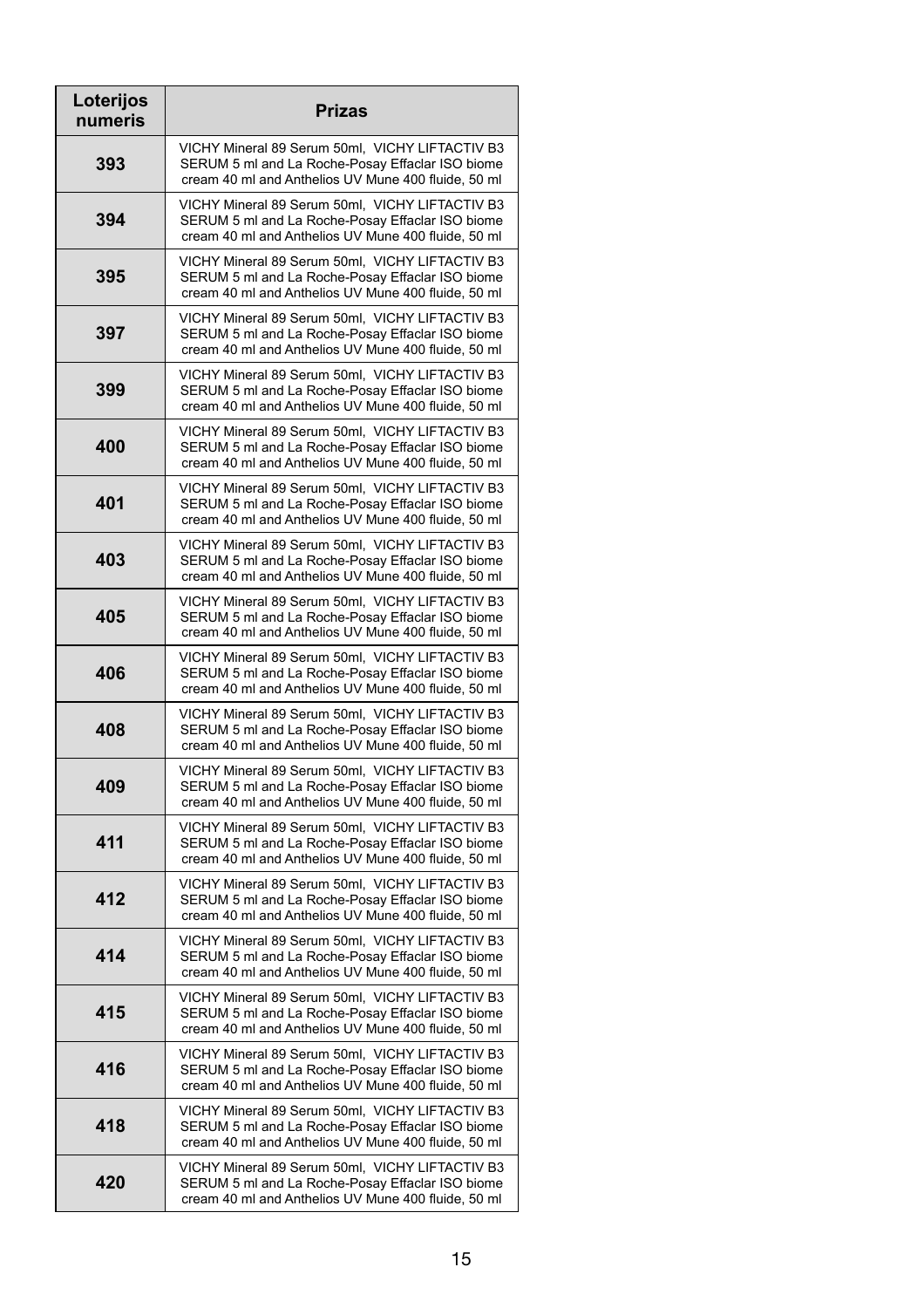| Loterijos numeris | Prizas |
| --- | --- |
| 393 | VICHY Mineral 89 Serum 50ml, VICHY LIFTACTIV B3 SERUM 5 ml and La Roche-Posay Effaclar ISO biome cream 40 ml and Anthelios UV Mune 400 fluide, 50 ml |
| 394 | VICHY Mineral 89 Serum 50ml, VICHY LIFTACTIV B3 SERUM 5 ml and La Roche-Posay Effaclar ISO biome cream 40 ml and Anthelios UV Mune 400 fluide, 50 ml |
| 395 | VICHY Mineral 89 Serum 50ml, VICHY LIFTACTIV B3 SERUM 5 ml and La Roche-Posay Effaclar ISO biome cream 40 ml and Anthelios UV Mune 400 fluide, 50 ml |
| 397 | VICHY Mineral 89 Serum 50ml, VICHY LIFTACTIV B3 SERUM 5 ml and La Roche-Posay Effaclar ISO biome cream 40 ml and Anthelios UV Mune 400 fluide, 50 ml |
| 399 | VICHY Mineral 89 Serum 50ml, VICHY LIFTACTIV B3 SERUM 5 ml and La Roche-Posay Effaclar ISO biome cream 40 ml and Anthelios UV Mune 400 fluide, 50 ml |
| 400 | VICHY Mineral 89 Serum 50ml, VICHY LIFTACTIV B3 SERUM 5 ml and La Roche-Posay Effaclar ISO biome cream 40 ml and Anthelios UV Mune 400 fluide, 50 ml |
| 401 | VICHY Mineral 89 Serum 50ml, VICHY LIFTACTIV B3 SERUM 5 ml and La Roche-Posay Effaclar ISO biome cream 40 ml and Anthelios UV Mune 400 fluide, 50 ml |
| 403 | VICHY Mineral 89 Serum 50ml, VICHY LIFTACTIV B3 SERUM 5 ml and La Roche-Posay Effaclar ISO biome cream 40 ml and Anthelios UV Mune 400 fluide, 50 ml |
| 405 | VICHY Mineral 89 Serum 50ml, VICHY LIFTACTIV B3 SERUM 5 ml and La Roche-Posay Effaclar ISO biome cream 40 ml and Anthelios UV Mune 400 fluide, 50 ml |
| 406 | VICHY Mineral 89 Serum 50ml, VICHY LIFTACTIV B3 SERUM 5 ml and La Roche-Posay Effaclar ISO biome cream 40 ml and Anthelios UV Mune 400 fluide, 50 ml |
| 408 | VICHY Mineral 89 Serum 50ml, VICHY LIFTACTIV B3 SERUM 5 ml and La Roche-Posay Effaclar ISO biome cream 40 ml and Anthelios UV Mune 400 fluide, 50 ml |
| 409 | VICHY Mineral 89 Serum 50ml, VICHY LIFTACTIV B3 SERUM 5 ml and La Roche-Posay Effaclar ISO biome cream 40 ml and Anthelios UV Mune 400 fluide, 50 ml |
| 411 | VICHY Mineral 89 Serum 50ml, VICHY LIFTACTIV B3 SERUM 5 ml and La Roche-Posay Effaclar ISO biome cream 40 ml and Anthelios UV Mune 400 fluide, 50 ml |
| 412 | VICHY Mineral 89 Serum 50ml, VICHY LIFTACTIV B3 SERUM 5 ml and La Roche-Posay Effaclar ISO biome cream 40 ml and Anthelios UV Mune 400 fluide, 50 ml |
| 414 | VICHY Mineral 89 Serum 50ml, VICHY LIFTACTIV B3 SERUM 5 ml and La Roche-Posay Effaclar ISO biome cream 40 ml and Anthelios UV Mune 400 fluide, 50 ml |
| 415 | VICHY Mineral 89 Serum 50ml, VICHY LIFTACTIV B3 SERUM 5 ml and La Roche-Posay Effaclar ISO biome cream 40 ml and Anthelios UV Mune 400 fluide, 50 ml |
| 416 | VICHY Mineral 89 Serum 50ml, VICHY LIFTACTIV B3 SERUM 5 ml and La Roche-Posay Effaclar ISO biome cream 40 ml and Anthelios UV Mune 400 fluide, 50 ml |
| 418 | VICHY Mineral 89 Serum 50ml, VICHY LIFTACTIV B3 SERUM 5 ml and La Roche-Posay Effaclar ISO biome cream 40 ml and Anthelios UV Mune 400 fluide, 50 ml |
| 420 | VICHY Mineral 89 Serum 50ml, VICHY LIFTACTIV B3 SERUM 5 ml and La Roche-Posay Effaclar ISO biome cream 40 ml and Anthelios UV Mune 400 fluide, 50 ml |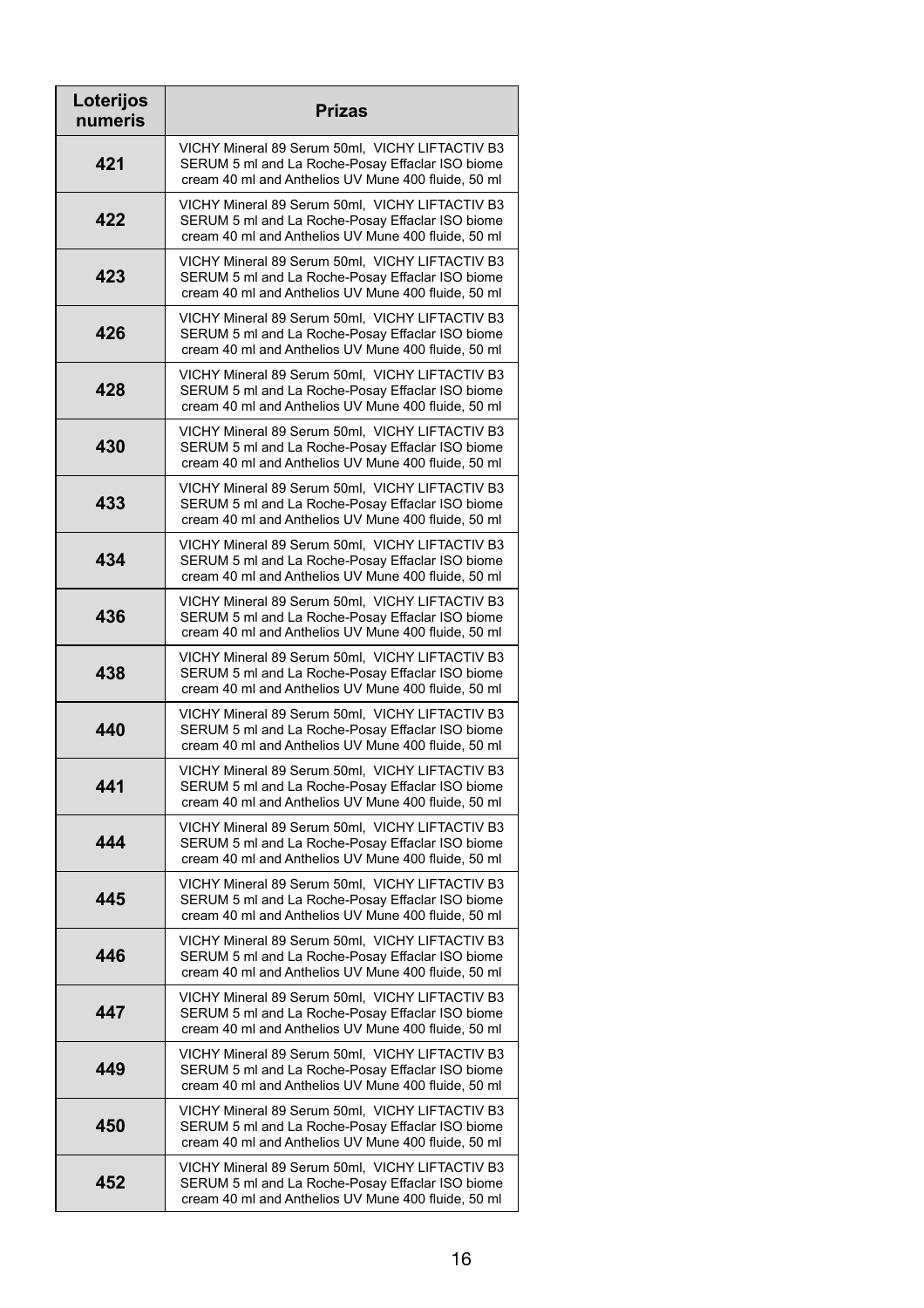| Loterijos numeris | Prizas |
| --- | --- |
| 421 | VICHY Mineral 89 Serum 50ml, VICHY LIFTACTIV B3 SERUM 5 ml and La Roche-Posay Effaclar ISO biome cream 40 ml and Anthelios UV Mune 400 fluide, 50 ml |
| 422 | VICHY Mineral 89 Serum 50ml, VICHY LIFTACTIV B3 SERUM 5 ml and La Roche-Posay Effaclar ISO biome cream 40 ml and Anthelios UV Mune 400 fluide, 50 ml |
| 423 | VICHY Mineral 89 Serum 50ml, VICHY LIFTACTIV B3 SERUM 5 ml and La Roche-Posay Effaclar ISO biome cream 40 ml and Anthelios UV Mune 400 fluide, 50 ml |
| 426 | VICHY Mineral 89 Serum 50ml, VICHY LIFTACTIV B3 SERUM 5 ml and La Roche-Posay Effaclar ISO biome cream 40 ml and Anthelios UV Mune 400 fluide, 50 ml |
| 428 | VICHY Mineral 89 Serum 50ml, VICHY LIFTACTIV B3 SERUM 5 ml and La Roche-Posay Effaclar ISO biome cream 40 ml and Anthelios UV Mune 400 fluide, 50 ml |
| 430 | VICHY Mineral 89 Serum 50ml, VICHY LIFTACTIV B3 SERUM 5 ml and La Roche-Posay Effaclar ISO biome cream 40 ml and Anthelios UV Mune 400 fluide, 50 ml |
| 433 | VICHY Mineral 89 Serum 50ml, VICHY LIFTACTIV B3 SERUM 5 ml and La Roche-Posay Effaclar ISO biome cream 40 ml and Anthelios UV Mune 400 fluide, 50 ml |
| 434 | VICHY Mineral 89 Serum 50ml, VICHY LIFTACTIV B3 SERUM 5 ml and La Roche-Posay Effaclar ISO biome cream 40 ml and Anthelios UV Mune 400 fluide, 50 ml |
| 436 | VICHY Mineral 89 Serum 50ml, VICHY LIFTACTIV B3 SERUM 5 ml and La Roche-Posay Effaclar ISO biome cream 40 ml and Anthelios UV Mune 400 fluide, 50 ml |
| 438 | VICHY Mineral 89 Serum 50ml, VICHY LIFTACTIV B3 SERUM 5 ml and La Roche-Posay Effaclar ISO biome cream 40 ml and Anthelios UV Mune 400 fluide, 50 ml |
| 440 | VICHY Mineral 89 Serum 50ml, VICHY LIFTACTIV B3 SERUM 5 ml and La Roche-Posay Effaclar ISO biome cream 40 ml and Anthelios UV Mune 400 fluide, 50 ml |
| 441 | VICHY Mineral 89 Serum 50ml, VICHY LIFTACTIV B3 SERUM 5 ml and La Roche-Posay Effaclar ISO biome cream 40 ml and Anthelios UV Mune 400 fluide, 50 ml |
| 444 | VICHY Mineral 89 Serum 50ml, VICHY LIFTACTIV B3 SERUM 5 ml and La Roche-Posay Effaclar ISO biome cream 40 ml and Anthelios UV Mune 400 fluide, 50 ml |
| 445 | VICHY Mineral 89 Serum 50ml, VICHY LIFTACTIV B3 SERUM 5 ml and La Roche-Posay Effaclar ISO biome cream 40 ml and Anthelios UV Mune 400 fluide, 50 ml |
| 446 | VICHY Mineral 89 Serum 50ml, VICHY LIFTACTIV B3 SERUM 5 ml and La Roche-Posay Effaclar ISO biome cream 40 ml and Anthelios UV Mune 400 fluide, 50 ml |
| 447 | VICHY Mineral 89 Serum 50ml, VICHY LIFTACTIV B3 SERUM 5 ml and La Roche-Posay Effaclar ISO biome cream 40 ml and Anthelios UV Mune 400 fluide, 50 ml |
| 449 | VICHY Mineral 89 Serum 50ml, VICHY LIFTACTIV B3 SERUM 5 ml and La Roche-Posay Effaclar ISO biome cream 40 ml and Anthelios UV Mune 400 fluide, 50 ml |
| 450 | VICHY Mineral 89 Serum 50ml, VICHY LIFTACTIV B3 SERUM 5 ml and La Roche-Posay Effaclar ISO biome cream 40 ml and Anthelios UV Mune 400 fluide, 50 ml |
| 452 | VICHY Mineral 89 Serum 50ml, VICHY LIFTACTIV B3 SERUM 5 ml and La Roche-Posay Effaclar ISO biome cream 40 ml and Anthelios UV Mune 400 fluide, 50 ml |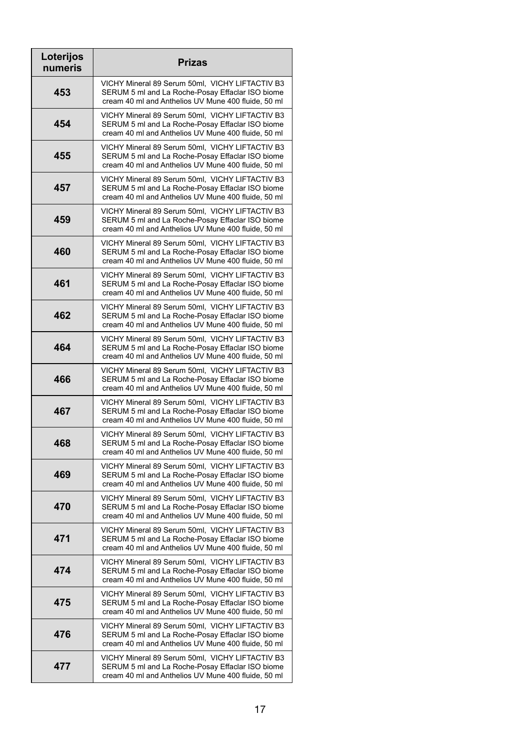| Loterijos numeris | Prizas |
|---|---|
| 453 | VICHY Mineral 89 Serum 50ml, VICHY LIFTACTIV B3 SERUM 5 ml and La Roche-Posay Effaclar ISO biome cream 40 ml and Anthelios UV Mune 400 fluide, 50 ml |
| 454 | VICHY Mineral 89 Serum 50ml, VICHY LIFTACTIV B3 SERUM 5 ml and La Roche-Posay Effaclar ISO biome cream 40 ml and Anthelios UV Mune 400 fluide, 50 ml |
| 455 | VICHY Mineral 89 Serum 50ml, VICHY LIFTACTIV B3 SERUM 5 ml and La Roche-Posay Effaclar ISO biome cream 40 ml and Anthelios UV Mune 400 fluide, 50 ml |
| 457 | VICHY Mineral 89 Serum 50ml, VICHY LIFTACTIV B3 SERUM 5 ml and La Roche-Posay Effaclar ISO biome cream 40 ml and Anthelios UV Mune 400 fluide, 50 ml |
| 459 | VICHY Mineral 89 Serum 50ml, VICHY LIFTACTIV B3 SERUM 5 ml and La Roche-Posay Effaclar ISO biome cream 40 ml and Anthelios UV Mune 400 fluide, 50 ml |
| 460 | VICHY Mineral 89 Serum 50ml, VICHY LIFTACTIV B3 SERUM 5 ml and La Roche-Posay Effaclar ISO biome cream 40 ml and Anthelios UV Mune 400 fluide, 50 ml |
| 461 | VICHY Mineral 89 Serum 50ml, VICHY LIFTACTIV B3 SERUM 5 ml and La Roche-Posay Effaclar ISO biome cream 40 ml and Anthelios UV Mune 400 fluide, 50 ml |
| 462 | VICHY Mineral 89 Serum 50ml, VICHY LIFTACTIV B3 SERUM 5 ml and La Roche-Posay Effaclar ISO biome cream 40 ml and Anthelios UV Mune 400 fluide, 50 ml |
| 464 | VICHY Mineral 89 Serum 50ml, VICHY LIFTACTIV B3 SERUM 5 ml and La Roche-Posay Effaclar ISO biome cream 40 ml and Anthelios UV Mune 400 fluide, 50 ml |
| 466 | VICHY Mineral 89 Serum 50ml, VICHY LIFTACTIV B3 SERUM 5 ml and La Roche-Posay Effaclar ISO biome cream 40 ml and Anthelios UV Mune 400 fluide, 50 ml |
| 467 | VICHY Mineral 89 Serum 50ml, VICHY LIFTACTIV B3 SERUM 5 ml and La Roche-Posay Effaclar ISO biome cream 40 ml and Anthelios UV Mune 400 fluide, 50 ml |
| 468 | VICHY Mineral 89 Serum 50ml, VICHY LIFTACTIV B3 SERUM 5 ml and La Roche-Posay Effaclar ISO biome cream 40 ml and Anthelios UV Mune 400 fluide, 50 ml |
| 469 | VICHY Mineral 89 Serum 50ml, VICHY LIFTACTIV B3 SERUM 5 ml and La Roche-Posay Effaclar ISO biome cream 40 ml and Anthelios UV Mune 400 fluide, 50 ml |
| 470 | VICHY Mineral 89 Serum 50ml, VICHY LIFTACTIV B3 SERUM 5 ml and La Roche-Posay Effaclar ISO biome cream 40 ml and Anthelios UV Mune 400 fluide, 50 ml |
| 471 | VICHY Mineral 89 Serum 50ml, VICHY LIFTACTIV B3 SERUM 5 ml and La Roche-Posay Effaclar ISO biome cream 40 ml and Anthelios UV Mune 400 fluide, 50 ml |
| 474 | VICHY Mineral 89 Serum 50ml, VICHY LIFTACTIV B3 SERUM 5 ml and La Roche-Posay Effaclar ISO biome cream 40 ml and Anthelios UV Mune 400 fluide, 50 ml |
| 475 | VICHY Mineral 89 Serum 50ml, VICHY LIFTACTIV B3 SERUM 5 ml and La Roche-Posay Effaclar ISO biome cream 40 ml and Anthelios UV Mune 400 fluide, 50 ml |
| 476 | VICHY Mineral 89 Serum 50ml, VICHY LIFTACTIV B3 SERUM 5 ml and La Roche-Posay Effaclar ISO biome cream 40 ml and Anthelios UV Mune 400 fluide, 50 ml |
| 477 | VICHY Mineral 89 Serum 50ml, VICHY LIFTACTIV B3 SERUM 5 ml and La Roche-Posay Effaclar ISO biome cream 40 ml and Anthelios UV Mune 400 fluide, 50 ml |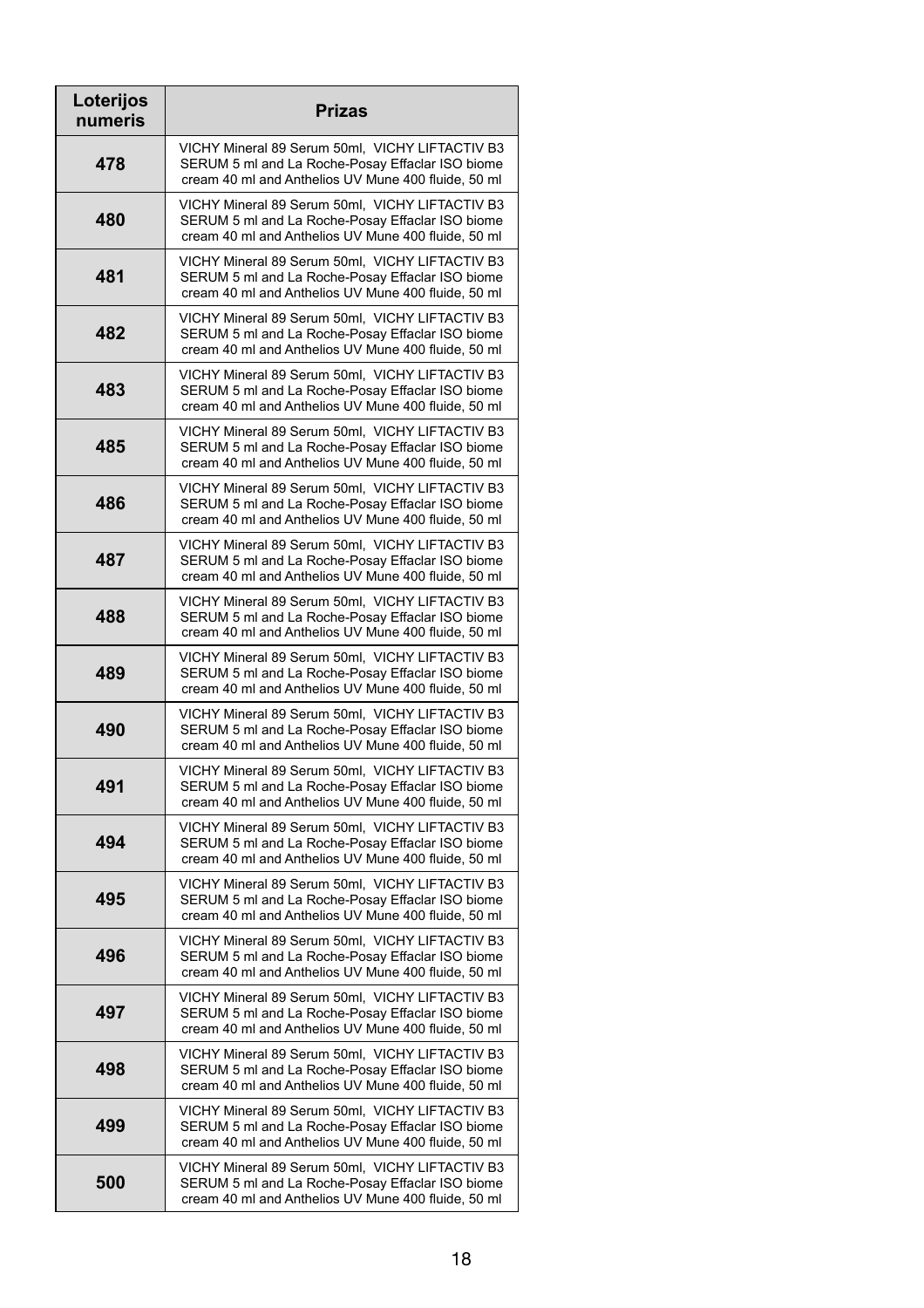| Loterijos numeris | Prizas |
|---|---|
| 478 | VICHY Mineral 89 Serum 50ml, VICHY LIFTACTIV B3 SERUM 5 ml and La Roche-Posay Effaclar ISO biome cream 40 ml and Anthelios UV Mune 400 fluide, 50 ml |
| 480 | VICHY Mineral 89 Serum 50ml, VICHY LIFTACTIV B3 SERUM 5 ml and La Roche-Posay Effaclar ISO biome cream 40 ml and Anthelios UV Mune 400 fluide, 50 ml |
| 481 | VICHY Mineral 89 Serum 50ml, VICHY LIFTACTIV B3 SERUM 5 ml and La Roche-Posay Effaclar ISO biome cream 40 ml and Anthelios UV Mune 400 fluide, 50 ml |
| 482 | VICHY Mineral 89 Serum 50ml, VICHY LIFTACTIV B3 SERUM 5 ml and La Roche-Posay Effaclar ISO biome cream 40 ml and Anthelios UV Mune 400 fluide, 50 ml |
| 483 | VICHY Mineral 89 Serum 50ml, VICHY LIFTACTIV B3 SERUM 5 ml and La Roche-Posay Effaclar ISO biome cream 40 ml and Anthelios UV Mune 400 fluide, 50 ml |
| 485 | VICHY Mineral 89 Serum 50ml, VICHY LIFTACTIV B3 SERUM 5 ml and La Roche-Posay Effaclar ISO biome cream 40 ml and Anthelios UV Mune 400 fluide, 50 ml |
| 486 | VICHY Mineral 89 Serum 50ml, VICHY LIFTACTIV B3 SERUM 5 ml and La Roche-Posay Effaclar ISO biome cream 40 ml and Anthelios UV Mune 400 fluide, 50 ml |
| 487 | VICHY Mineral 89 Serum 50ml, VICHY LIFTACTIV B3 SERUM 5 ml and La Roche-Posay Effaclar ISO biome cream 40 ml and Anthelios UV Mune 400 fluide, 50 ml |
| 488 | VICHY Mineral 89 Serum 50ml, VICHY LIFTACTIV B3 SERUM 5 ml and La Roche-Posay Effaclar ISO biome cream 40 ml and Anthelios UV Mune 400 fluide, 50 ml |
| 489 | VICHY Mineral 89 Serum 50ml, VICHY LIFTACTIV B3 SERUM 5 ml and La Roche-Posay Effaclar ISO biome cream 40 ml and Anthelios UV Mune 400 fluide, 50 ml |
| 490 | VICHY Mineral 89 Serum 50ml, VICHY LIFTACTIV B3 SERUM 5 ml and La Roche-Posay Effaclar ISO biome cream 40 ml and Anthelios UV Mune 400 fluide, 50 ml |
| 491 | VICHY Mineral 89 Serum 50ml, VICHY LIFTACTIV B3 SERUM 5 ml and La Roche-Posay Effaclar ISO biome cream 40 ml and Anthelios UV Mune 400 fluide, 50 ml |
| 494 | VICHY Mineral 89 Serum 50ml, VICHY LIFTACTIV B3 SERUM 5 ml and La Roche-Posay Effaclar ISO biome cream 40 ml and Anthelios UV Mune 400 fluide, 50 ml |
| 495 | VICHY Mineral 89 Serum 50ml, VICHY LIFTACTIV B3 SERUM 5 ml and La Roche-Posay Effaclar ISO biome cream 40 ml and Anthelios UV Mune 400 fluide, 50 ml |
| 496 | VICHY Mineral 89 Serum 50ml, VICHY LIFTACTIV B3 SERUM 5 ml and La Roche-Posay Effaclar ISO biome cream 40 ml and Anthelios UV Mune 400 fluide, 50 ml |
| 497 | VICHY Mineral 89 Serum 50ml, VICHY LIFTACTIV B3 SERUM 5 ml and La Roche-Posay Effaclar ISO biome cream 40 ml and Anthelios UV Mune 400 fluide, 50 ml |
| 498 | VICHY Mineral 89 Serum 50ml, VICHY LIFTACTIV B3 SERUM 5 ml and La Roche-Posay Effaclar ISO biome cream 40 ml and Anthelios UV Mune 400 fluide, 50 ml |
| 499 | VICHY Mineral 89 Serum 50ml, VICHY LIFTACTIV B3 SERUM 5 ml and La Roche-Posay Effaclar ISO biome cream 40 ml and Anthelios UV Mune 400 fluide, 50 ml |
| 500 | VICHY Mineral 89 Serum 50ml, VICHY LIFTACTIV B3 SERUM 5 ml and La Roche-Posay Effaclar ISO biome cream 40 ml and Anthelios UV Mune 400 fluide, 50 ml |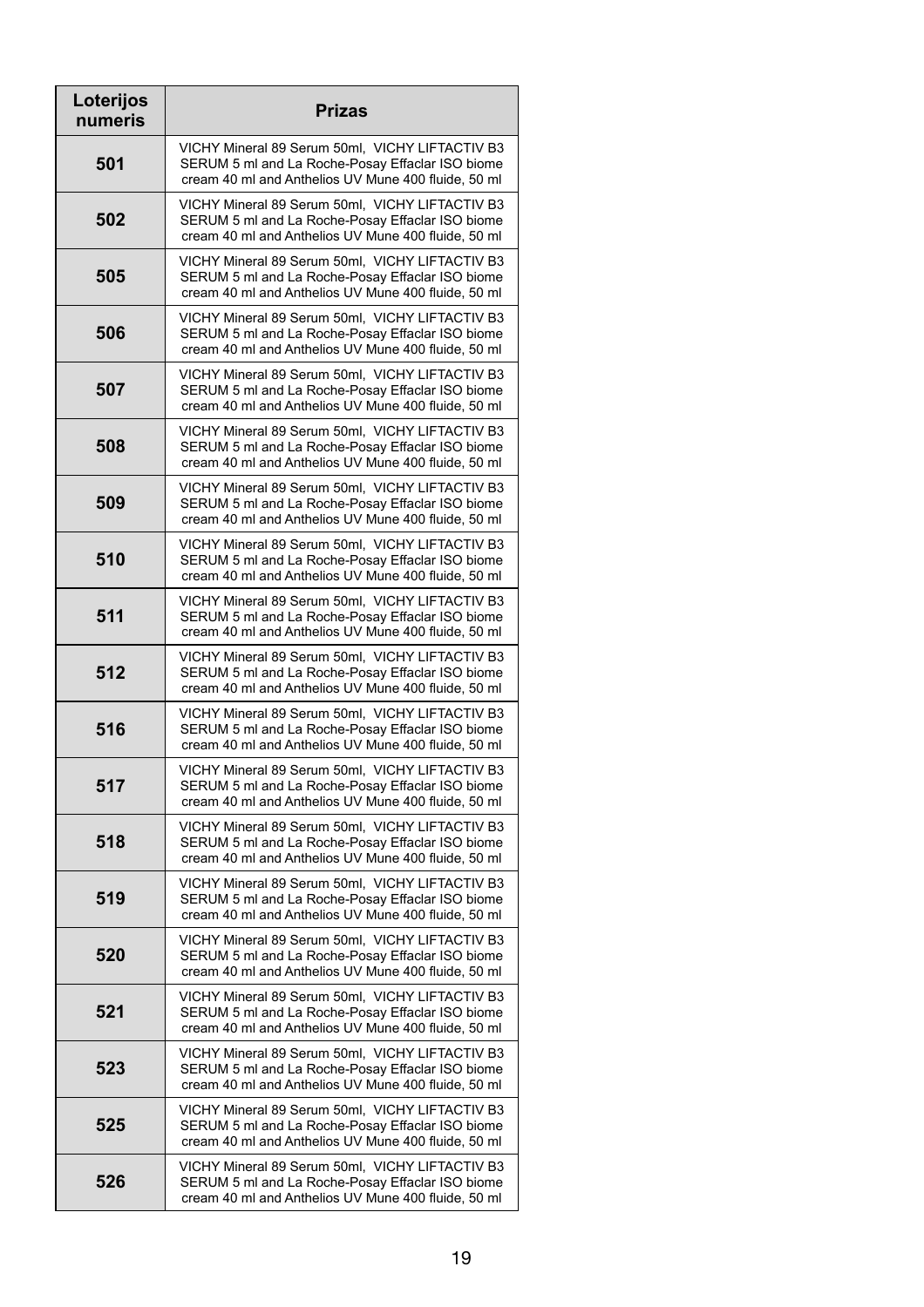| Loterijos numeris | Prizas |
|---|---|
| 501 | VICHY Mineral 89 Serum 50ml, VICHY LIFTACTIV B3 SERUM 5 ml and La Roche-Posay Effaclar ISO biome cream 40 ml and Anthelios UV Mune 400 fluide, 50 ml |
| 502 | VICHY Mineral 89 Serum 50ml, VICHY LIFTACTIV B3 SERUM 5 ml and La Roche-Posay Effaclar ISO biome cream 40 ml and Anthelios UV Mune 400 fluide, 50 ml |
| 505 | VICHY Mineral 89 Serum 50ml, VICHY LIFTACTIV B3 SERUM 5 ml and La Roche-Posay Effaclar ISO biome cream 40 ml and Anthelios UV Mune 400 fluide, 50 ml |
| 506 | VICHY Mineral 89 Serum 50ml, VICHY LIFTACTIV B3 SERUM 5 ml and La Roche-Posay Effaclar ISO biome cream 40 ml and Anthelios UV Mune 400 fluide, 50 ml |
| 507 | VICHY Mineral 89 Serum 50ml, VICHY LIFTACTIV B3 SERUM 5 ml and La Roche-Posay Effaclar ISO biome cream 40 ml and Anthelios UV Mune 400 fluide, 50 ml |
| 508 | VICHY Mineral 89 Serum 50ml, VICHY LIFTACTIV B3 SERUM 5 ml and La Roche-Posay Effaclar ISO biome cream 40 ml and Anthelios UV Mune 400 fluide, 50 ml |
| 509 | VICHY Mineral 89 Serum 50ml, VICHY LIFTACTIV B3 SERUM 5 ml and La Roche-Posay Effaclar ISO biome cream 40 ml and Anthelios UV Mune 400 fluide, 50 ml |
| 510 | VICHY Mineral 89 Serum 50ml, VICHY LIFTACTIV B3 SERUM 5 ml and La Roche-Posay Effaclar ISO biome cream 40 ml and Anthelios UV Mune 400 fluide, 50 ml |
| 511 | VICHY Mineral 89 Serum 50ml, VICHY LIFTACTIV B3 SERUM 5 ml and La Roche-Posay Effaclar ISO biome cream 40 ml and Anthelios UV Mune 400 fluide, 50 ml |
| 512 | VICHY Mineral 89 Serum 50ml, VICHY LIFTACTIV B3 SERUM 5 ml and La Roche-Posay Effaclar ISO biome cream 40 ml and Anthelios UV Mune 400 fluide, 50 ml |
| 516 | VICHY Mineral 89 Serum 50ml, VICHY LIFTACTIV B3 SERUM 5 ml and La Roche-Posay Effaclar ISO biome cream 40 ml and Anthelios UV Mune 400 fluide, 50 ml |
| 517 | VICHY Mineral 89 Serum 50ml, VICHY LIFTACTIV B3 SERUM 5 ml and La Roche-Posay Effaclar ISO biome cream 40 ml and Anthelios UV Mune 400 fluide, 50 ml |
| 518 | VICHY Mineral 89 Serum 50ml, VICHY LIFTACTIV B3 SERUM 5 ml and La Roche-Posay Effaclar ISO biome cream 40 ml and Anthelios UV Mune 400 fluide, 50 ml |
| 519 | VICHY Mineral 89 Serum 50ml, VICHY LIFTACTIV B3 SERUM 5 ml and La Roche-Posay Effaclar ISO biome cream 40 ml and Anthelios UV Mune 400 fluide, 50 ml |
| 520 | VICHY Mineral 89 Serum 50ml, VICHY LIFTACTIV B3 SERUM 5 ml and La Roche-Posay Effaclar ISO biome cream 40 ml and Anthelios UV Mune 400 fluide, 50 ml |
| 521 | VICHY Mineral 89 Serum 50ml, VICHY LIFTACTIV B3 SERUM 5 ml and La Roche-Posay Effaclar ISO biome cream 40 ml and Anthelios UV Mune 400 fluide, 50 ml |
| 523 | VICHY Mineral 89 Serum 50ml, VICHY LIFTACTIV B3 SERUM 5 ml and La Roche-Posay Effaclar ISO biome cream 40 ml and Anthelios UV Mune 400 fluide, 50 ml |
| 525 | VICHY Mineral 89 Serum 50ml, VICHY LIFTACTIV B3 SERUM 5 ml and La Roche-Posay Effaclar ISO biome cream 40 ml and Anthelios UV Mune 400 fluide, 50 ml |
| 526 | VICHY Mineral 89 Serum 50ml, VICHY LIFTACTIV B3 SERUM 5 ml and La Roche-Posay Effaclar ISO biome cream 40 ml and Anthelios UV Mune 400 fluide, 50 ml |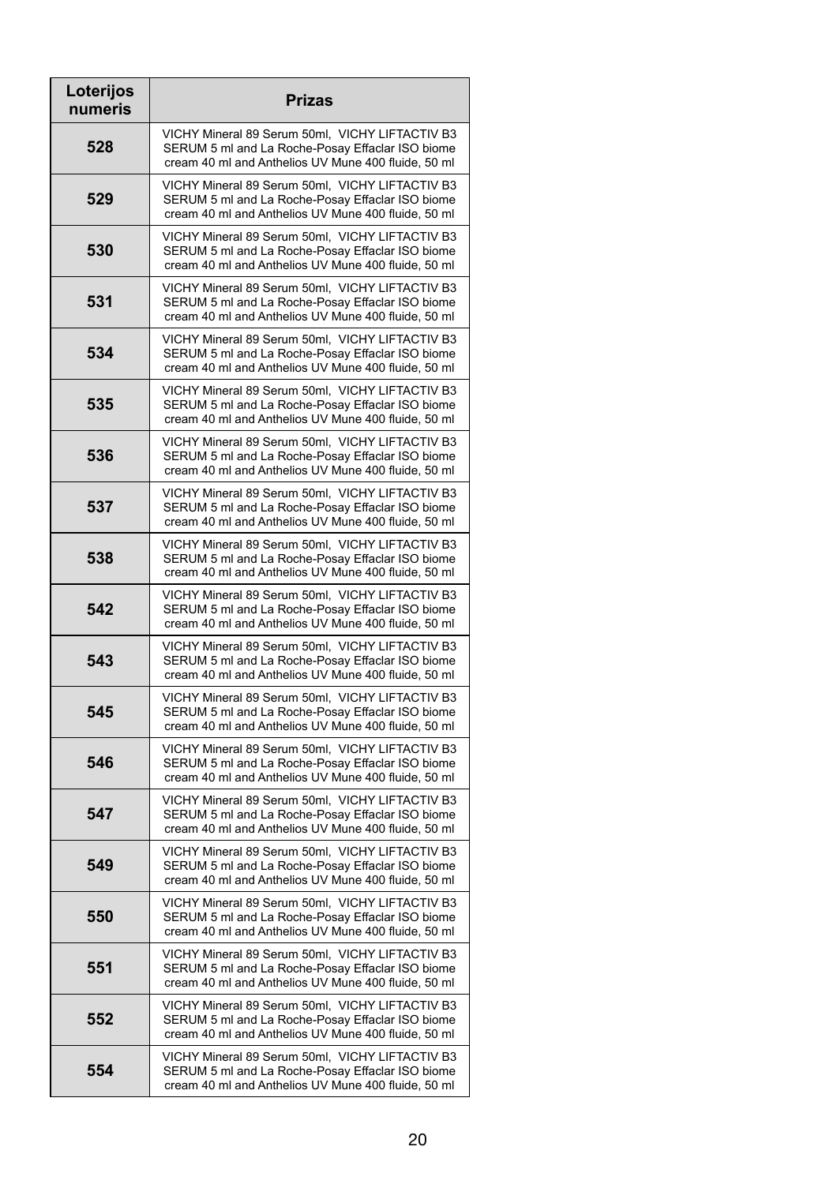| Loterijos numeris | Prizas |
| --- | --- |
| 528 | VICHY Mineral 89 Serum 50ml, VICHY LIFTACTIV B3 SERUM 5 ml and La Roche-Posay Effaclar ISO biome cream 40 ml and Anthelios UV Mune 400 fluide, 50 ml |
| 529 | VICHY Mineral 89 Serum 50ml, VICHY LIFTACTIV B3 SERUM 5 ml and La Roche-Posay Effaclar ISO biome cream 40 ml and Anthelios UV Mune 400 fluide, 50 ml |
| 530 | VICHY Mineral 89 Serum 50ml, VICHY LIFTACTIV B3 SERUM 5 ml and La Roche-Posay Effaclar ISO biome cream 40 ml and Anthelios UV Mune 400 fluide, 50 ml |
| 531 | VICHY Mineral 89 Serum 50ml, VICHY LIFTACTIV B3 SERUM 5 ml and La Roche-Posay Effaclar ISO biome cream 40 ml and Anthelios UV Mune 400 fluide, 50 ml |
| 534 | VICHY Mineral 89 Serum 50ml, VICHY LIFTACTIV B3 SERUM 5 ml and La Roche-Posay Effaclar ISO biome cream 40 ml and Anthelios UV Mune 400 fluide, 50 ml |
| 535 | VICHY Mineral 89 Serum 50ml, VICHY LIFTACTIV B3 SERUM 5 ml and La Roche-Posay Effaclar ISO biome cream 40 ml and Anthelios UV Mune 400 fluide, 50 ml |
| 536 | VICHY Mineral 89 Serum 50ml, VICHY LIFTACTIV B3 SERUM 5 ml and La Roche-Posay Effaclar ISO biome cream 40 ml and Anthelios UV Mune 400 fluide, 50 ml |
| 537 | VICHY Mineral 89 Serum 50ml, VICHY LIFTACTIV B3 SERUM 5 ml and La Roche-Posay Effaclar ISO biome cream 40 ml and Anthelios UV Mune 400 fluide, 50 ml |
| 538 | VICHY Mineral 89 Serum 50ml, VICHY LIFTACTIV B3 SERUM 5 ml and La Roche-Posay Effaclar ISO biome cream 40 ml and Anthelios UV Mune 400 fluide, 50 ml |
| 542 | VICHY Mineral 89 Serum 50ml, VICHY LIFTACTIV B3 SERUM 5 ml and La Roche-Posay Effaclar ISO biome cream 40 ml and Anthelios UV Mune 400 fluide, 50 ml |
| 543 | VICHY Mineral 89 Serum 50ml, VICHY LIFTACTIV B3 SERUM 5 ml and La Roche-Posay Effaclar ISO biome cream 40 ml and Anthelios UV Mune 400 fluide, 50 ml |
| 545 | VICHY Mineral 89 Serum 50ml, VICHY LIFTACTIV B3 SERUM 5 ml and La Roche-Posay Effaclar ISO biome cream 40 ml and Anthelios UV Mune 400 fluide, 50 ml |
| 546 | VICHY Mineral 89 Serum 50ml, VICHY LIFTACTIV B3 SERUM 5 ml and La Roche-Posay Effaclar ISO biome cream 40 ml and Anthelios UV Mune 400 fluide, 50 ml |
| 547 | VICHY Mineral 89 Serum 50ml, VICHY LIFTACTIV B3 SERUM 5 ml and La Roche-Posay Effaclar ISO biome cream 40 ml and Anthelios UV Mune 400 fluide, 50 ml |
| 549 | VICHY Mineral 89 Serum 50ml, VICHY LIFTACTIV B3 SERUM 5 ml and La Roche-Posay Effaclar ISO biome cream 40 ml and Anthelios UV Mune 400 fluide, 50 ml |
| 550 | VICHY Mineral 89 Serum 50ml, VICHY LIFTACTIV B3 SERUM 5 ml and La Roche-Posay Effaclar ISO biome cream 40 ml and Anthelios UV Mune 400 fluide, 50 ml |
| 551 | VICHY Mineral 89 Serum 50ml, VICHY LIFTACTIV B3 SERUM 5 ml and La Roche-Posay Effaclar ISO biome cream 40 ml and Anthelios UV Mune 400 fluide, 50 ml |
| 552 | VICHY Mineral 89 Serum 50ml, VICHY LIFTACTIV B3 SERUM 5 ml and La Roche-Posay Effaclar ISO biome cream 40 ml and Anthelios UV Mune 400 fluide, 50 ml |
| 554 | VICHY Mineral 89 Serum 50ml, VICHY LIFTACTIV B3 SERUM 5 ml and La Roche-Posay Effaclar ISO biome cream 40 ml and Anthelios UV Mune 400 fluide, 50 ml |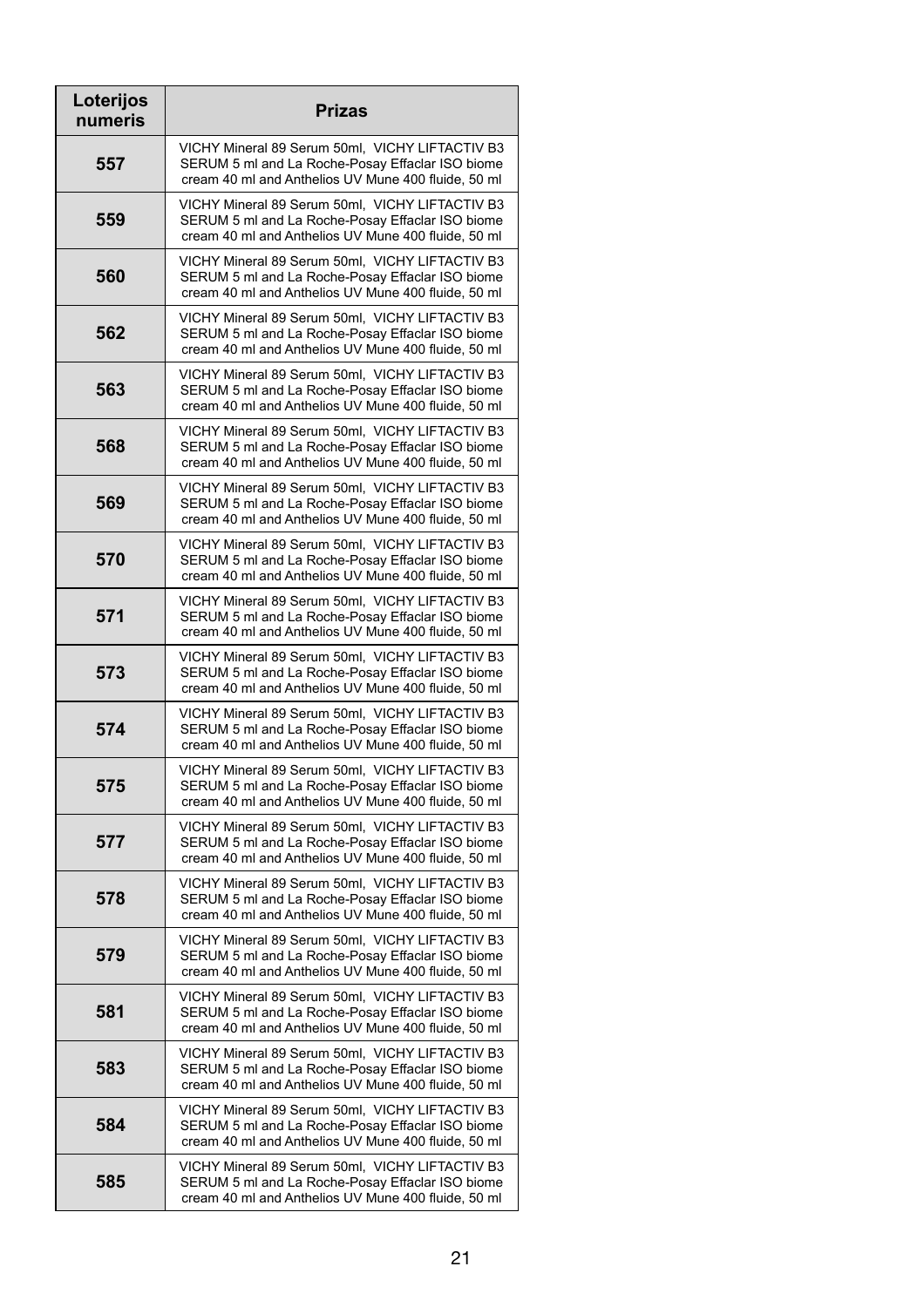| Loterijos numeris | Prizas |
| --- | --- |
| 557 | VICHY Mineral 89 Serum 50ml,  VICHY LIFTACTIV B3 SERUM 5 ml and La Roche-Posay Effaclar ISO biome cream 40 ml and Anthelios UV Mune 400 fluide, 50 ml |
| 559 | VICHY Mineral 89 Serum 50ml,  VICHY LIFTACTIV B3 SERUM 5 ml and La Roche-Posay Effaclar ISO biome cream 40 ml and Anthelios UV Mune 400 fluide, 50 ml |
| 560 | VICHY Mineral 89 Serum 50ml,  VICHY LIFTACTIV B3 SERUM 5 ml and La Roche-Posay Effaclar ISO biome cream 40 ml and Anthelios UV Mune 400 fluide, 50 ml |
| 562 | VICHY Mineral 89 Serum 50ml,  VICHY LIFTACTIV B3 SERUM 5 ml and La Roche-Posay Effaclar ISO biome cream 40 ml and Anthelios UV Mune 400 fluide, 50 ml |
| 563 | VICHY Mineral 89 Serum 50ml,  VICHY LIFTACTIV B3 SERUM 5 ml and La Roche-Posay Effaclar ISO biome cream 40 ml and Anthelios UV Mune 400 fluide, 50 ml |
| 568 | VICHY Mineral 89 Serum 50ml,  VICHY LIFTACTIV B3 SERUM 5 ml and La Roche-Posay Effaclar ISO biome cream 40 ml and Anthelios UV Mune 400 fluide, 50 ml |
| 569 | VICHY Mineral 89 Serum 50ml,  VICHY LIFTACTIV B3 SERUM 5 ml and La Roche-Posay Effaclar ISO biome cream 40 ml and Anthelios UV Mune 400 fluide, 50 ml |
| 570 | VICHY Mineral 89 Serum 50ml,  VICHY LIFTACTIV B3 SERUM 5 ml and La Roche-Posay Effaclar ISO biome cream 40 ml and Anthelios UV Mune 400 fluide, 50 ml |
| 571 | VICHY Mineral 89 Serum 50ml,  VICHY LIFTACTIV B3 SERUM 5 ml and La Roche-Posay Effaclar ISO biome cream 40 ml and Anthelios UV Mune 400 fluide, 50 ml |
| 573 | VICHY Mineral 89 Serum 50ml,  VICHY LIFTACTIV B3 SERUM 5 ml and La Roche-Posay Effaclar ISO biome cream 40 ml and Anthelios UV Mune 400 fluide, 50 ml |
| 574 | VICHY Mineral 89 Serum 50ml,  VICHY LIFTACTIV B3 SERUM 5 ml and La Roche-Posay Effaclar ISO biome cream 40 ml and Anthelios UV Mune 400 fluide, 50 ml |
| 575 | VICHY Mineral 89 Serum 50ml,  VICHY LIFTACTIV B3 SERUM 5 ml and La Roche-Posay Effaclar ISO biome cream 40 ml and Anthelios UV Mune 400 fluide, 50 ml |
| 577 | VICHY Mineral 89 Serum 50ml,  VICHY LIFTACTIV B3 SERUM 5 ml and La Roche-Posay Effaclar ISO biome cream 40 ml and Anthelios UV Mune 400 fluide, 50 ml |
| 578 | VICHY Mineral 89 Serum 50ml,  VICHY LIFTACTIV B3 SERUM 5 ml and La Roche-Posay Effaclar ISO biome cream 40 ml and Anthelios UV Mune 400 fluide, 50 ml |
| 579 | VICHY Mineral 89 Serum 50ml,  VICHY LIFTACTIV B3 SERUM 5 ml and La Roche-Posay Effaclar ISO biome cream 40 ml and Anthelios UV Mune 400 fluide, 50 ml |
| 581 | VICHY Mineral 89 Serum 50ml,  VICHY LIFTACTIV B3 SERUM 5 ml and La Roche-Posay Effaclar ISO biome cream 40 ml and Anthelios UV Mune 400 fluide, 50 ml |
| 583 | VICHY Mineral 89 Serum 50ml,  VICHY LIFTACTIV B3 SERUM 5 ml and La Roche-Posay Effaclar ISO biome cream 40 ml and Anthelios UV Mune 400 fluide, 50 ml |
| 584 | VICHY Mineral 89 Serum 50ml,  VICHY LIFTACTIV B3 SERUM 5 ml and La Roche-Posay Effaclar ISO biome cream 40 ml and Anthelios UV Mune 400 fluide, 50 ml |
| 585 | VICHY Mineral 89 Serum 50ml,  VICHY LIFTACTIV B3 SERUM 5 ml and La Roche-Posay Effaclar ISO biome cream 40 ml and Anthelios UV Mune 400 fluide, 50 ml |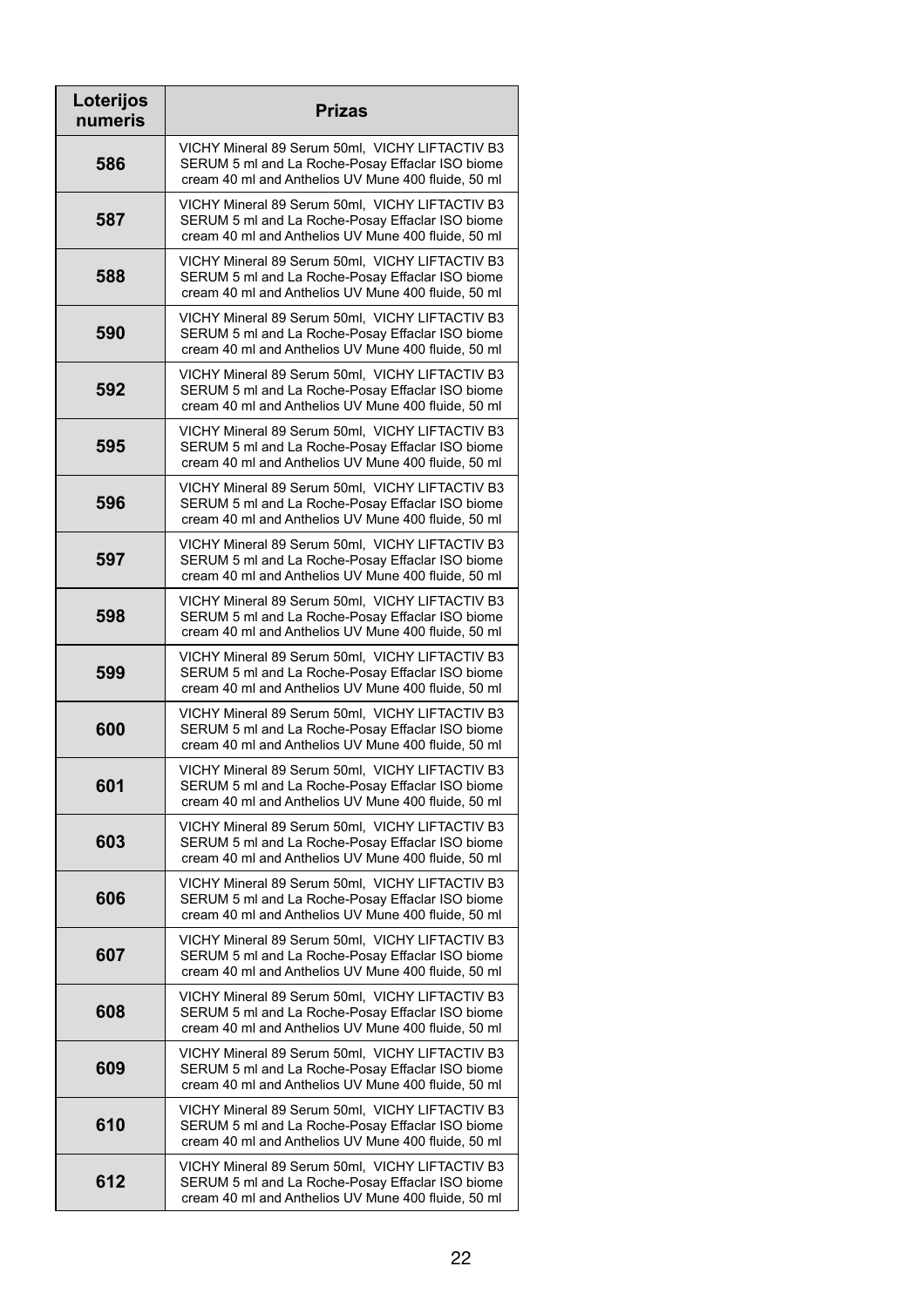| Loterijos numeris | Prizas |
|---|---|
| 586 | VICHY Mineral 89 Serum 50ml, VICHY LIFTACTIV B3 SERUM 5 ml and La Roche-Posay Effaclar ISO biome cream 40 ml and Anthelios UV Mune 400 fluide, 50 ml |
| 587 | VICHY Mineral 89 Serum 50ml, VICHY LIFTACTIV B3 SERUM 5 ml and La Roche-Posay Effaclar ISO biome cream 40 ml and Anthelios UV Mune 400 fluide, 50 ml |
| 588 | VICHY Mineral 89 Serum 50ml, VICHY LIFTACTIV B3 SERUM 5 ml and La Roche-Posay Effaclar ISO biome cream 40 ml and Anthelios UV Mune 400 fluide, 50 ml |
| 590 | VICHY Mineral 89 Serum 50ml, VICHY LIFTACTIV B3 SERUM 5 ml and La Roche-Posay Effaclar ISO biome cream 40 ml and Anthelios UV Mune 400 fluide, 50 ml |
| 592 | VICHY Mineral 89 Serum 50ml, VICHY LIFTACTIV B3 SERUM 5 ml and La Roche-Posay Effaclar ISO biome cream 40 ml and Anthelios UV Mune 400 fluide, 50 ml |
| 595 | VICHY Mineral 89 Serum 50ml, VICHY LIFTACTIV B3 SERUM 5 ml and La Roche-Posay Effaclar ISO biome cream 40 ml and Anthelios UV Mune 400 fluide, 50 ml |
| 596 | VICHY Mineral 89 Serum 50ml, VICHY LIFTACTIV B3 SERUM 5 ml and La Roche-Posay Effaclar ISO biome cream 40 ml and Anthelios UV Mune 400 fluide, 50 ml |
| 597 | VICHY Mineral 89 Serum 50ml, VICHY LIFTACTIV B3 SERUM 5 ml and La Roche-Posay Effaclar ISO biome cream 40 ml and Anthelios UV Mune 400 fluide, 50 ml |
| 598 | VICHY Mineral 89 Serum 50ml, VICHY LIFTACTIV B3 SERUM 5 ml and La Roche-Posay Effaclar ISO biome cream 40 ml and Anthelios UV Mune 400 fluide, 50 ml |
| 599 | VICHY Mineral 89 Serum 50ml, VICHY LIFTACTIV B3 SERUM 5 ml and La Roche-Posay Effaclar ISO biome cream 40 ml and Anthelios UV Mune 400 fluide, 50 ml |
| 600 | VICHY Mineral 89 Serum 50ml, VICHY LIFTACTIV B3 SERUM 5 ml and La Roche-Posay Effaclar ISO biome cream 40 ml and Anthelios UV Mune 400 fluide, 50 ml |
| 601 | VICHY Mineral 89 Serum 50ml, VICHY LIFTACTIV B3 SERUM 5 ml and La Roche-Posay Effaclar ISO biome cream 40 ml and Anthelios UV Mune 400 fluide, 50 ml |
| 603 | VICHY Mineral 89 Serum 50ml, VICHY LIFTACTIV B3 SERUM 5 ml and La Roche-Posay Effaclar ISO biome cream 40 ml and Anthelios UV Mune 400 fluide, 50 ml |
| 606 | VICHY Mineral 89 Serum 50ml, VICHY LIFTACTIV B3 SERUM 5 ml and La Roche-Posay Effaclar ISO biome cream 40 ml and Anthelios UV Mune 400 fluide, 50 ml |
| 607 | VICHY Mineral 89 Serum 50ml, VICHY LIFTACTIV B3 SERUM 5 ml and La Roche-Posay Effaclar ISO biome cream 40 ml and Anthelios UV Mune 400 fluide, 50 ml |
| 608 | VICHY Mineral 89 Serum 50ml, VICHY LIFTACTIV B3 SERUM 5 ml and La Roche-Posay Effaclar ISO biome cream 40 ml and Anthelios UV Mune 400 fluide, 50 ml |
| 609 | VICHY Mineral 89 Serum 50ml, VICHY LIFTACTIV B3 SERUM 5 ml and La Roche-Posay Effaclar ISO biome cream 40 ml and Anthelios UV Mune 400 fluide, 50 ml |
| 610 | VICHY Mineral 89 Serum 50ml, VICHY LIFTACTIV B3 SERUM 5 ml and La Roche-Posay Effaclar ISO biome cream 40 ml and Anthelios UV Mune 400 fluide, 50 ml |
| 612 | VICHY Mineral 89 Serum 50ml, VICHY LIFTACTIV B3 SERUM 5 ml and La Roche-Posay Effaclar ISO biome cream 40 ml and Anthelios UV Mune 400 fluide, 50 ml |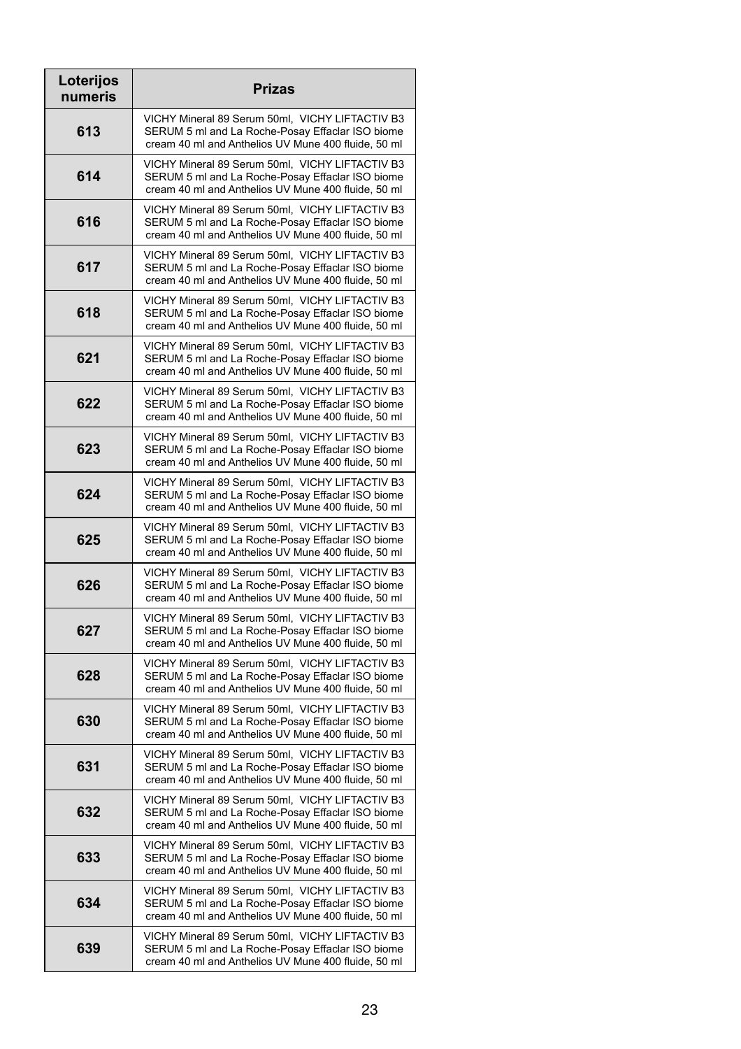| Loterijos numeris | Prizas |
|---|---|
| 613 | VICHY Mineral 89 Serum 50ml, VICHY LIFTACTIV B3 SERUM 5 ml and La Roche-Posay Effaclar ISO biome cream 40 ml and Anthelios UV Mune 400 fluide, 50 ml |
| 614 | VICHY Mineral 89 Serum 50ml, VICHY LIFTACTIV B3 SERUM 5 ml and La Roche-Posay Effaclar ISO biome cream 40 ml and Anthelios UV Mune 400 fluide, 50 ml |
| 616 | VICHY Mineral 89 Serum 50ml, VICHY LIFTACTIV B3 SERUM 5 ml and La Roche-Posay Effaclar ISO biome cream 40 ml and Anthelios UV Mune 400 fluide, 50 ml |
| 617 | VICHY Mineral 89 Serum 50ml, VICHY LIFTACTIV B3 SERUM 5 ml and La Roche-Posay Effaclar ISO biome cream 40 ml and Anthelios UV Mune 400 fluide, 50 ml |
| 618 | VICHY Mineral 89 Serum 50ml, VICHY LIFTACTIV B3 SERUM 5 ml and La Roche-Posay Effaclar ISO biome cream 40 ml and Anthelios UV Mune 400 fluide, 50 ml |
| 621 | VICHY Mineral 89 Serum 50ml, VICHY LIFTACTIV B3 SERUM 5 ml and La Roche-Posay Effaclar ISO biome cream 40 ml and Anthelios UV Mune 400 fluide, 50 ml |
| 622 | VICHY Mineral 89 Serum 50ml, VICHY LIFTACTIV B3 SERUM 5 ml and La Roche-Posay Effaclar ISO biome cream 40 ml and Anthelios UV Mune 400 fluide, 50 ml |
| 623 | VICHY Mineral 89 Serum 50ml, VICHY LIFTACTIV B3 SERUM 5 ml and La Roche-Posay Effaclar ISO biome cream 40 ml and Anthelios UV Mune 400 fluide, 50 ml |
| 624 | VICHY Mineral 89 Serum 50ml, VICHY LIFTACTIV B3 SERUM 5 ml and La Roche-Posay Effaclar ISO biome cream 40 ml and Anthelios UV Mune 400 fluide, 50 ml |
| 625 | VICHY Mineral 89 Serum 50ml, VICHY LIFTACTIV B3 SERUM 5 ml and La Roche-Posay Effaclar ISO biome cream 40 ml and Anthelios UV Mune 400 fluide, 50 ml |
| 626 | VICHY Mineral 89 Serum 50ml, VICHY LIFTACTIV B3 SERUM 5 ml and La Roche-Posay Effaclar ISO biome cream 40 ml and Anthelios UV Mune 400 fluide, 50 ml |
| 627 | VICHY Mineral 89 Serum 50ml, VICHY LIFTACTIV B3 SERUM 5 ml and La Roche-Posay Effaclar ISO biome cream 40 ml and Anthelios UV Mune 400 fluide, 50 ml |
| 628 | VICHY Mineral 89 Serum 50ml, VICHY LIFTACTIV B3 SERUM 5 ml and La Roche-Posay Effaclar ISO biome cream 40 ml and Anthelios UV Mune 400 fluide, 50 ml |
| 630 | VICHY Mineral 89 Serum 50ml, VICHY LIFTACTIV B3 SERUM 5 ml and La Roche-Posay Effaclar ISO biome cream 40 ml and Anthelios UV Mune 400 fluide, 50 ml |
| 631 | VICHY Mineral 89 Serum 50ml, VICHY LIFTACTIV B3 SERUM 5 ml and La Roche-Posay Effaclar ISO biome cream 40 ml and Anthelios UV Mune 400 fluide, 50 ml |
| 632 | VICHY Mineral 89 Serum 50ml, VICHY LIFTACTIV B3 SERUM 5 ml and La Roche-Posay Effaclar ISO biome cream 40 ml and Anthelios UV Mune 400 fluide, 50 ml |
| 633 | VICHY Mineral 89 Serum 50ml, VICHY LIFTACTIV B3 SERUM 5 ml and La Roche-Posay Effaclar ISO biome cream 40 ml and Anthelios UV Mune 400 fluide, 50 ml |
| 634 | VICHY Mineral 89 Serum 50ml, VICHY LIFTACTIV B3 SERUM 5 ml and La Roche-Posay Effaclar ISO biome cream 40 ml and Anthelios UV Mune 400 fluide, 50 ml |
| 639 | VICHY Mineral 89 Serum 50ml, VICHY LIFTACTIV B3 SERUM 5 ml and La Roche-Posay Effaclar ISO biome cream 40 ml and Anthelios UV Mune 400 fluide, 50 ml |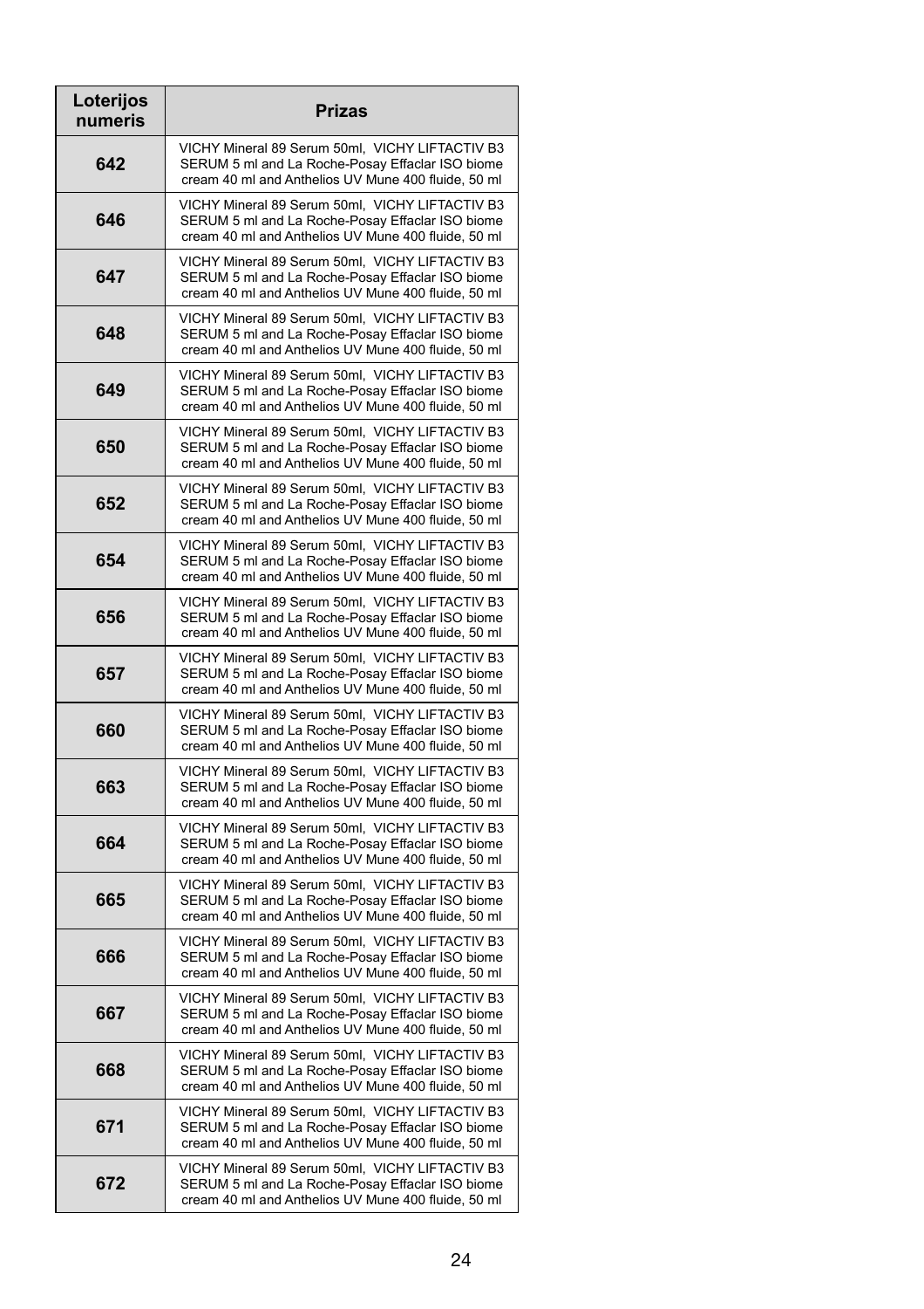| Loterijos numeris | Prizas |
|---|---|
| 642 | VICHY Mineral 89 Serum 50ml, VICHY LIFTACTIV B3 SERUM 5 ml and La Roche-Posay Effaclar ISO biome cream 40 ml and Anthelios UV Mune 400 fluide, 50 ml |
| 646 | VICHY Mineral 89 Serum 50ml, VICHY LIFTACTIV B3 SERUM 5 ml and La Roche-Posay Effaclar ISO biome cream 40 ml and Anthelios UV Mune 400 fluide, 50 ml |
| 647 | VICHY Mineral 89 Serum 50ml, VICHY LIFTACTIV B3 SERUM 5 ml and La Roche-Posay Effaclar ISO biome cream 40 ml and Anthelios UV Mune 400 fluide, 50 ml |
| 648 | VICHY Mineral 89 Serum 50ml, VICHY LIFTACTIV B3 SERUM 5 ml and La Roche-Posay Effaclar ISO biome cream 40 ml and Anthelios UV Mune 400 fluide, 50 ml |
| 649 | VICHY Mineral 89 Serum 50ml, VICHY LIFTACTIV B3 SERUM 5 ml and La Roche-Posay Effaclar ISO biome cream 40 ml and Anthelios UV Mune 400 fluide, 50 ml |
| 650 | VICHY Mineral 89 Serum 50ml, VICHY LIFTACTIV B3 SERUM 5 ml and La Roche-Posay Effaclar ISO biome cream 40 ml and Anthelios UV Mune 400 fluide, 50 ml |
| 652 | VICHY Mineral 89 Serum 50ml, VICHY LIFTACTIV B3 SERUM 5 ml and La Roche-Posay Effaclar ISO biome cream 40 ml and Anthelios UV Mune 400 fluide, 50 ml |
| 654 | VICHY Mineral 89 Serum 50ml, VICHY LIFTACTIV B3 SERUM 5 ml and La Roche-Posay Effaclar ISO biome cream 40 ml and Anthelios UV Mune 400 fluide, 50 ml |
| 656 | VICHY Mineral 89 Serum 50ml, VICHY LIFTACTIV B3 SERUM 5 ml and La Roche-Posay Effaclar ISO biome cream 40 ml and Anthelios UV Mune 400 fluide, 50 ml |
| 657 | VICHY Mineral 89 Serum 50ml, VICHY LIFTACTIV B3 SERUM 5 ml and La Roche-Posay Effaclar ISO biome cream 40 ml and Anthelios UV Mune 400 fluide, 50 ml |
| 660 | VICHY Mineral 89 Serum 50ml, VICHY LIFTACTIV B3 SERUM 5 ml and La Roche-Posay Effaclar ISO biome cream 40 ml and Anthelios UV Mune 400 fluide, 50 ml |
| 663 | VICHY Mineral 89 Serum 50ml, VICHY LIFTACTIV B3 SERUM 5 ml and La Roche-Posay Effaclar ISO biome cream 40 ml and Anthelios UV Mune 400 fluide, 50 ml |
| 664 | VICHY Mineral 89 Serum 50ml, VICHY LIFTACTIV B3 SERUM 5 ml and La Roche-Posay Effaclar ISO biome cream 40 ml and Anthelios UV Mune 400 fluide, 50 ml |
| 665 | VICHY Mineral 89 Serum 50ml, VICHY LIFTACTIV B3 SERUM 5 ml and La Roche-Posay Effaclar ISO biome cream 40 ml and Anthelios UV Mune 400 fluide, 50 ml |
| 666 | VICHY Mineral 89 Serum 50ml, VICHY LIFTACTIV B3 SERUM 5 ml and La Roche-Posay Effaclar ISO biome cream 40 ml and Anthelios UV Mune 400 fluide, 50 ml |
| 667 | VICHY Mineral 89 Serum 50ml, VICHY LIFTACTIV B3 SERUM 5 ml and La Roche-Posay Effaclar ISO biome cream 40 ml and Anthelios UV Mune 400 fluide, 50 ml |
| 668 | VICHY Mineral 89 Serum 50ml, VICHY LIFTACTIV B3 SERUM 5 ml and La Roche-Posay Effaclar ISO biome cream 40 ml and Anthelios UV Mune 400 fluide, 50 ml |
| 671 | VICHY Mineral 89 Serum 50ml, VICHY LIFTACTIV B3 SERUM 5 ml and La Roche-Posay Effaclar ISO biome cream 40 ml and Anthelios UV Mune 400 fluide, 50 ml |
| 672 | VICHY Mineral 89 Serum 50ml, VICHY LIFTACTIV B3 SERUM 5 ml and La Roche-Posay Effaclar ISO biome cream 40 ml and Anthelios UV Mune 400 fluide, 50 ml |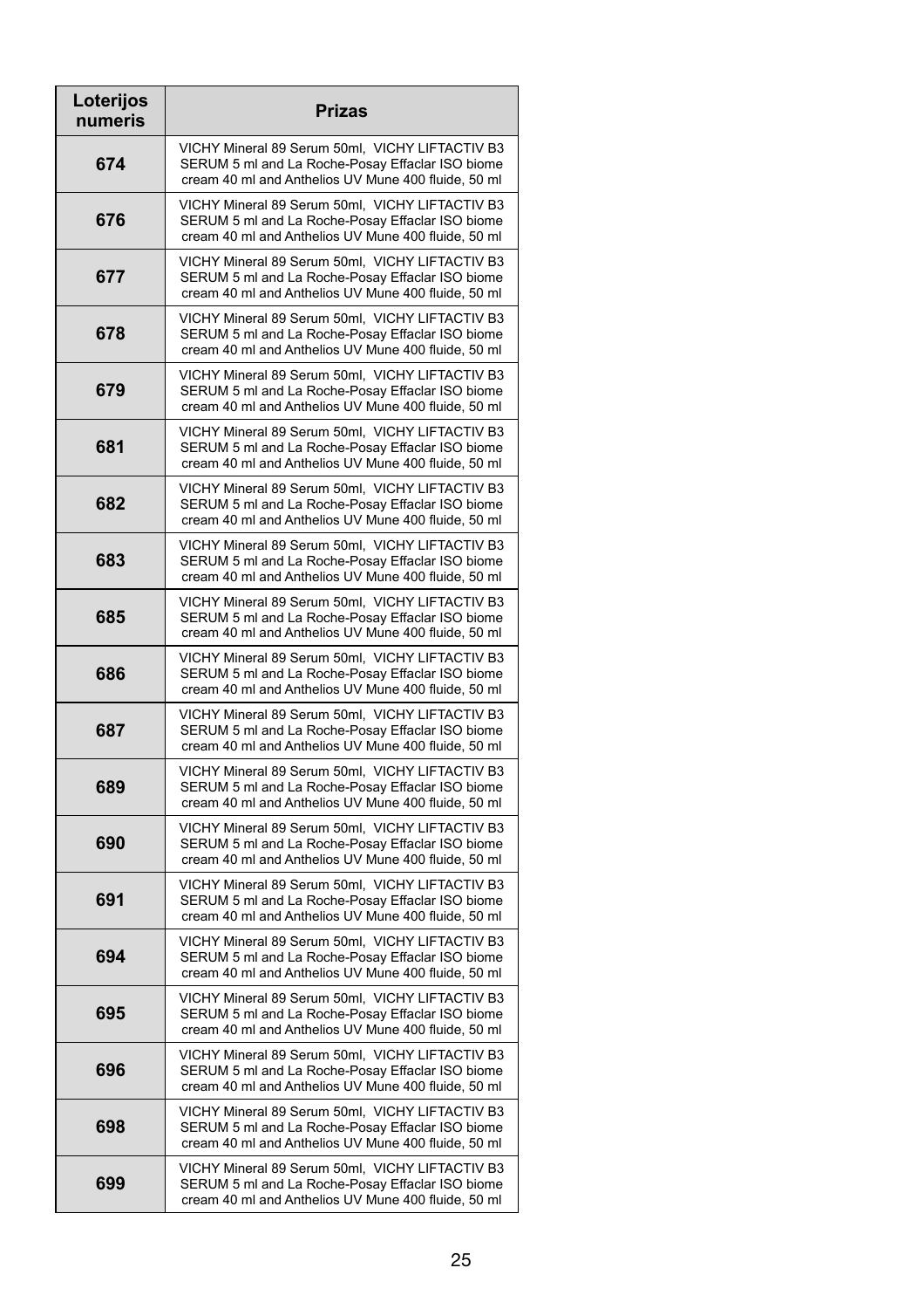| Loterijos numeris | Prizas |
|---|---|
| 674 | VICHY Mineral 89 Serum 50ml, VICHY LIFTACTIV B3 SERUM 5 ml and La Roche-Posay Effaclar ISO biome cream 40 ml and Anthelios UV Mune 400 fluide, 50 ml |
| 676 | VICHY Mineral 89 Serum 50ml, VICHY LIFTACTIV B3 SERUM 5 ml and La Roche-Posay Effaclar ISO biome cream 40 ml and Anthelios UV Mune 400 fluide, 50 ml |
| 677 | VICHY Mineral 89 Serum 50ml, VICHY LIFTACTIV B3 SERUM 5 ml and La Roche-Posay Effaclar ISO biome cream 40 ml and Anthelios UV Mune 400 fluide, 50 ml |
| 678 | VICHY Mineral 89 Serum 50ml, VICHY LIFTACTIV B3 SERUM 5 ml and La Roche-Posay Effaclar ISO biome cream 40 ml and Anthelios UV Mune 400 fluide, 50 ml |
| 679 | VICHY Mineral 89 Serum 50ml, VICHY LIFTACTIV B3 SERUM 5 ml and La Roche-Posay Effaclar ISO biome cream 40 ml and Anthelios UV Mune 400 fluide, 50 ml |
| 681 | VICHY Mineral 89 Serum 50ml, VICHY LIFTACTIV B3 SERUM 5 ml and La Roche-Posay Effaclar ISO biome cream 40 ml and Anthelios UV Mune 400 fluide, 50 ml |
| 682 | VICHY Mineral 89 Serum 50ml, VICHY LIFTACTIV B3 SERUM 5 ml and La Roche-Posay Effaclar ISO biome cream 40 ml and Anthelios UV Mune 400 fluide, 50 ml |
| 683 | VICHY Mineral 89 Serum 50ml, VICHY LIFTACTIV B3 SERUM 5 ml and La Roche-Posay Effaclar ISO biome cream 40 ml and Anthelios UV Mune 400 fluide, 50 ml |
| 685 | VICHY Mineral 89 Serum 50ml, VICHY LIFTACTIV B3 SERUM 5 ml and La Roche-Posay Effaclar ISO biome cream 40 ml and Anthelios UV Mune 400 fluide, 50 ml |
| 686 | VICHY Mineral 89 Serum 50ml, VICHY LIFTACTIV B3 SERUM 5 ml and La Roche-Posay Effaclar ISO biome cream 40 ml and Anthelios UV Mune 400 fluide, 50 ml |
| 687 | VICHY Mineral 89 Serum 50ml, VICHY LIFTACTIV B3 SERUM 5 ml and La Roche-Posay Effaclar ISO biome cream 40 ml and Anthelios UV Mune 400 fluide, 50 ml |
| 689 | VICHY Mineral 89 Serum 50ml, VICHY LIFTACTIV B3 SERUM 5 ml and La Roche-Posay Effaclar ISO biome cream 40 ml and Anthelios UV Mune 400 fluide, 50 ml |
| 690 | VICHY Mineral 89 Serum 50ml, VICHY LIFTACTIV B3 SERUM 5 ml and La Roche-Posay Effaclar ISO biome cream 40 ml and Anthelios UV Mune 400 fluide, 50 ml |
| 691 | VICHY Mineral 89 Serum 50ml, VICHY LIFTACTIV B3 SERUM 5 ml and La Roche-Posay Effaclar ISO biome cream 40 ml and Anthelios UV Mune 400 fluide, 50 ml |
| 694 | VICHY Mineral 89 Serum 50ml, VICHY LIFTACTIV B3 SERUM 5 ml and La Roche-Posay Effaclar ISO biome cream 40 ml and Anthelios UV Mune 400 fluide, 50 ml |
| 695 | VICHY Mineral 89 Serum 50ml, VICHY LIFTACTIV B3 SERUM 5 ml and La Roche-Posay Effaclar ISO biome cream 40 ml and Anthelios UV Mune 400 fluide, 50 ml |
| 696 | VICHY Mineral 89 Serum 50ml, VICHY LIFTACTIV B3 SERUM 5 ml and La Roche-Posay Effaclar ISO biome cream 40 ml and Anthelios UV Mune 400 fluide, 50 ml |
| 698 | VICHY Mineral 89 Serum 50ml, VICHY LIFTACTIV B3 SERUM 5 ml and La Roche-Posay Effaclar ISO biome cream 40 ml and Anthelios UV Mune 400 fluide, 50 ml |
| 699 | VICHY Mineral 89 Serum 50ml, VICHY LIFTACTIV B3 SERUM 5 ml and La Roche-Posay Effaclar ISO biome cream 40 ml and Anthelios UV Mune 400 fluide, 50 ml |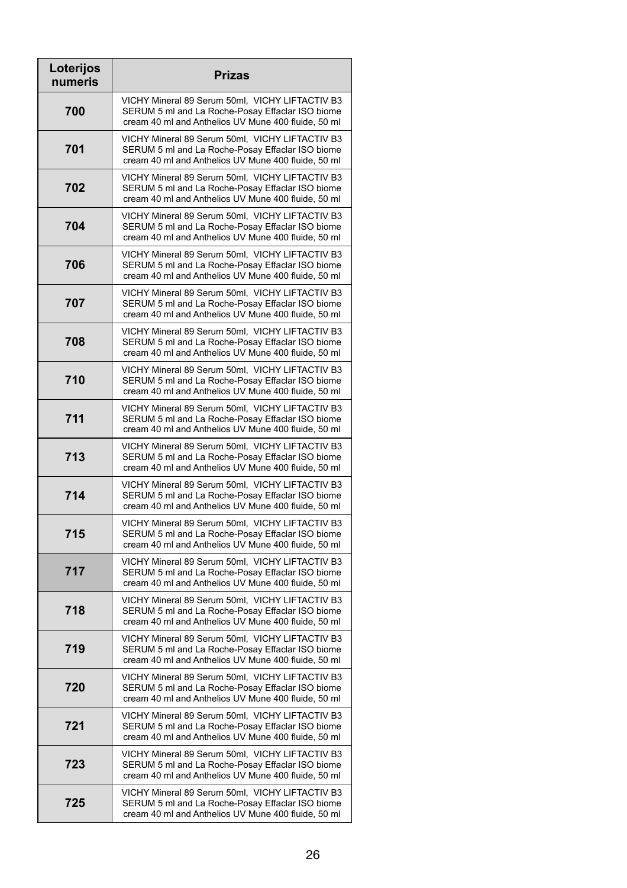| Loterijos numeris | Prizas |
|---|---|
| 700 | VICHY Mineral 89 Serum 50ml, VICHY LIFTACTIV B3 SERUM 5 ml and La Roche-Posay Effaclar ISO biome cream 40 ml and Anthelios UV Mune 400 fluide, 50 ml |
| 701 | VICHY Mineral 89 Serum 50ml, VICHY LIFTACTIV B3 SERUM 5 ml and La Roche-Posay Effaclar ISO biome cream 40 ml and Anthelios UV Mune 400 fluide, 50 ml |
| 702 | VICHY Mineral 89 Serum 50ml, VICHY LIFTACTIV B3 SERUM 5 ml and La Roche-Posay Effaclar ISO biome cream 40 ml and Anthelios UV Mune 400 fluide, 50 ml |
| 704 | VICHY Mineral 89 Serum 50ml, VICHY LIFTACTIV B3 SERUM 5 ml and La Roche-Posay Effaclar ISO biome cream 40 ml and Anthelios UV Mune 400 fluide, 50 ml |
| 706 | VICHY Mineral 89 Serum 50ml, VICHY LIFTACTIV B3 SERUM 5 ml and La Roche-Posay Effaclar ISO biome cream 40 ml and Anthelios UV Mune 400 fluide, 50 ml |
| 707 | VICHY Mineral 89 Serum 50ml, VICHY LIFTACTIV B3 SERUM 5 ml and La Roche-Posay Effaclar ISO biome cream 40 ml and Anthelios UV Mune 400 fluide, 50 ml |
| 708 | VICHY Mineral 89 Serum 50ml, VICHY LIFTACTIV B3 SERUM 5 ml and La Roche-Posay Effaclar ISO biome cream 40 ml and Anthelios UV Mune 400 fluide, 50 ml |
| 710 | VICHY Mineral 89 Serum 50ml, VICHY LIFTACTIV B3 SERUM 5 ml and La Roche-Posay Effaclar ISO biome cream 40 ml and Anthelios UV Mune 400 fluide, 50 ml |
| 711 | VICHY Mineral 89 Serum 50ml, VICHY LIFTACTIV B3 SERUM 5 ml and La Roche-Posay Effaclar ISO biome cream 40 ml and Anthelios UV Mune 400 fluide, 50 ml |
| 713 | VICHY Mineral 89 Serum 50ml, VICHY LIFTACTIV B3 SERUM 5 ml and La Roche-Posay Effaclar ISO biome cream 40 ml and Anthelios UV Mune 400 fluide, 50 ml |
| 714 | VICHY Mineral 89 Serum 50ml, VICHY LIFTACTIV B3 SERUM 5 ml and La Roche-Posay Effaclar ISO biome cream 40 ml and Anthelios UV Mune 400 fluide, 50 ml |
| 715 | VICHY Mineral 89 Serum 50ml, VICHY LIFTACTIV B3 SERUM 5 ml and La Roche-Posay Effaclar ISO biome cream 40 ml and Anthelios UV Mune 400 fluide, 50 ml |
| 717 | VICHY Mineral 89 Serum 50ml, VICHY LIFTACTIV B3 SERUM 5 ml and La Roche-Posay Effaclar ISO biome cream 40 ml and Anthelios UV Mune 400 fluide, 50 ml |
| 718 | VICHY Mineral 89 Serum 50ml, VICHY LIFTACTIV B3 SERUM 5 ml and La Roche-Posay Effaclar ISO biome cream 40 ml and Anthelios UV Mune 400 fluide, 50 ml |
| 719 | VICHY Mineral 89 Serum 50ml, VICHY LIFTACTIV B3 SERUM 5 ml and La Roche-Posay Effaclar ISO biome cream 40 ml and Anthelios UV Mune 400 fluide, 50 ml |
| 720 | VICHY Mineral 89 Serum 50ml, VICHY LIFTACTIV B3 SERUM 5 ml and La Roche-Posay Effaclar ISO biome cream 40 ml and Anthelios UV Mune 400 fluide, 50 ml |
| 721 | VICHY Mineral 89 Serum 50ml, VICHY LIFTACTIV B3 SERUM 5 ml and La Roche-Posay Effaclar ISO biome cream 40 ml and Anthelios UV Mune 400 fluide, 50 ml |
| 723 | VICHY Mineral 89 Serum 50ml, VICHY LIFTACTIV B3 SERUM 5 ml and La Roche-Posay Effaclar ISO biome cream 40 ml and Anthelios UV Mune 400 fluide, 50 ml |
| 725 | VICHY Mineral 89 Serum 50ml, VICHY LIFTACTIV B3 SERUM 5 ml and La Roche-Posay Effaclar ISO biome cream 40 ml and Anthelios UV Mune 400 fluide, 50 ml |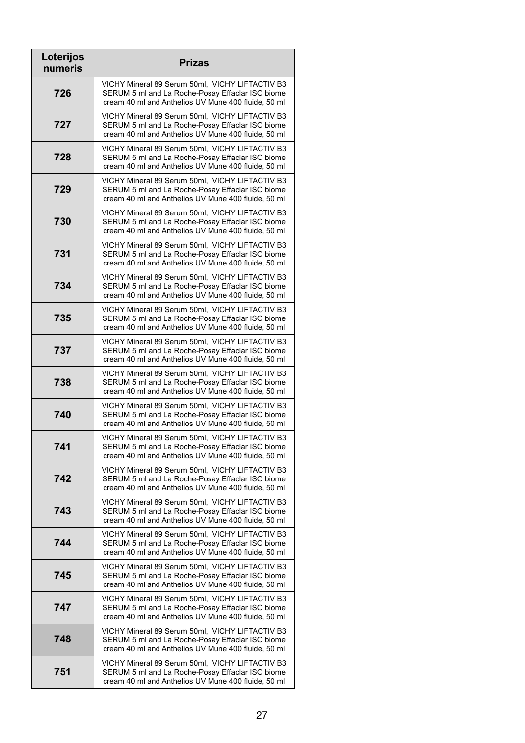| Loterijos numeris | Prizas |
|---|---|
| 726 | VICHY Mineral 89 Serum 50ml,  VICHY LIFTACTIV B3 SERUM 5 ml and La Roche-Posay Effaclar ISO biome cream 40 ml and Anthelios UV Mune 400 fluide, 50 ml |
| 727 | VICHY Mineral 89 Serum 50ml,  VICHY LIFTACTIV B3 SERUM 5 ml and La Roche-Posay Effaclar ISO biome cream 40 ml and Anthelios UV Mune 400 fluide, 50 ml |
| 728 | VICHY Mineral 89 Serum 50ml,  VICHY LIFTACTIV B3 SERUM 5 ml and La Roche-Posay Effaclar ISO biome cream 40 ml and Anthelios UV Mune 400 fluide, 50 ml |
| 729 | VICHY Mineral 89 Serum 50ml,  VICHY LIFTACTIV B3 SERUM 5 ml and La Roche-Posay Effaclar ISO biome cream 40 ml and Anthelios UV Mune 400 fluide, 50 ml |
| 730 | VICHY Mineral 89 Serum 50ml,  VICHY LIFTACTIV B3 SERUM 5 ml and La Roche-Posay Effaclar ISO biome cream 40 ml and Anthelios UV Mune 400 fluide, 50 ml |
| 731 | VICHY Mineral 89 Serum 50ml,  VICHY LIFTACTIV B3 SERUM 5 ml and La Roche-Posay Effaclar ISO biome cream 40 ml and Anthelios UV Mune 400 fluide, 50 ml |
| 734 | VICHY Mineral 89 Serum 50ml,  VICHY LIFTACTIV B3 SERUM 5 ml and La Roche-Posay Effaclar ISO biome cream 40 ml and Anthelios UV Mune 400 fluide, 50 ml |
| 735 | VICHY Mineral 89 Serum 50ml,  VICHY LIFTACTIV B3 SERUM 5 ml and La Roche-Posay Effaclar ISO biome cream 40 ml and Anthelios UV Mune 400 fluide, 50 ml |
| 737 | VICHY Mineral 89 Serum 50ml,  VICHY LIFTACTIV B3 SERUM 5 ml and La Roche-Posay Effaclar ISO biome cream 40 ml and Anthelios UV Mune 400 fluide, 50 ml |
| 738 | VICHY Mineral 89 Serum 50ml,  VICHY LIFTACTIV B3 SERUM 5 ml and La Roche-Posay Effaclar ISO biome cream 40 ml and Anthelios UV Mune 400 fluide, 50 ml |
| 740 | VICHY Mineral 89 Serum 50ml,  VICHY LIFTACTIV B3 SERUM 5 ml and La Roche-Posay Effaclar ISO biome cream 40 ml and Anthelios UV Mune 400 fluide, 50 ml |
| 741 | VICHY Mineral 89 Serum 50ml,  VICHY LIFTACTIV B3 SERUM 5 ml and La Roche-Posay Effaclar ISO biome cream 40 ml and Anthelios UV Mune 400 fluide, 50 ml |
| 742 | VICHY Mineral 89 Serum 50ml,  VICHY LIFTACTIV B3 SERUM 5 ml and La Roche-Posay Effaclar ISO biome cream 40 ml and Anthelios UV Mune 400 fluide, 50 ml |
| 743 | VICHY Mineral 89 Serum 50ml,  VICHY LIFTACTIV B3 SERUM 5 ml and La Roche-Posay Effaclar ISO biome cream 40 ml and Anthelios UV Mune 400 fluide, 50 ml |
| 744 | VICHY Mineral 89 Serum 50ml,  VICHY LIFTACTIV B3 SERUM 5 ml and La Roche-Posay Effaclar ISO biome cream 40 ml and Anthelios UV Mune 400 fluide, 50 ml |
| 745 | VICHY Mineral 89 Serum 50ml,  VICHY LIFTACTIV B3 SERUM 5 ml and La Roche-Posay Effaclar ISO biome cream 40 ml and Anthelios UV Mune 400 fluide, 50 ml |
| 747 | VICHY Mineral 89 Serum 50ml,  VICHY LIFTACTIV B3 SERUM 5 ml and La Roche-Posay Effaclar ISO biome cream 40 ml and Anthelios UV Mune 400 fluide, 50 ml |
| 748 | VICHY Mineral 89 Serum 50ml,  VICHY LIFTACTIV B3 SERUM 5 ml and La Roche-Posay Effaclar ISO biome cream 40 ml and Anthelios UV Mune 400 fluide, 50 ml |
| 751 | VICHY Mineral 89 Serum 50ml,  VICHY LIFTACTIV B3 SERUM 5 ml and La Roche-Posay Effaclar ISO biome cream 40 ml and Anthelios UV Mune 400 fluide, 50 ml |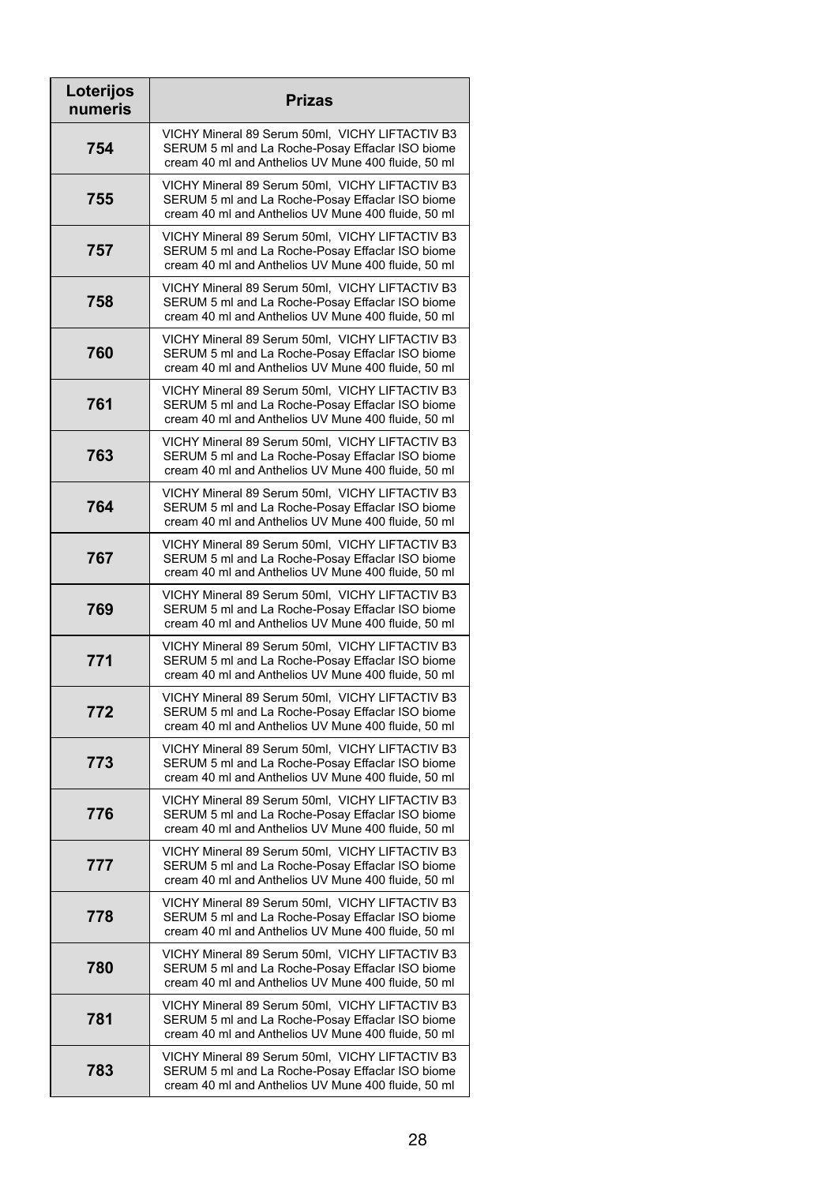| Loterijos numeris | Prizas |
|---|---|
| 754 | VICHY Mineral 89 Serum 50ml, VICHY LIFTACTIV B3 SERUM 5 ml and La Roche-Posay Effaclar ISO biome cream 40 ml and Anthelios UV Mune 400 fluide, 50 ml |
| 755 | VICHY Mineral 89 Serum 50ml, VICHY LIFTACTIV B3 SERUM 5 ml and La Roche-Posay Effaclar ISO biome cream 40 ml and Anthelios UV Mune 400 fluide, 50 ml |
| 757 | VICHY Mineral 89 Serum 50ml, VICHY LIFTACTIV B3 SERUM 5 ml and La Roche-Posay Effaclar ISO biome cream 40 ml and Anthelios UV Mune 400 fluide, 50 ml |
| 758 | VICHY Mineral 89 Serum 50ml, VICHY LIFTACTIV B3 SERUM 5 ml and La Roche-Posay Effaclar ISO biome cream 40 ml and Anthelios UV Mune 400 fluide, 50 ml |
| 760 | VICHY Mineral 89 Serum 50ml, VICHY LIFTACTIV B3 SERUM 5 ml and La Roche-Posay Effaclar ISO biome cream 40 ml and Anthelios UV Mune 400 fluide, 50 ml |
| 761 | VICHY Mineral 89 Serum 50ml, VICHY LIFTACTIV B3 SERUM 5 ml and La Roche-Posay Effaclar ISO biome cream 40 ml and Anthelios UV Mune 400 fluide, 50 ml |
| 763 | VICHY Mineral 89 Serum 50ml, VICHY LIFTACTIV B3 SERUM 5 ml and La Roche-Posay Effaclar ISO biome cream 40 ml and Anthelios UV Mune 400 fluide, 50 ml |
| 764 | VICHY Mineral 89 Serum 50ml, VICHY LIFTACTIV B3 SERUM 5 ml and La Roche-Posay Effaclar ISO biome cream 40 ml and Anthelios UV Mune 400 fluide, 50 ml |
| 767 | VICHY Mineral 89 Serum 50ml, VICHY LIFTACTIV B3 SERUM 5 ml and La Roche-Posay Effaclar ISO biome cream 40 ml and Anthelios UV Mune 400 fluide, 50 ml |
| 769 | VICHY Mineral 89 Serum 50ml, VICHY LIFTACTIV B3 SERUM 5 ml and La Roche-Posay Effaclar ISO biome cream 40 ml and Anthelios UV Mune 400 fluide, 50 ml |
| 771 | VICHY Mineral 89 Serum 50ml, VICHY LIFTACTIV B3 SERUM 5 ml and La Roche-Posay Effaclar ISO biome cream 40 ml and Anthelios UV Mune 400 fluide, 50 ml |
| 772 | VICHY Mineral 89 Serum 50ml, VICHY LIFTACTIV B3 SERUM 5 ml and La Roche-Posay Effaclar ISO biome cream 40 ml and Anthelios UV Mune 400 fluide, 50 ml |
| 773 | VICHY Mineral 89 Serum 50ml, VICHY LIFTACTIV B3 SERUM 5 ml and La Roche-Posay Effaclar ISO biome cream 40 ml and Anthelios UV Mune 400 fluide, 50 ml |
| 776 | VICHY Mineral 89 Serum 50ml, VICHY LIFTACTIV B3 SERUM 5 ml and La Roche-Posay Effaclar ISO biome cream 40 ml and Anthelios UV Mune 400 fluide, 50 ml |
| 777 | VICHY Mineral 89 Serum 50ml, VICHY LIFTACTIV B3 SERUM 5 ml and La Roche-Posay Effaclar ISO biome cream 40 ml and Anthelios UV Mune 400 fluide, 50 ml |
| 778 | VICHY Mineral 89 Serum 50ml, VICHY LIFTACTIV B3 SERUM 5 ml and La Roche-Posay Effaclar ISO biome cream 40 ml and Anthelios UV Mune 400 fluide, 50 ml |
| 780 | VICHY Mineral 89 Serum 50ml, VICHY LIFTACTIV B3 SERUM 5 ml and La Roche-Posay Effaclar ISO biome cream 40 ml and Anthelios UV Mune 400 fluide, 50 ml |
| 781 | VICHY Mineral 89 Serum 50ml, VICHY LIFTACTIV B3 SERUM 5 ml and La Roche-Posay Effaclar ISO biome cream 40 ml and Anthelios UV Mune 400 fluide, 50 ml |
| 783 | VICHY Mineral 89 Serum 50ml, VICHY LIFTACTIV B3 SERUM 5 ml and La Roche-Posay Effaclar ISO biome cream 40 ml and Anthelios UV Mune 400 fluide, 50 ml |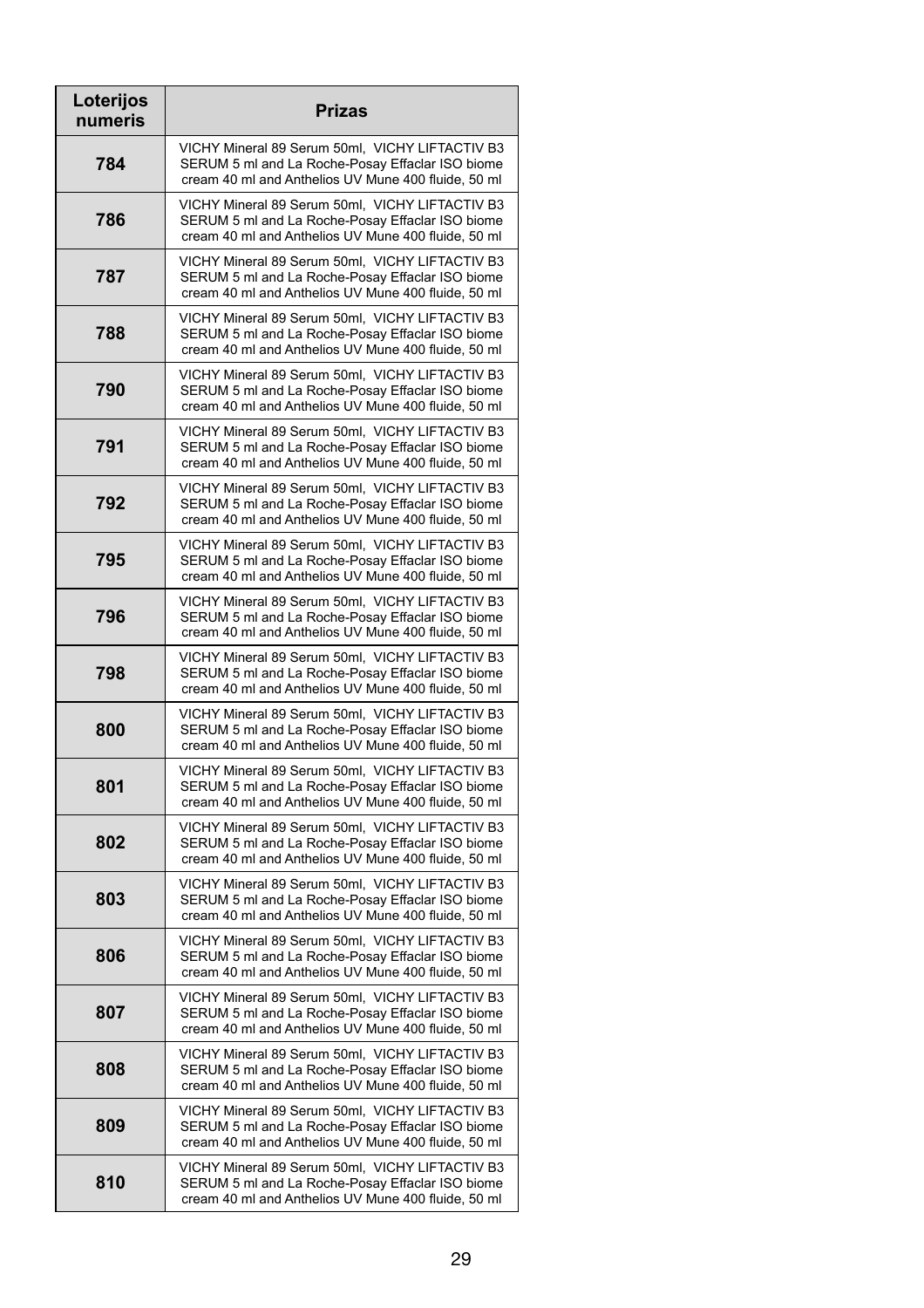| Loterijos numeris | Prizas |
|---|---|
| 784 | VICHY Mineral 89 Serum 50ml, VICHY LIFTACTIV B3 SERUM 5 ml and La Roche-Posay Effaclar ISO biome cream 40 ml and Anthelios UV Mune 400 fluide, 50 ml |
| 786 | VICHY Mineral 89 Serum 50ml, VICHY LIFTACTIV B3 SERUM 5 ml and La Roche-Posay Effaclar ISO biome cream 40 ml and Anthelios UV Mune 400 fluide, 50 ml |
| 787 | VICHY Mineral 89 Serum 50ml, VICHY LIFTACTIV B3 SERUM 5 ml and La Roche-Posay Effaclar ISO biome cream 40 ml and Anthelios UV Mune 400 fluide, 50 ml |
| 788 | VICHY Mineral 89 Serum 50ml, VICHY LIFTACTIV B3 SERUM 5 ml and La Roche-Posay Effaclar ISO biome cream 40 ml and Anthelios UV Mune 400 fluide, 50 ml |
| 790 | VICHY Mineral 89 Serum 50ml, VICHY LIFTACTIV B3 SERUM 5 ml and La Roche-Posay Effaclar ISO biome cream 40 ml and Anthelios UV Mune 400 fluide, 50 ml |
| 791 | VICHY Mineral 89 Serum 50ml, VICHY LIFTACTIV B3 SERUM 5 ml and La Roche-Posay Effaclar ISO biome cream 40 ml and Anthelios UV Mune 400 fluide, 50 ml |
| 792 | VICHY Mineral 89 Serum 50ml, VICHY LIFTACTIV B3 SERUM 5 ml and La Roche-Posay Effaclar ISO biome cream 40 ml and Anthelios UV Mune 400 fluide, 50 ml |
| 795 | VICHY Mineral 89 Serum 50ml, VICHY LIFTACTIV B3 SERUM 5 ml and La Roche-Posay Effaclar ISO biome cream 40 ml and Anthelios UV Mune 400 fluide, 50 ml |
| 796 | VICHY Mineral 89 Serum 50ml, VICHY LIFTACTIV B3 SERUM 5 ml and La Roche-Posay Effaclar ISO biome cream 40 ml and Anthelios UV Mune 400 fluide, 50 ml |
| 798 | VICHY Mineral 89 Serum 50ml, VICHY LIFTACTIV B3 SERUM 5 ml and La Roche-Posay Effaclar ISO biome cream 40 ml and Anthelios UV Mune 400 fluide, 50 ml |
| 800 | VICHY Mineral 89 Serum 50ml, VICHY LIFTACTIV B3 SERUM 5 ml and La Roche-Posay Effaclar ISO biome cream 40 ml and Anthelios UV Mune 400 fluide, 50 ml |
| 801 | VICHY Mineral 89 Serum 50ml, VICHY LIFTACTIV B3 SERUM 5 ml and La Roche-Posay Effaclar ISO biome cream 40 ml and Anthelios UV Mune 400 fluide, 50 ml |
| 802 | VICHY Mineral 89 Serum 50ml, VICHY LIFTACTIV B3 SERUM 5 ml and La Roche-Posay Effaclar ISO biome cream 40 ml and Anthelios UV Mune 400 fluide, 50 ml |
| 803 | VICHY Mineral 89 Serum 50ml, VICHY LIFTACTIV B3 SERUM 5 ml and La Roche-Posay Effaclar ISO biome cream 40 ml and Anthelios UV Mune 400 fluide, 50 ml |
| 806 | VICHY Mineral 89 Serum 50ml, VICHY LIFTACTIV B3 SERUM 5 ml and La Roche-Posay Effaclar ISO biome cream 40 ml and Anthelios UV Mune 400 fluide, 50 ml |
| 807 | VICHY Mineral 89 Serum 50ml, VICHY LIFTACTIV B3 SERUM 5 ml and La Roche-Posay Effaclar ISO biome cream 40 ml and Anthelios UV Mune 400 fluide, 50 ml |
| 808 | VICHY Mineral 89 Serum 50ml, VICHY LIFTACTIV B3 SERUM 5 ml and La Roche-Posay Effaclar ISO biome cream 40 ml and Anthelios UV Mune 400 fluide, 50 ml |
| 809 | VICHY Mineral 89 Serum 50ml, VICHY LIFTACTIV B3 SERUM 5 ml and La Roche-Posay Effaclar ISO biome cream 40 ml and Anthelios UV Mune 400 fluide, 50 ml |
| 810 | VICHY Mineral 89 Serum 50ml, VICHY LIFTACTIV B3 SERUM 5 ml and La Roche-Posay Effaclar ISO biome cream 40 ml and Anthelios UV Mune 400 fluide, 50 ml |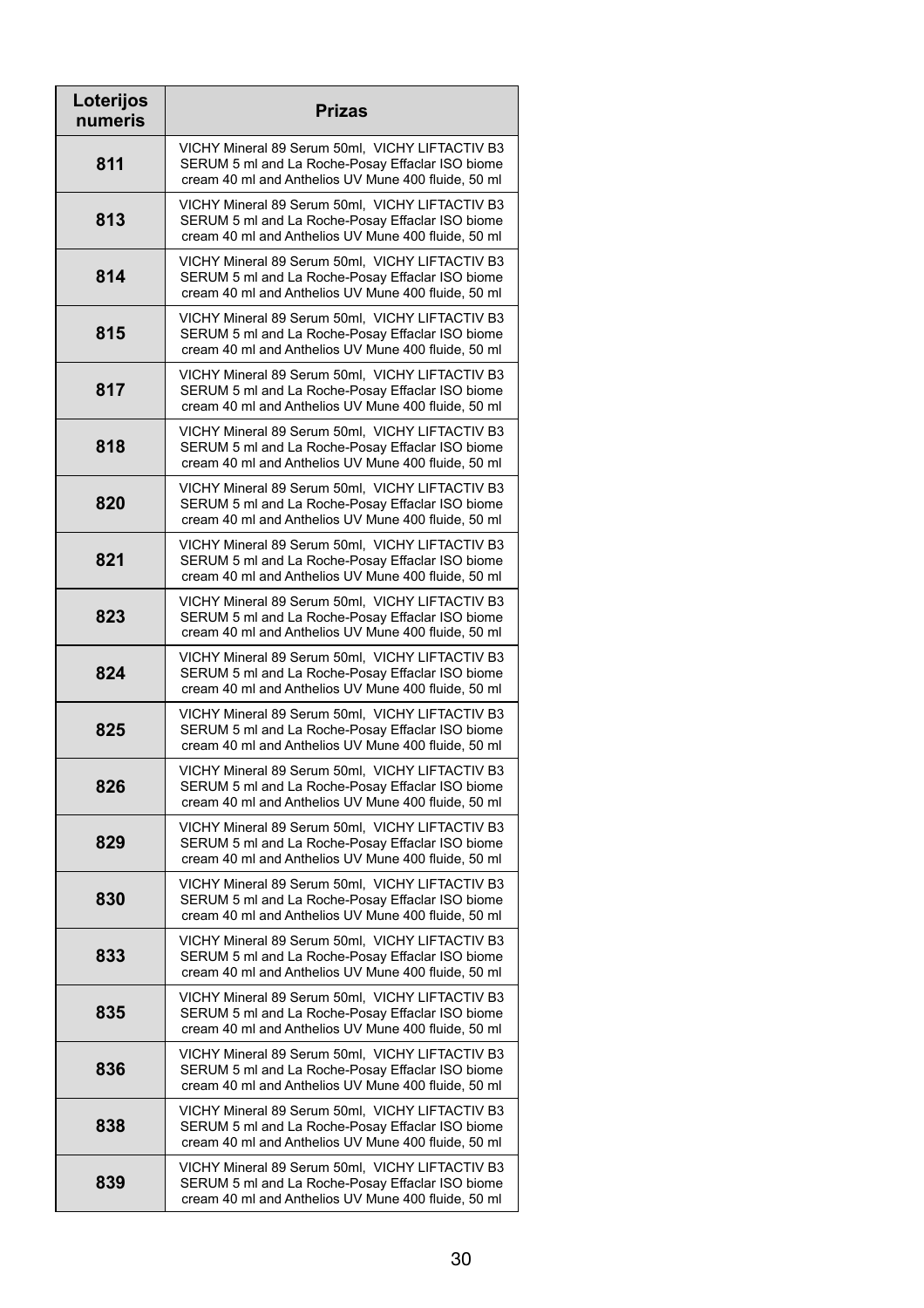| Loterijos numeris | Prizas |
|---|---|
| 811 | VICHY Mineral 89 Serum 50ml, VICHY LIFTACTIV B3 SERUM 5 ml and La Roche-Posay Effaclar ISO biome cream 40 ml and Anthelios UV Mune 400 fluide, 50 ml |
| 813 | VICHY Mineral 89 Serum 50ml, VICHY LIFTACTIV B3 SERUM 5 ml and La Roche-Posay Effaclar ISO biome cream 40 ml and Anthelios UV Mune 400 fluide, 50 ml |
| 814 | VICHY Mineral 89 Serum 50ml, VICHY LIFTACTIV B3 SERUM 5 ml and La Roche-Posay Effaclar ISO biome cream 40 ml and Anthelios UV Mune 400 fluide, 50 ml |
| 815 | VICHY Mineral 89 Serum 50ml, VICHY LIFTACTIV B3 SERUM 5 ml and La Roche-Posay Effaclar ISO biome cream 40 ml and Anthelios UV Mune 400 fluide, 50 ml |
| 817 | VICHY Mineral 89 Serum 50ml, VICHY LIFTACTIV B3 SERUM 5 ml and La Roche-Posay Effaclar ISO biome cream 40 ml and Anthelios UV Mune 400 fluide, 50 ml |
| 818 | VICHY Mineral 89 Serum 50ml, VICHY LIFTACTIV B3 SERUM 5 ml and La Roche-Posay Effaclar ISO biome cream 40 ml and Anthelios UV Mune 400 fluide, 50 ml |
| 820 | VICHY Mineral 89 Serum 50ml, VICHY LIFTACTIV B3 SERUM 5 ml and La Roche-Posay Effaclar ISO biome cream 40 ml and Anthelios UV Mune 400 fluide, 50 ml |
| 821 | VICHY Mineral 89 Serum 50ml, VICHY LIFTACTIV B3 SERUM 5 ml and La Roche-Posay Effaclar ISO biome cream 40 ml and Anthelios UV Mune 400 fluide, 50 ml |
| 823 | VICHY Mineral 89 Serum 50ml, VICHY LIFTACTIV B3 SERUM 5 ml and La Roche-Posay Effaclar ISO biome cream 40 ml and Anthelios UV Mune 400 fluide, 50 ml |
| 824 | VICHY Mineral 89 Serum 50ml, VICHY LIFTACTIV B3 SERUM 5 ml and La Roche-Posay Effaclar ISO biome cream 40 ml and Anthelios UV Mune 400 fluide, 50 ml |
| 825 | VICHY Mineral 89 Serum 50ml, VICHY LIFTACTIV B3 SERUM 5 ml and La Roche-Posay Effaclar ISO biome cream 40 ml and Anthelios UV Mune 400 fluide, 50 ml |
| 826 | VICHY Mineral 89 Serum 50ml, VICHY LIFTACTIV B3 SERUM 5 ml and La Roche-Posay Effaclar ISO biome cream 40 ml and Anthelios UV Mune 400 fluide, 50 ml |
| 829 | VICHY Mineral 89 Serum 50ml, VICHY LIFTACTIV B3 SERUM 5 ml and La Roche-Posay Effaclar ISO biome cream 40 ml and Anthelios UV Mune 400 fluide, 50 ml |
| 830 | VICHY Mineral 89 Serum 50ml, VICHY LIFTACTIV B3 SERUM 5 ml and La Roche-Posay Effaclar ISO biome cream 40 ml and Anthelios UV Mune 400 fluide, 50 ml |
| 833 | VICHY Mineral 89 Serum 50ml, VICHY LIFTACTIV B3 SERUM 5 ml and La Roche-Posay Effaclar ISO biome cream 40 ml and Anthelios UV Mune 400 fluide, 50 ml |
| 835 | VICHY Mineral 89 Serum 50ml, VICHY LIFTACTIV B3 SERUM 5 ml and La Roche-Posay Effaclar ISO biome cream 40 ml and Anthelios UV Mune 400 fluide, 50 ml |
| 836 | VICHY Mineral 89 Serum 50ml, VICHY LIFTACTIV B3 SERUM 5 ml and La Roche-Posay Effaclar ISO biome cream 40 ml and Anthelios UV Mune 400 fluide, 50 ml |
| 838 | VICHY Mineral 89 Serum 50ml, VICHY LIFTACTIV B3 SERUM 5 ml and La Roche-Posay Effaclar ISO biome cream 40 ml and Anthelios UV Mune 400 fluide, 50 ml |
| 839 | VICHY Mineral 89 Serum 50ml, VICHY LIFTACTIV B3 SERUM 5 ml and La Roche-Posay Effaclar ISO biome cream 40 ml and Anthelios UV Mune 400 fluide, 50 ml |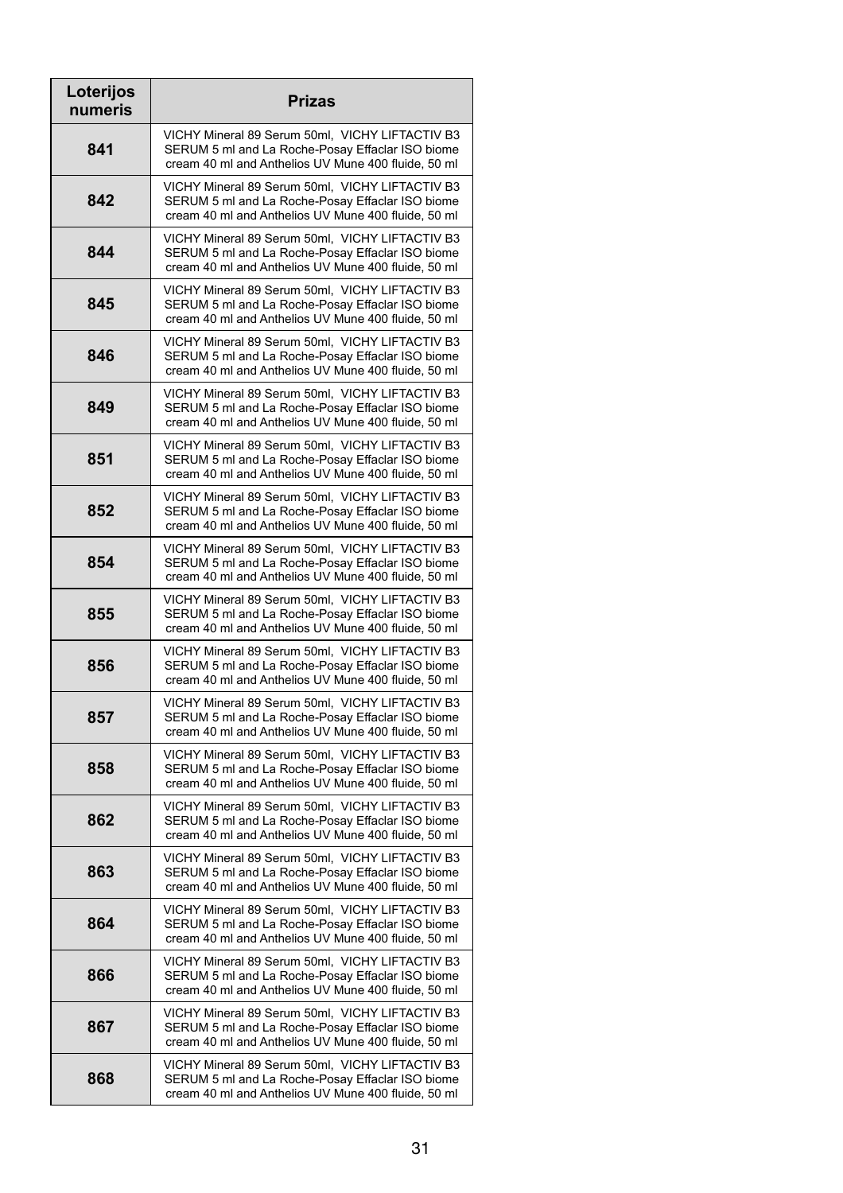| Loterijos numeris | Prizas |
|---|---|
| 841 | VICHY Mineral 89 Serum 50ml,  VICHY LIFTACTIV B3 SERUM 5 ml and La Roche-Posay Effaclar ISO biome cream 40 ml and Anthelios UV Mune 400 fluide, 50 ml |
| 842 | VICHY Mineral 89 Serum 50ml,  VICHY LIFTACTIV B3 SERUM 5 ml and La Roche-Posay Effaclar ISO biome cream 40 ml and Anthelios UV Mune 400 fluide, 50 ml |
| 844 | VICHY Mineral 89 Serum 50ml,  VICHY LIFTACTIV B3 SERUM 5 ml and La Roche-Posay Effaclar ISO biome cream 40 ml and Anthelios UV Mune 400 fluide, 50 ml |
| 845 | VICHY Mineral 89 Serum 50ml,  VICHY LIFTACTIV B3 SERUM 5 ml and La Roche-Posay Effaclar ISO biome cream 40 ml and Anthelios UV Mune 400 fluide, 50 ml |
| 846 | VICHY Mineral 89 Serum 50ml,  VICHY LIFTACTIV B3 SERUM 5 ml and La Roche-Posay Effaclar ISO biome cream 40 ml and Anthelios UV Mune 400 fluide, 50 ml |
| 849 | VICHY Mineral 89 Serum 50ml,  VICHY LIFTACTIV B3 SERUM 5 ml and La Roche-Posay Effaclar ISO biome cream 40 ml and Anthelios UV Mune 400 fluide, 50 ml |
| 851 | VICHY Mineral 89 Serum 50ml,  VICHY LIFTACTIV B3 SERUM 5 ml and La Roche-Posay Effaclar ISO biome cream 40 ml and Anthelios UV Mune 400 fluide, 50 ml |
| 852 | VICHY Mineral 89 Serum 50ml,  VICHY LIFTACTIV B3 SERUM 5 ml and La Roche-Posay Effaclar ISO biome cream 40 ml and Anthelios UV Mune 400 fluide, 50 ml |
| 854 | VICHY Mineral 89 Serum 50ml,  VICHY LIFTACTIV B3 SERUM 5 ml and La Roche-Posay Effaclar ISO biome cream 40 ml and Anthelios UV Mune 400 fluide, 50 ml |
| 855 | VICHY Mineral 89 Serum 50ml,  VICHY LIFTACTIV B3 SERUM 5 ml and La Roche-Posay Effaclar ISO biome cream 40 ml and Anthelios UV Mune 400 fluide, 50 ml |
| 856 | VICHY Mineral 89 Serum 50ml,  VICHY LIFTACTIV B3 SERUM 5 ml and La Roche-Posay Effaclar ISO biome cream 40 ml and Anthelios UV Mune 400 fluide, 50 ml |
| 857 | VICHY Mineral 89 Serum 50ml,  VICHY LIFTACTIV B3 SERUM 5 ml and La Roche-Posay Effaclar ISO biome cream 40 ml and Anthelios UV Mune 400 fluide, 50 ml |
| 858 | VICHY Mineral 89 Serum 50ml,  VICHY LIFTACTIV B3 SERUM 5 ml and La Roche-Posay Effaclar ISO biome cream 40 ml and Anthelios UV Mune 400 fluide, 50 ml |
| 862 | VICHY Mineral 89 Serum 50ml,  VICHY LIFTACTIV B3 SERUM 5 ml and La Roche-Posay Effaclar ISO biome cream 40 ml and Anthelios UV Mune 400 fluide, 50 ml |
| 863 | VICHY Mineral 89 Serum 50ml,  VICHY LIFTACTIV B3 SERUM 5 ml and La Roche-Posay Effaclar ISO biome cream 40 ml and Anthelios UV Mune 400 fluide, 50 ml |
| 864 | VICHY Mineral 89 Serum 50ml,  VICHY LIFTACTIV B3 SERUM 5 ml and La Roche-Posay Effaclar ISO biome cream 40 ml and Anthelios UV Mune 400 fluide, 50 ml |
| 866 | VICHY Mineral 89 Serum 50ml,  VICHY LIFTACTIV B3 SERUM 5 ml and La Roche-Posay Effaclar ISO biome cream 40 ml and Anthelios UV Mune 400 fluide, 50 ml |
| 867 | VICHY Mineral 89 Serum 50ml,  VICHY LIFTACTIV B3 SERUM 5 ml and La Roche-Posay Effaclar ISO biome cream 40 ml and Anthelios UV Mune 400 fluide, 50 ml |
| 868 | VICHY Mineral 89 Serum 50ml,  VICHY LIFTACTIV B3 SERUM 5 ml and La Roche-Posay Effaclar ISO biome cream 40 ml and Anthelios UV Mune 400 fluide, 50 ml |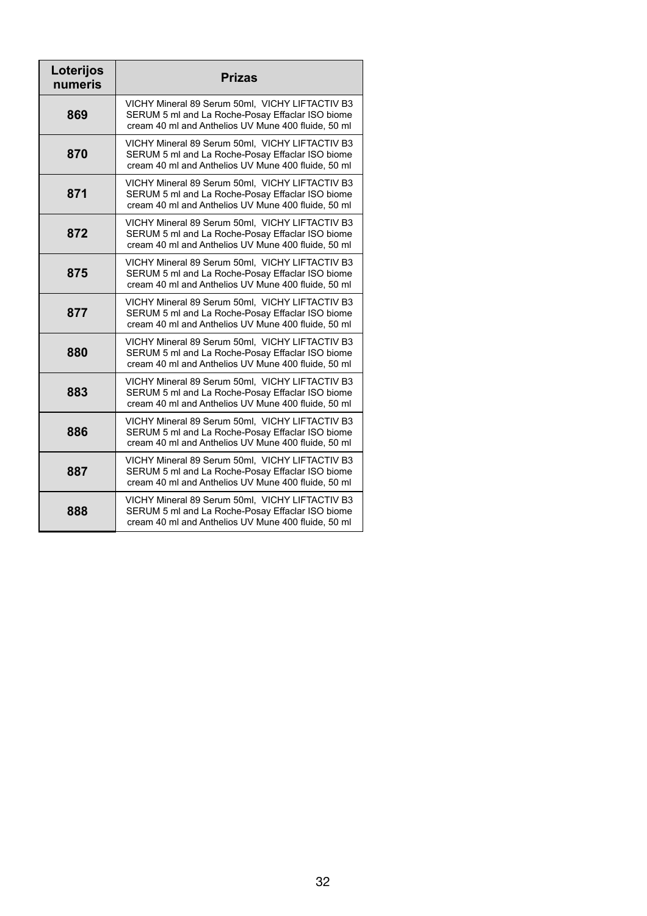| Loterijos numeris | Prizas |
|---|---|
| 869 | VICHY Mineral 89 Serum 50ml, VICHY LIFTACTIV B3 SERUM 5 ml and La Roche-Posay Effaclar ISO biome cream 40 ml and Anthelios UV Mune 400 fluide, 50 ml |
| 870 | VICHY Mineral 89 Serum 50ml, VICHY LIFTACTIV B3 SERUM 5 ml and La Roche-Posay Effaclar ISO biome cream 40 ml and Anthelios UV Mune 400 fluide, 50 ml |
| 871 | VICHY Mineral 89 Serum 50ml, VICHY LIFTACTIV B3 SERUM 5 ml and La Roche-Posay Effaclar ISO biome cream 40 ml and Anthelios UV Mune 400 fluide, 50 ml |
| 872 | VICHY Mineral 89 Serum 50ml, VICHY LIFTACTIV B3 SERUM 5 ml and La Roche-Posay Effaclar ISO biome cream 40 ml and Anthelios UV Mune 400 fluide, 50 ml |
| 875 | VICHY Mineral 89 Serum 50ml, VICHY LIFTACTIV B3 SERUM 5 ml and La Roche-Posay Effaclar ISO biome cream 40 ml and Anthelios UV Mune 400 fluide, 50 ml |
| 877 | VICHY Mineral 89 Serum 50ml, VICHY LIFTACTIV B3 SERUM 5 ml and La Roche-Posay Effaclar ISO biome cream 40 ml and Anthelios UV Mune 400 fluide, 50 ml |
| 880 | VICHY Mineral 89 Serum 50ml, VICHY LIFTACTIV B3 SERUM 5 ml and La Roche-Posay Effaclar ISO biome cream 40 ml and Anthelios UV Mune 400 fluide, 50 ml |
| 883 | VICHY Mineral 89 Serum 50ml, VICHY LIFTACTIV B3 SERUM 5 ml and La Roche-Posay Effaclar ISO biome cream 40 ml and Anthelios UV Mune 400 fluide, 50 ml |
| 886 | VICHY Mineral 89 Serum 50ml, VICHY LIFTACTIV B3 SERUM 5 ml and La Roche-Posay Effaclar ISO biome cream 40 ml and Anthelios UV Mune 400 fluide, 50 ml |
| 887 | VICHY Mineral 89 Serum 50ml, VICHY LIFTACTIV B3 SERUM 5 ml and La Roche-Posay Effaclar ISO biome cream 40 ml and Anthelios UV Mune 400 fluide, 50 ml |
| 888 | VICHY Mineral 89 Serum 50ml, VICHY LIFTACTIV B3 SERUM 5 ml and La Roche-Posay Effaclar ISO biome cream 40 ml and Anthelios UV Mune 400 fluide, 50 ml |